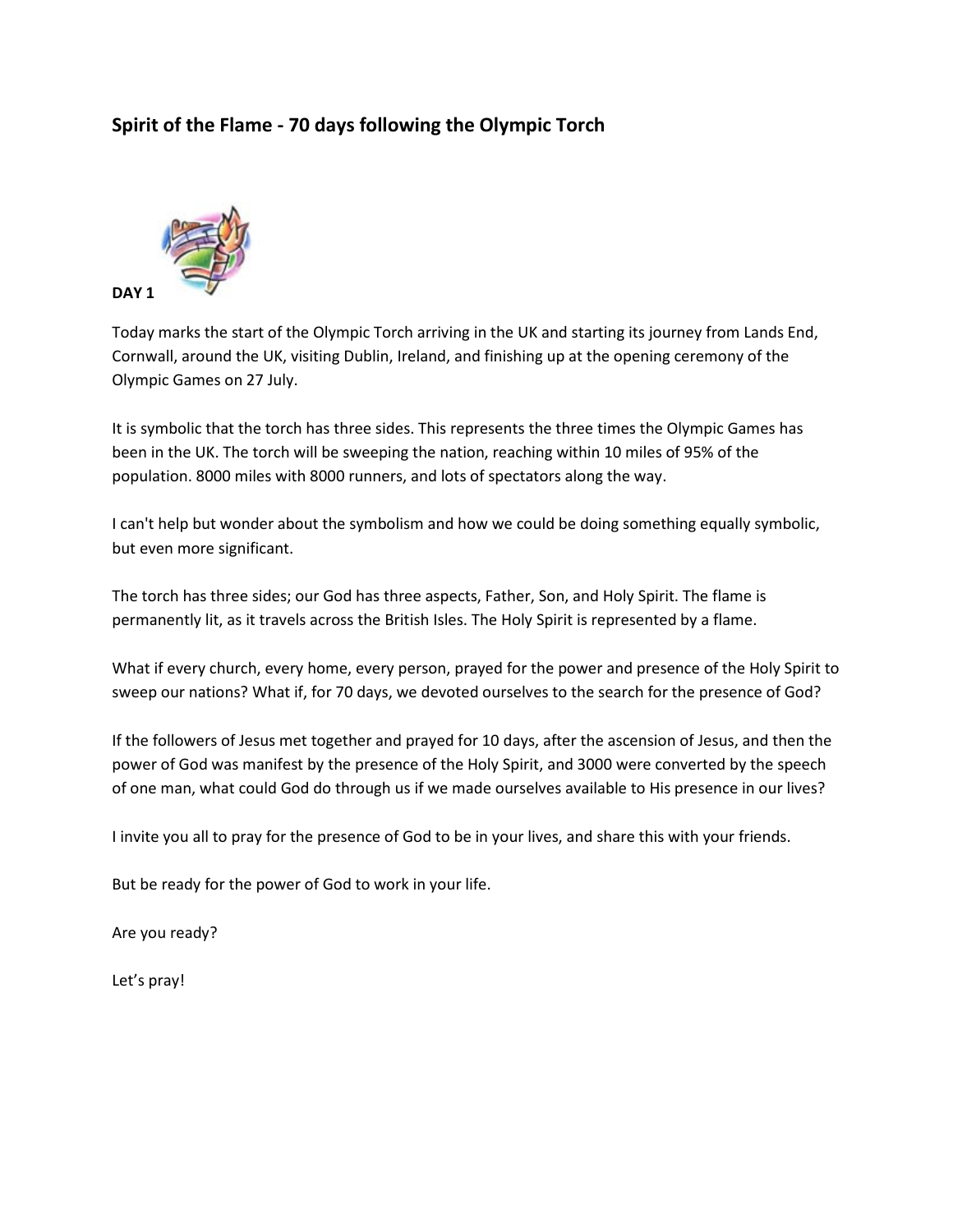## Spirit of the Flame - 70 days following the Olympic Torch

**DAY 1**

Today marks the start of the Olympic Torch arriving in the UK and starting its journey from Lands End, Cornwall, around the UK, visiting Dublin, Ireland, and finishing up at the opening ceremony of the Olympic Games on 27 July.

It is symbolic that the torch has three sides. This represents the three times the Olympic Games has been in the UK. The torch will be sweeping the nation, reaching within 10 miles of 95% of the population. 8000 miles with 8000 runners, and lots of spectators along the way.

I can't help but wonder about the symbolism and how we could be doing something equally symbolic, but even more significant.

The torch has three sides; our God has three aspects, Father, Son, and Holy Spirit. The flame is permanently lit, as it travels across the British Isles. The Holy Spirit is represented by a flame.

What if every church, every home, every person, prayed for the power and presence of the Holy Spirit to sweep our nations? What if, for 70 days, we devoted ourselves to the search for the presence of God?

If the followers of Jesus met together and prayed for 10 days, after the ascension of Jesus, and then the power of God was manifest by the presence of the Holy Spirit, and 3000 were converted by the speech of one man, what could God do through us if we made ourselves available to His presence in our lives?

I invite you all to pray for the presence of God to be in your lives, and share this with your friends.

But be ready for the power of God to work in your life.

Are you ready?

Let's pray!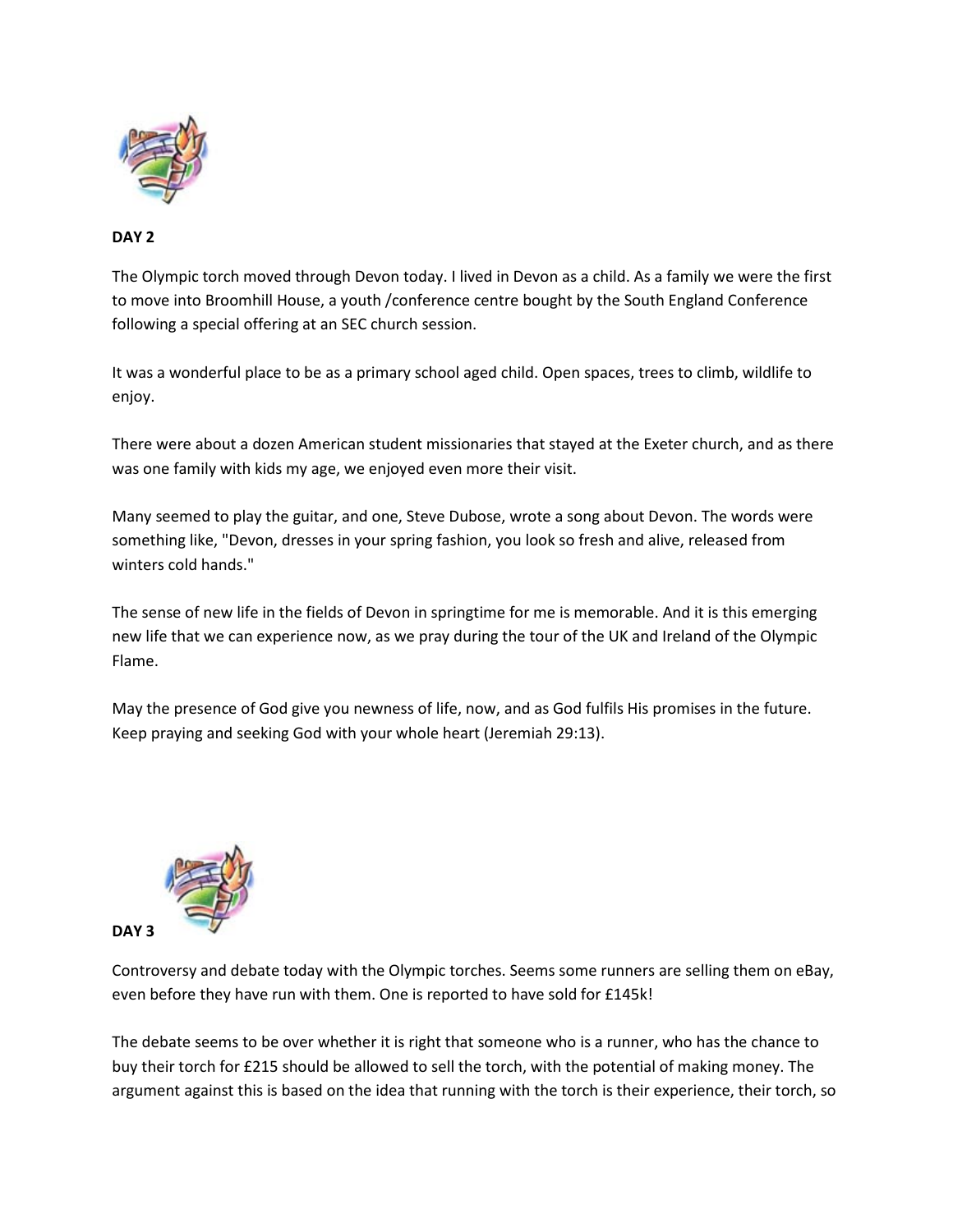**DAY 2**

The Olympic torch moved through Devon today. I lived in Devon as a child. As a family we were the first to move into Broomhill House, a youth /conference centre bought by the South England Conference following a special offering at an SEC church session.

It was a wonderful place to be as a primary school aged child. Open spaces, trees to climb, wildlife to enjoy.

There were about a dozen American student missionaries that stayed at the Exeter church, and as there was one family with kids my age, we enjoyed even more their visit.

Many seemed to play the guitar, and one, Steve Dubose, wrote a song about Devon. The words were something like, "Devon, dresses in your spring fashion, you look so fresh and alive, released from winters cold hands."

The sense of new life in the fields of Devon in springtime for me is memorable. And it is this emerging new life that we can experience now, as we pray during the tour of the UK and Ireland of the Olympic Flame.

May the presence of God give you newness of life, now, and as God fulfils His promises in the future. Keep praying and seeking God with your whole heart (Jeremiah 29:13).

**DAY 3**

Controversy and debate today with the Olympic torches. Seems some runners are selling them on eBay, even before they have run with them. One is reported to have sold for £145k!

The debate seems to be over whether it is right that someone who is a runner, who has the chance to buy their torch for £215 should be allowed to sell the torch, with the potential of making money. The argument against this is based on the idea that running with the torch is their experience, their torch, so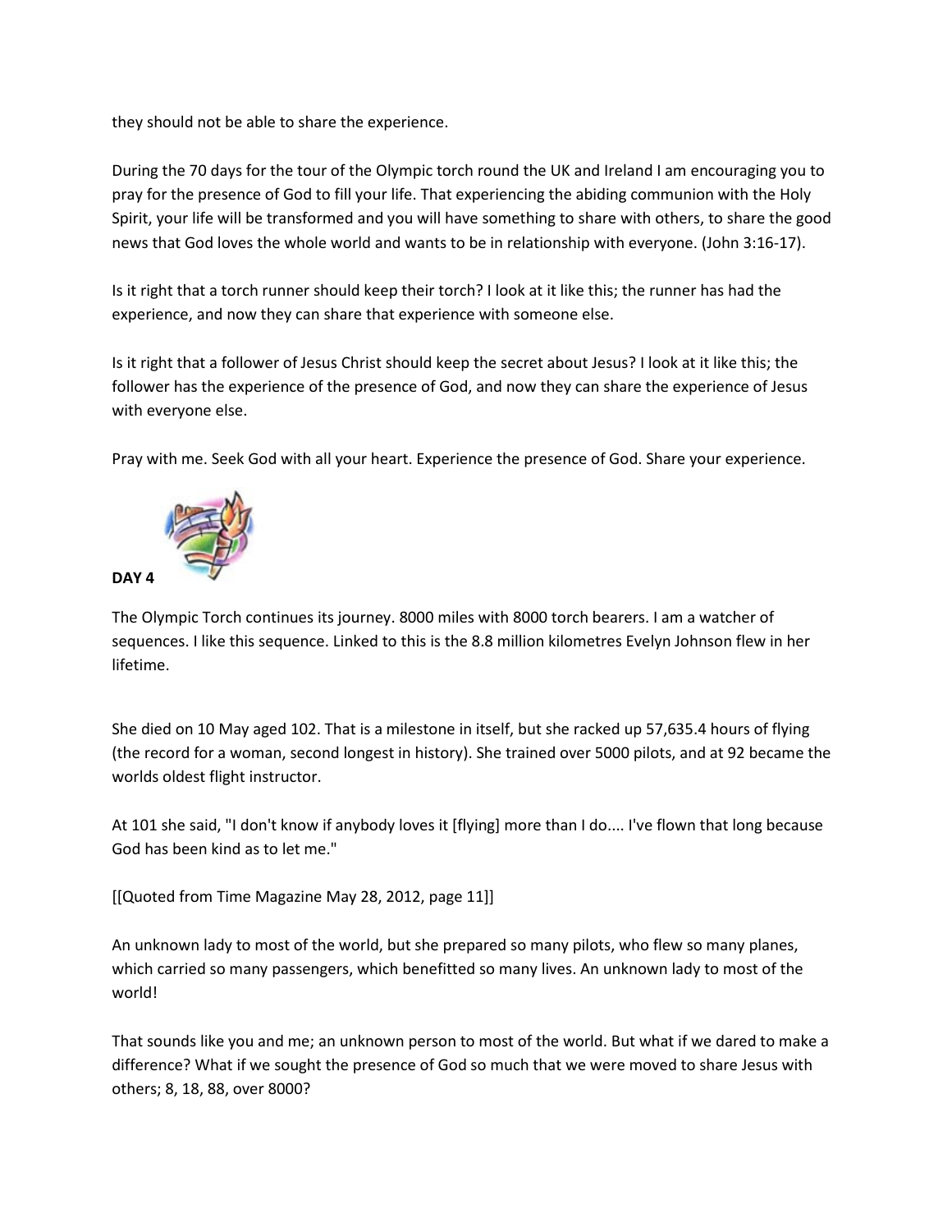they should not be able to share the experience.

During the 70 days for the tour of the Olympic torch round the UK and Ireland I am encouraging you to pray for the presence of God to fill your life. That experiencing the abiding communion with the Holy Spirit, your life will be transformed and you will have something to share with others, to share the good news that God loves the whole world and wants to be in relationship with everyone. (John 3:16-17).

Is it right that a torch runner should keep their torch? I look at it like this; the runner has had the experience, and now they can share that experience with someone else.

Is it right that a follower of Jesus Christ should keep the secret about Jesus? I look at it like this; the follower has the experience of the presence of God, and now they can share the experience of Jesus with everyone else.

Pray with me. Seek God with all your heart. Experience the presence of God. Share your experience.

**DAY 4**

The Olympic Torch continues its journey. 8000 miles with 8000 torch bearers. I am a watcher of sequences. I like this sequence. Linked to this is the 8.8 million kilometres Evelyn Johnson flew in her lifetime.

She died on 10 May aged 102. That is a milestone in itself, but she racked up 57,635.4 hours of flying (the record for a woman, second longest in history). She trained over 5000 pilots, and at 92 became the worlds oldest flight instructor.

At 101 she said, "I don't know if anybody loves it [flying] more than I do.... I've flown that long because God has been kind as to let me."

[[Quoted from Time Magazine May 28, 2012, page 11]]

An unknown lady to most of the world, but she prepared so many pilots, who flew so many planes, which carried so many passengers, which benefitted so many lives. An unknown lady to most of the world!

That sounds like you and me; an unknown person to most of the world. But what if we dared to make a difference? What if we sought the presence of God so much that we were moved to share Jesus with others; 8, 18, 88, over 8000?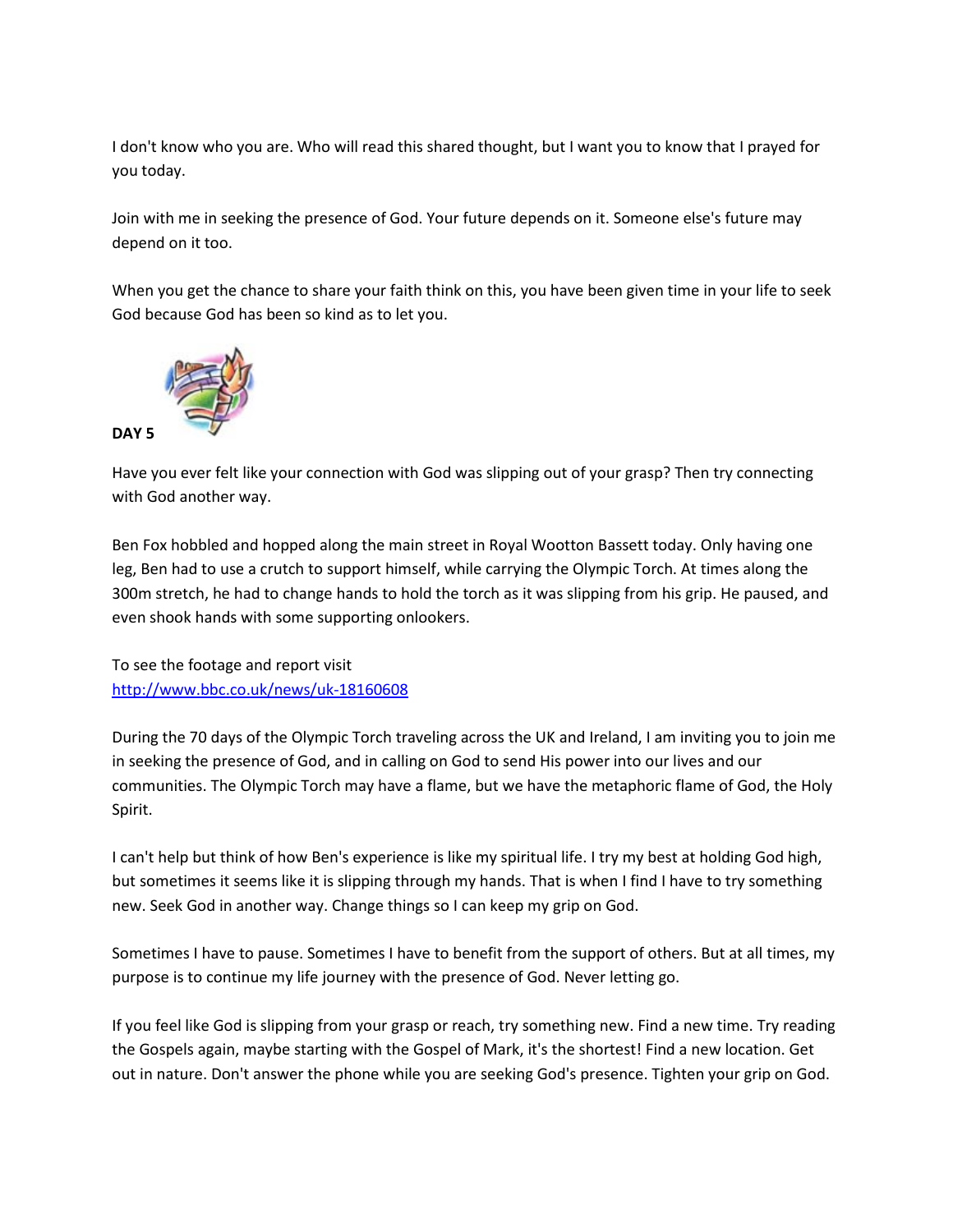I don't know who you are. Who will read this shared thought, but I want you to know that I prayed for you today.

Join with me in seeking the presence of God. Your future depends on it. Someone else's future may depend on it too.

When you get the chance to share your faith think on this, you have been given time in your life to seek God because God has been so kind as to let you.

**DAY 5**

Have you ever felt like your connection with God was slipping out of your grasp? Then try connecting with God another way.

Ben Fox hobbled and hopped along the main street in Royal Wootton Bassett today. Only having one leg, Ben had to use a crutch to support himself, while carrying the Olympic Torch. At times along the 300m stretch, he had to change hands to hold the torch as it was slipping from his grip. He paused, and even shook hands with some supporting onlookers.

To see the footage and report visit
[http://www.bbc.co.uk/news/uk-18160608](http://www.bbc.co.uk/news/uk-18160608)

During the 70 days of the Olympic Torch traveling across the UK and Ireland, I am inviting you to join me in seeking the presence of God, and in calling on God to send His power into our lives and our communities. The Olympic Torch may have a flame, but we have the metaphoric flame of God, the Holy Spirit.

I can't help but think of how Ben's experience is like my spiritual life. I try my best at holding God high, but sometimes it seems like it is slipping through my hands. That is when I find I have to try something new. Seek God in another way. Change things so I can keep my grip on God.

Sometimes I have to pause. Sometimes I have to benefit from the support of others. But at all times, my purpose is to continue my life journey with the presence of God. Never letting go.

If you feel like God is slipping from your grasp or reach, try something new. Find a new time. Try reading the Gospels again, maybe starting with the Gospel of Mark, it's the shortest! Find a new location. Get out in nature. Don't answer the phone while you are seeking God's presence. Tighten your grip on God.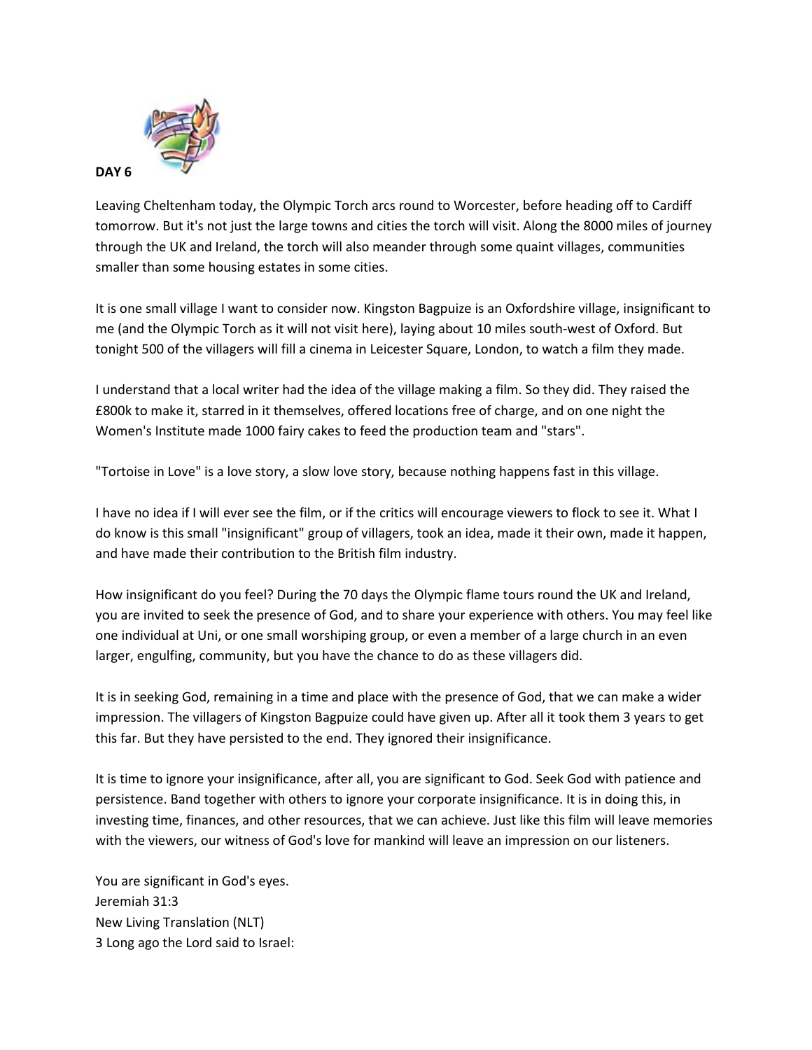**DAY 6**

Leaving Cheltenham today, the Olympic Torch arcs round to Worcester, before heading off to Cardiff tomorrow. But it's not just the large towns and cities the torch will visit. Along the 8000 miles of journey through the UK and Ireland, the torch will also meander through some quaint villages, communities smaller than some housing estates in some cities.

It is one small village I want to consider now. Kingston Bagpuize is an Oxfordshire village, insignificant to me (and the Olympic Torch as it will not visit here), laying about 10 miles south-west of Oxford. But tonight 500 of the villagers will fill a cinema in Leicester Square, London, to watch a film they made.

I understand that a local writer had the idea of the village making a film. So they did. They raised the £800k to make it, starred in it themselves, offered locations free of charge, and on one night the Women's Institute made 1000 fairy cakes to feed the production team and "stars".

"Tortoise in Love" is a love story, a slow love story, because nothing happens fast in this village.

I have no idea if I will ever see the film, or if the critics will encourage viewers to flock to see it. What I do know is this small "insignificant" group of villagers, took an idea, made it their own, made it happen, and have made their contribution to the British film industry.

How insignificant do you feel? During the 70 days the Olympic flame tours round the UK and Ireland, you are invited to seek the presence of God, and to share your experience with others. You may feel like one individual at Uni, or one small worshiping group, or even a member of a large church in an even larger, engulfing, community, but you have the chance to do as these villagers did.

It is in seeking God, remaining in a time and place with the presence of God, that we can make a wider impression. The villagers of Kingston Bagpuize could have given up. After all it took them 3 years to get this far. But they have persisted to the end. They ignored their insignificance.

It is time to ignore your insignificance, after all, you are significant to God. Seek God with patience and persistence. Band together with others to ignore your corporate insignificance. It is in doing this, in investing time, finances, and other resources, that we can achieve. Just like this film will leave memories with the viewers, our witness of God's love for mankind will leave an impression on our listeners.

You are significant in God's eyes.
Jeremiah 31:3
New Living Translation (NLT)
3 Long ago the Lord said to Israel: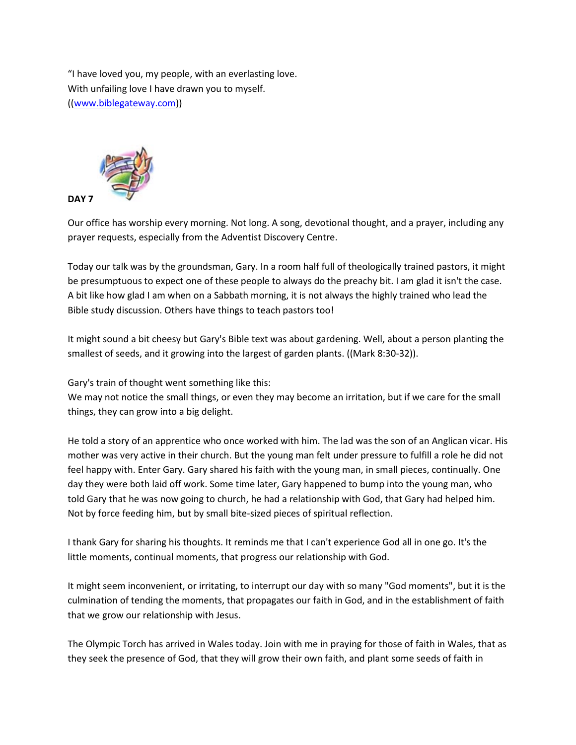"I have loved you, my people, with an everlasting love.
With unfailing love I have drawn you to myself.
((www.biblegateway.com))

**DAY 7**

Our office has worship every morning. Not long. A song, devotional thought, and a prayer, including any prayer requests, especially from the Adventist Discovery Centre.

Today our talk was by the groundsman, Gary. In a room half full of theologically trained pastors, it might be presumptuous to expect one of these people to always do the preachy bit. I am glad it isn't the case. A bit like how glad I am when on a Sabbath morning, it is not always the highly trained who lead the Bible study discussion. Others have things to teach pastors too!

It might sound a bit cheesy but Gary's Bible text was about gardening. Well, about a person planting the smallest of seeds, and it growing into the largest of garden plants. ((Mark 8:30-32)).

Gary's train of thought went something like this:
We may not notice the small things, or even they may become an irritation, but if we care for the small things, they can grow into a big delight.

He told a story of an apprentice who once worked with him. The lad was the son of an Anglican vicar. His mother was very active in their church. But the young man felt under pressure to fulfill a role he did not feel happy with. Enter Gary. Gary shared his faith with the young man, in small pieces, continually. One day they were both laid off work. Some time later, Gary happened to bump into the young man, who told Gary that he was now going to church, he had a relationship with God, that Gary had helped him. Not by force feeding him, but by small bite-sized pieces of spiritual reflection.

I thank Gary for sharing his thoughts. It reminds me that I can't experience God all in one go. It's the little moments, continual moments, that progress our relationship with God.

It might seem inconvenient, or irritating, to interrupt our day with so many "God moments", but it is the culmination of tending the moments, that propagates our faith in God, and in the establishment of faith that we grow our relationship with Jesus.

The Olympic Torch has arrived in Wales today. Join with me in praying for those of faith in Wales, that as they seek the presence of God, that they will grow their own faith, and plant some seeds of faith in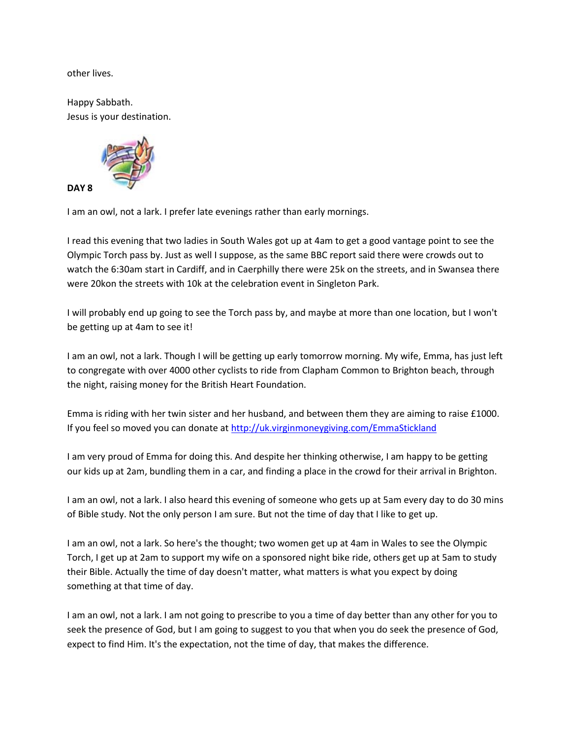other lives.

Happy Sabbath.
Jesus is your destination.

**DAY 8**

I am an owl, not a lark. I prefer late evenings rather than early mornings.

I read this evening that two ladies in South Wales got up at 4am to get a good vantage point to see the Olympic Torch pass by. Just as well I suppose, as the same BBC report said there were crowds out to watch the 6:30am start in Cardiff, and in Caerphilly there were 25k on the streets, and in Swansea there were 20kon the streets with 10k at the celebration event in Singleton Park.

I will probably end up going to see the Torch pass by, and maybe at more than one location, but I won't be getting up at 4am to see it!

I am an owl, not a lark. Though I will be getting up early tomorrow morning. My wife, Emma, has just left to congregate with over 4000 other cyclists to ride from Clapham Common to Brighton beach, through the night, raising money for the British Heart Foundation.

Emma is riding with her twin sister and her husband, and between them they are aiming to raise £1000. If you feel so moved you can donate at [http://uk.virginmoneygiving.com/EmmaStickland](http://uk.virginmoneygiving.com/EmmaStickland)

I am very proud of Emma for doing this. And despite her thinking otherwise, I am happy to be getting our kids up at 2am, bundling them in a car, and finding a place in the crowd for their arrival in Brighton.

I am an owl, not a lark. I also heard this evening of someone who gets up at 5am every day to do 30 mins of Bible study. Not the only person I am sure. But not the time of day that I like to get up.

I am an owl, not a lark. So here's the thought; two women get up at 4am in Wales to see the Olympic Torch, I get up at 2am to support my wife on a sponsored night bike ride, others get up at 5am to study their Bible. Actually the time of day doesn't matter, what matters is what you expect by doing something at that time of day.

I am an owl, not a lark. I am not going to prescribe to you a time of day better than any other for you to seek the presence of God, but I am going to suggest to you that when you do seek the presence of God, expect to find Him. It's the expectation, not the time of day, that makes the difference.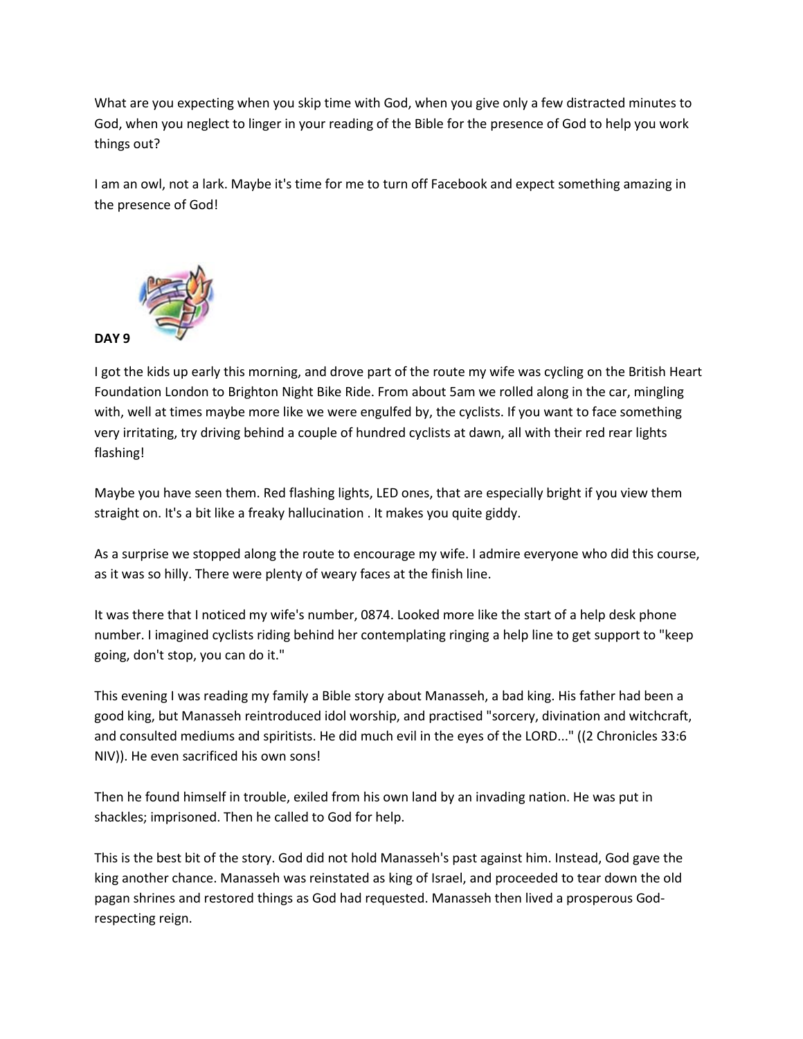What are you expecting when you skip time with God, when you give only a few distracted minutes to God, when you neglect to linger in your reading of the Bible for the presence of God to help you work things out?

I am an owl, not a lark. Maybe it's time for me to turn off Facebook and expect something amazing in the presence of God!

**DAY 9**

I got the kids up early this morning, and drove part of the route my wife was cycling on the British Heart Foundation London to Brighton Night Bike Ride. From about 5am we rolled along in the car, mingling with, well at times maybe more like we were engulfed by, the cyclists. If you want to face something very irritating, try driving behind a couple of hundred cyclists at dawn, all with their red rear lights flashing!

Maybe you have seen them. Red flashing lights, LED ones, that are especially bright if you view them straight on. It's a bit like a freaky hallucination . It makes you quite giddy.

As a surprise we stopped along the route to encourage my wife. I admire everyone who did this course, as it was so hilly. There were plenty of weary faces at the finish line.

It was there that I noticed my wife's number, 0874. Looked more like the start of a help desk phone number. I imagined cyclists riding behind her contemplating ringing a help line to get support to "keep going, don't stop, you can do it."

This evening I was reading my family a Bible story about Manasseh, a bad king. His father had been a good king, but Manasseh reintroduced idol worship, and practised "sorcery, divination and witchcraft, and consulted mediums and spiritists. He did much evil in the eyes of the LORD..." ((2 Chronicles 33:6 NIV)). He even sacrificed his own sons!

Then he found himself in trouble, exiled from his own land by an invading nation. He was put in shackles; imprisoned. Then he called to God for help.

This is the best bit of the story. God did not hold Manasseh's past against him. Instead, God gave the king another chance. Manasseh was reinstated as king of Israel, and proceeded to tear down the old pagan shrines and restored things as God had requested. Manasseh then lived a prosperous God-respecting reign.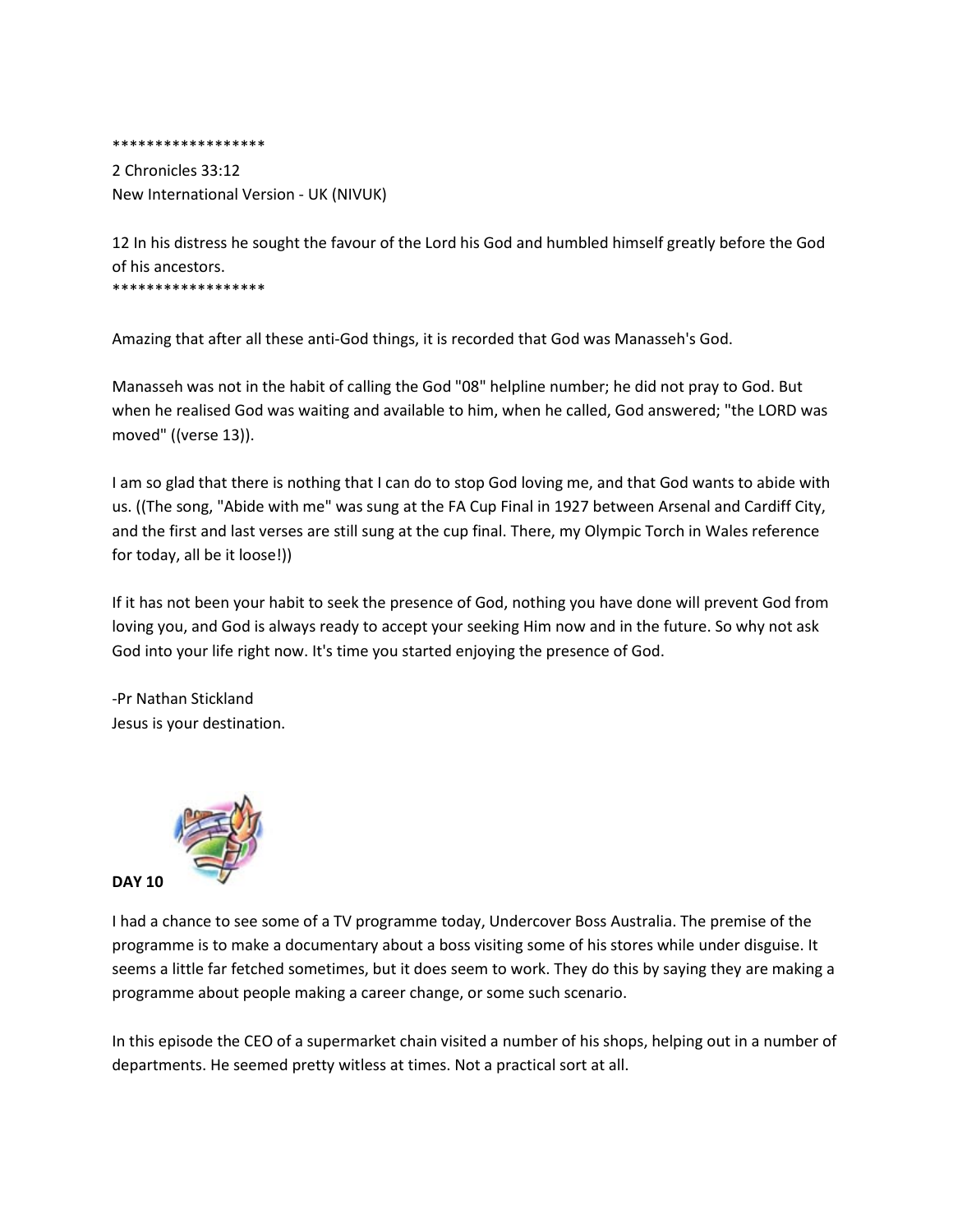******************

2 Chronicles 33:12
New International Version - UK (NIVUK)

12 In his distress he sought the favour of the Lord his God and humbled himself greatly before the God of his ancestors.

******************

Amazing that after all these anti-God things, it is recorded that God was Manasseh's God.

Manasseh was not in the habit of calling the God "08" helpline number; he did not pray to God. But when he realised God was waiting and available to him, when he called, God answered; "the LORD was moved" ((verse 13)).

I am so glad that there is nothing that I can do to stop God loving me, and that God wants to abide with us. ((The song, "Abide with me" was sung at the FA Cup Final in 1927 between Arsenal and Cardiff City, and the first and last verses are still sung at the cup final. There, my Olympic Torch in Wales reference for today, all be it loose!))

If it has not been your habit to seek the presence of God, nothing you have done will prevent God from loving you, and God is always ready to accept your seeking Him now and in the future. So why not ask God into your life right now. It's time you started enjoying the presence of God.

-Pr Nathan Stickland
Jesus is your destination.

**DAY 10**

I had a chance to see some of a TV programme today, Undercover Boss Australia. The premise of the programme is to make a documentary about a boss visiting some of his stores while under disguise. It seems a little far fetched sometimes, but it does seem to work. They do this by saying they are making a programme about people making a career change, or some such scenario.

In this episode the CEO of a supermarket chain visited a number of his shops, helping out in a number of departments. He seemed pretty witless at times. Not a practical sort at all.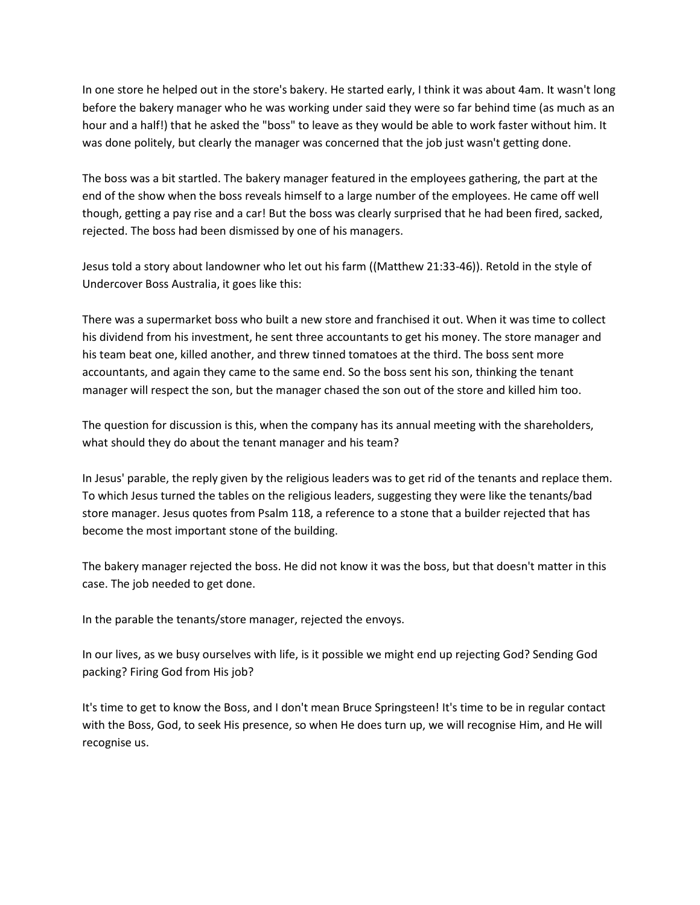In one store he helped out in the store's bakery. He started early, I think it was about 4am. It wasn't long before the bakery manager who he was working under said they were so far behind time (as much as an hour and a half!) that he asked the "boss" to leave as they would be able to work faster without him. It was done politely, but clearly the manager was concerned that the job just wasn't getting done.

The boss was a bit startled. The bakery manager featured in the employees gathering, the part at the end of the show when the boss reveals himself to a large number of the employees. He came off well though, getting a pay rise and a car! But the boss was clearly surprised that he had been fired, sacked, rejected. The boss had been dismissed by one of his managers.

Jesus told a story about landowner who let out his farm ((Matthew 21:33-46)). Retold in the style of Undercover Boss Australia, it goes like this:

There was a supermarket boss who built a new store and franchised it out. When it was time to collect his dividend from his investment, he sent three accountants to get his money. The store manager and his team beat one, killed another, and threw tinned tomatoes at the third. The boss sent more accountants, and again they came to the same end. So the boss sent his son, thinking the tenant manager will respect the son, but the manager chased the son out of the store and killed him too.

The question for discussion is this, when the company has its annual meeting with the shareholders, what should they do about the tenant manager and his team?

In Jesus' parable, the reply given by the religious leaders was to get rid of the tenants and replace them. To which Jesus turned the tables on the religious leaders, suggesting they were like the tenants/bad store manager. Jesus quotes from Psalm 118, a reference to a stone that a builder rejected that has become the most important stone of the building.

The bakery manager rejected the boss. He did not know it was the boss, but that doesn't matter in this case. The job needed to get done.

In the parable the tenants/store manager, rejected the envoys.

In our lives, as we busy ourselves with life, is it possible we might end up rejecting God? Sending God packing? Firing God from His job?

It's time to get to know the Boss, and I don't mean Bruce Springsteen! It's time to be in regular contact with the Boss, God, to seek His presence, so when He does turn up, we will recognise Him, and He will recognise us.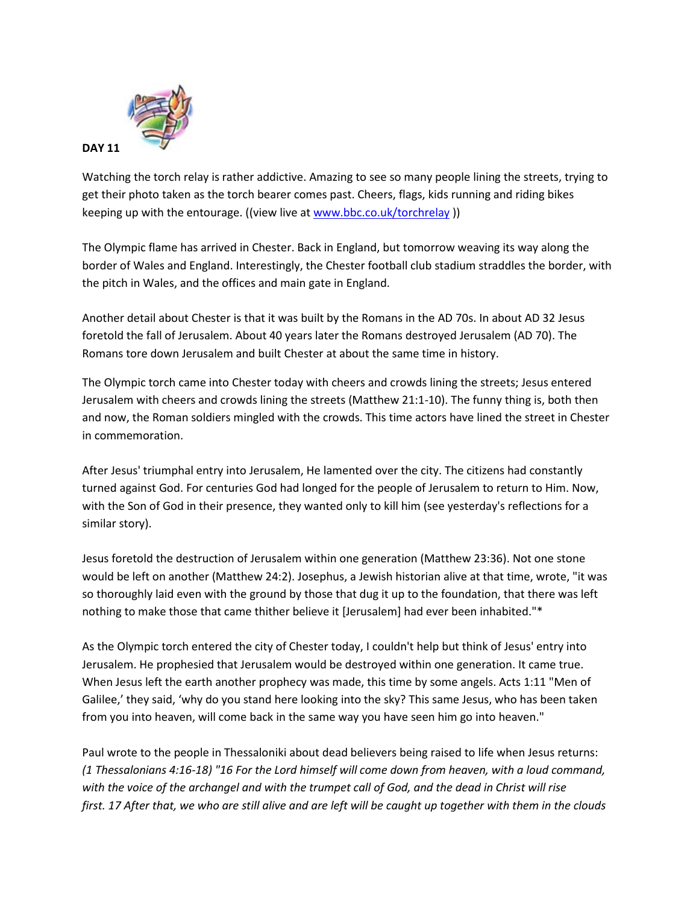**DAY 11**

Watching the torch relay is rather addictive. Amazing to see so many people lining the streets, trying to get their photo taken as the torch bearer comes past. Cheers, flags, kids running and riding bikes keeping up with the entourage. ((view live at [www.bbc.co.uk/torchrelay](http://www.bbc.co.uk/torchrelay) ))

The Olympic flame has arrived in Chester. Back in England, but tomorrow weaving its way along the border of Wales and England. Interestingly, the Chester football club stadium straddles the border, with the pitch in Wales, and the offices and main gate in England.

Another detail about Chester is that it was built by the Romans in the AD 70s. In about AD 32 Jesus foretold the fall of Jerusalem. About 40 years later the Romans destroyed Jerusalem (AD 70). The Romans tore down Jerusalem and built Chester at about the same time in history.

The Olympic torch came into Chester today with cheers and crowds lining the streets; Jesus entered Jerusalem with cheers and crowds lining the streets (Matthew 21:1-10). The funny thing is, both then and now, the Roman soldiers mingled with the crowds. This time actors have lined the street in Chester in commemoration.

After Jesus' triumphal entry into Jerusalem, He lamented over the city. The citizens had constantly turned against God. For centuries God had longed for the people of Jerusalem to return to Him. Now, with the Son of God in their presence, they wanted only to kill him (see yesterday's reflections for a similar story).

Jesus foretold the destruction of Jerusalem within one generation (Matthew 23:36). Not one stone would be left on another (Matthew 24:2). Josephus, a Jewish historian alive at that time, wrote, "it was so thoroughly laid even with the ground by those that dug it up to the foundation, that there was left nothing to make those that came thither believe it [Jerusalem] had ever been inhabited."*

As the Olympic torch entered the city of Chester today, I couldn't help but think of Jesus' entry into Jerusalem. He prophesied that Jerusalem would be destroyed within one generation. It came true. When Jesus left the earth another prophecy was made, this time by some angels. Acts 1:11 "Men of Galilee,' they said, 'why do you stand here looking into the sky? This same Jesus, who has been taken from you into heaven, will come back in the same way you have seen him go into heaven."

Paul wrote to the people in Thessaloniki about dead believers being raised to life when Jesus returns: *(1 Thessalonians 4:16-18) "16 For the Lord himself will come down from heaven, with a loud command, with the voice of the archangel and with the trumpet call of God, and the dead in Christ will rise first. 17 After that, we who are still alive and are left will be caught up together with them in the clouds*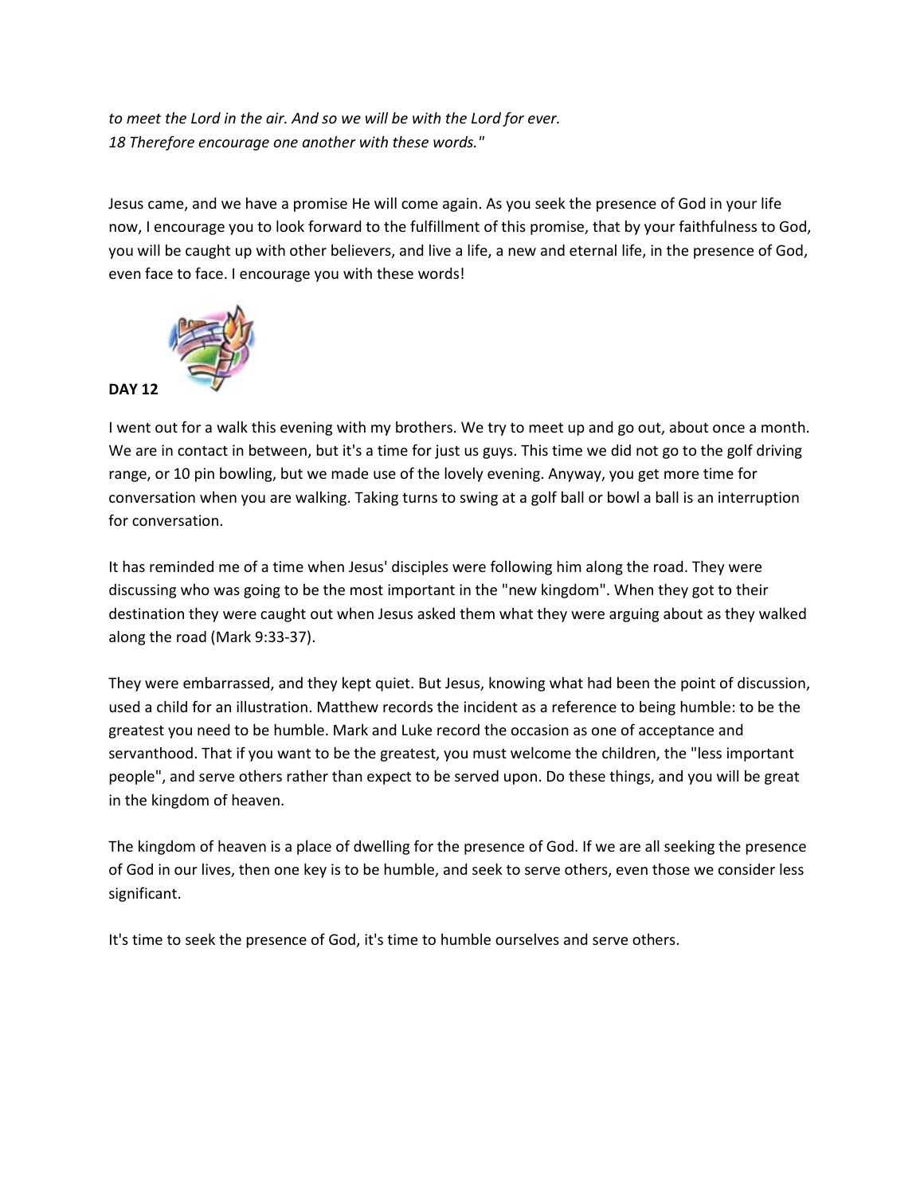*to meet the Lord in the air. And so we will be with the Lord for ever.*
*18 Therefore encourage one another with these words."*

Jesus came, and we have a promise He will come again. As you seek the presence of God in your life now, I encourage you to look forward to the fulfillment of this promise, that by your faithfulness to God, you will be caught up with other believers, and live a life, a new and eternal life, in the presence of God, even face to face. I encourage you with these words!

**DAY 12**

I went out for a walk this evening with my brothers. We try to meet up and go out, about once a month. We are in contact in between, but it's a time for just us guys. This time we did not go to the golf driving range, or 10 pin bowling, but we made use of the lovely evening. Anyway, you get more time for conversation when you are walking. Taking turns to swing at a golf ball or bowl a ball is an interruption for conversation.

It has reminded me of a time when Jesus' disciples were following him along the road. They were discussing who was going to be the most important in the "new kingdom". When they got to their destination they were caught out when Jesus asked them what they were arguing about as they walked along the road (Mark 9:33-37).

They were embarrassed, and they kept quiet. But Jesus, knowing what had been the point of discussion, used a child for an illustration. Matthew records the incident as a reference to being humble: to be the greatest you need to be humble. Mark and Luke record the occasion as one of acceptance and servanthood. That if you want to be the greatest, you must welcome the children, the "less important people", and serve others rather than expect to be served upon. Do these things, and you will be great in the kingdom of heaven.

The kingdom of heaven is a place of dwelling for the presence of God. If we are all seeking the presence of God in our lives, then one key is to be humble, and seek to serve others, even those we consider less significant.

It's time to seek the presence of God, it's time to humble ourselves and serve others.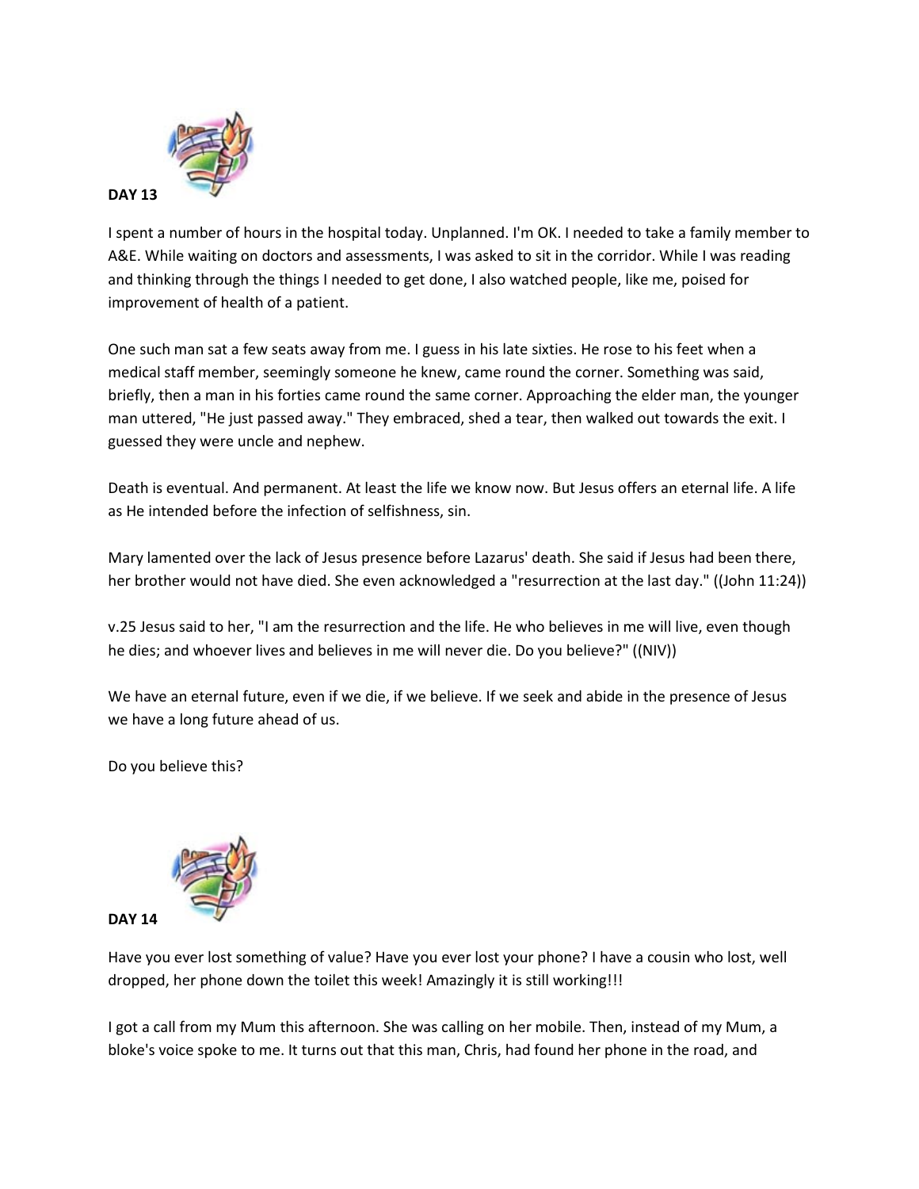**DAY 13**

I spent a number of hours in the hospital today. Unplanned. I'm OK. I needed to take a family member to A&E. While waiting on doctors and assessments, I was asked to sit in the corridor. While I was reading and thinking through the things I needed to get done, I also watched people, like me, poised for improvement of health of a patient.

One such man sat a few seats away from me. I guess in his late sixties. He rose to his feet when a medical staff member, seemingly someone he knew, came round the corner. Something was said, briefly, then a man in his forties came round the same corner. Approaching the elder man, the younger man uttered, "He just passed away." They embraced, shed a tear, then walked out towards the exit. I guessed they were uncle and nephew.

Death is eventual. And permanent. At least the life we know now. But Jesus offers an eternal life. A life as He intended before the infection of selfishness, sin.

Mary lamented over the lack of Jesus presence before Lazarus' death. She said if Jesus had been there, her brother would not have died. She even acknowledged a "resurrection at the last day." ((John 11:24))

v.25 Jesus said to her, "I am the resurrection and the life. He who believes in me will live, even though he dies; and whoever lives and believes in me will never die. Do you believe?" ((NIV))

We have an eternal future, even if we die, if we believe. If we seek and abide in the presence of Jesus we have a long future ahead of us.

Do you believe this?

**DAY 14**

Have you ever lost something of value? Have you ever lost your phone? I have a cousin who lost, well dropped, her phone down the toilet this week! Amazingly it is still working!!!

I got a call from my Mum this afternoon. She was calling on her mobile. Then, instead of my Mum, a bloke's voice spoke to me. It turns out that this man, Chris, had found her phone in the road, and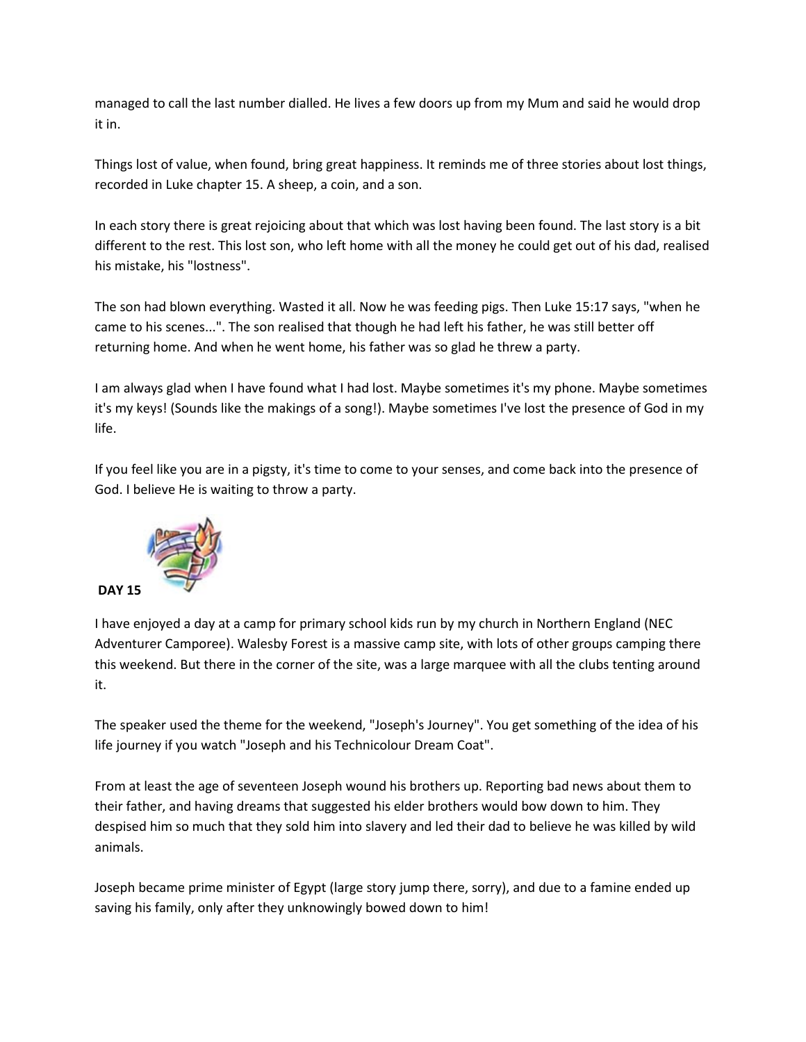managed to call the last number dialled. He lives a few doors up from my Mum and said he would drop it in.

Things lost of value, when found, bring great happiness. It reminds me of three stories about lost things, recorded in Luke chapter 15. A sheep, a coin, and a son.

In each story there is great rejoicing about that which was lost having been found. The last story is a bit different to the rest. This lost son, who left home with all the money he could get out of his dad, realised his mistake, his "lostness".

The son had blown everything. Wasted it all. Now he was feeding pigs. Then Luke 15:17 says, "when he came to his scenes...". The son realised that though he had left his father, he was still better off returning home. And when he went home, his father was so glad he threw a party.

I am always glad when I have found what I had lost. Maybe sometimes it's my phone. Maybe sometimes it's my keys! (Sounds like the makings of a song!). Maybe sometimes I've lost the presence of God in my life.

If you feel like you are in a pigsty, it's time to come to your senses, and come back into the presence of God. I believe He is waiting to throw a party.

**DAY 15**

I have enjoyed a day at a camp for primary school kids run by my church in Northern England (NEC Adventurer Camporee). Walesby Forest is a massive camp site, with lots of other groups camping there this weekend. But there in the corner of the site, was a large marquee with all the clubs tenting around it.

The speaker used the theme for the weekend, "Joseph's Journey". You get something of the idea of his life journey if you watch "Joseph and his Technicolour Dream Coat".

From at least the age of seventeen Joseph wound his brothers up. Reporting bad news about them to their father, and having dreams that suggested his elder brothers would bow down to him. They despised him so much that they sold him into slavery and led their dad to believe he was killed by wild animals.

Joseph became prime minister of Egypt (large story jump there, sorry), and due to a famine ended up saving his family, only after they unknowingly bowed down to him!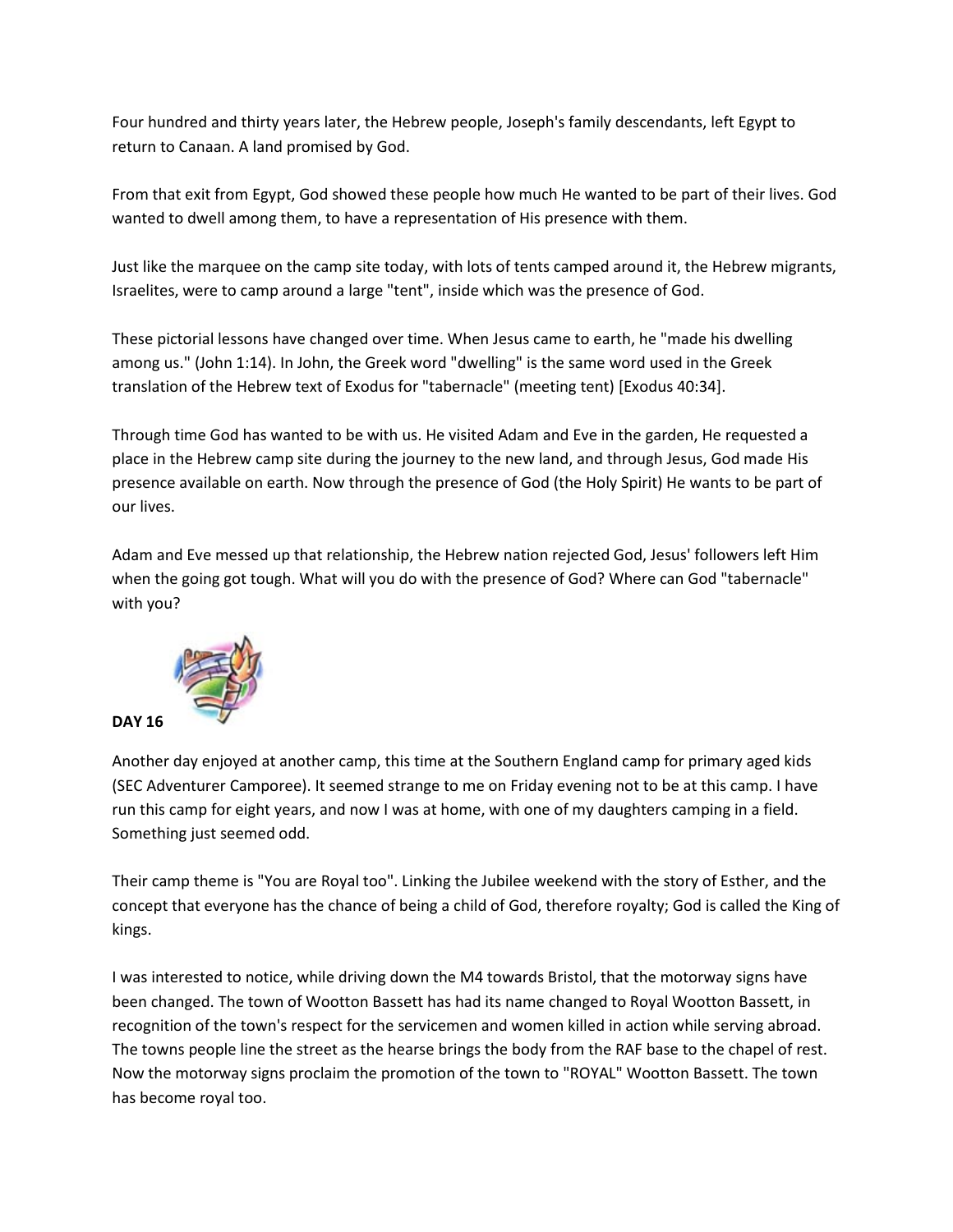Four hundred and thirty years later, the Hebrew people, Joseph's family descendants, left Egypt to return to Canaan. A land promised by God.

From that exit from Egypt, God showed these people how much He wanted to be part of their lives. God wanted to dwell among them, to have a representation of His presence with them.

Just like the marquee on the camp site today, with lots of tents camped around it, the Hebrew migrants, Israelites, were to camp around a large "tent", inside which was the presence of God.

These pictorial lessons have changed over time. When Jesus came to earth, he "made his dwelling among us." (John 1:14). In John, the Greek word "dwelling" is the same word used in the Greek translation of the Hebrew text of Exodus for "tabernacle" (meeting tent) [Exodus 40:34].

Through time God has wanted to be with us. He visited Adam and Eve in the garden, He requested a place in the Hebrew camp site during the journey to the new land, and through Jesus, God made His presence available on earth. Now through the presence of God (the Holy Spirit) He wants to be part of our lives.

Adam and Eve messed up that relationship, the Hebrew nation rejected God, Jesus' followers left Him when the going got tough. What will you do with the presence of God? Where can God "tabernacle" with you?

**DAY 16**

Another day enjoyed at another camp, this time at the Southern England camp for primary aged kids (SEC Adventurer Camporee). It seemed strange to me on Friday evening not to be at this camp. I have run this camp for eight years, and now I was at home, with one of my daughters camping in a field. Something just seemed odd.

Their camp theme is "You are Royal too". Linking the Jubilee weekend with the story of Esther, and the concept that everyone has the chance of being a child of God, therefore royalty; God is called the King of kings.

I was interested to notice, while driving down the M4 towards Bristol, that the motorway signs have been changed. The town of Wootton Bassett has had its name changed to Royal Wootton Bassett, in recognition of the town's respect for the servicemen and women killed in action while serving abroad. The towns people line the street as the hearse brings the body from the RAF base to the chapel of rest. Now the motorway signs proclaim the promotion of the town to "ROYAL" Wootton Bassett. The town has become royal too.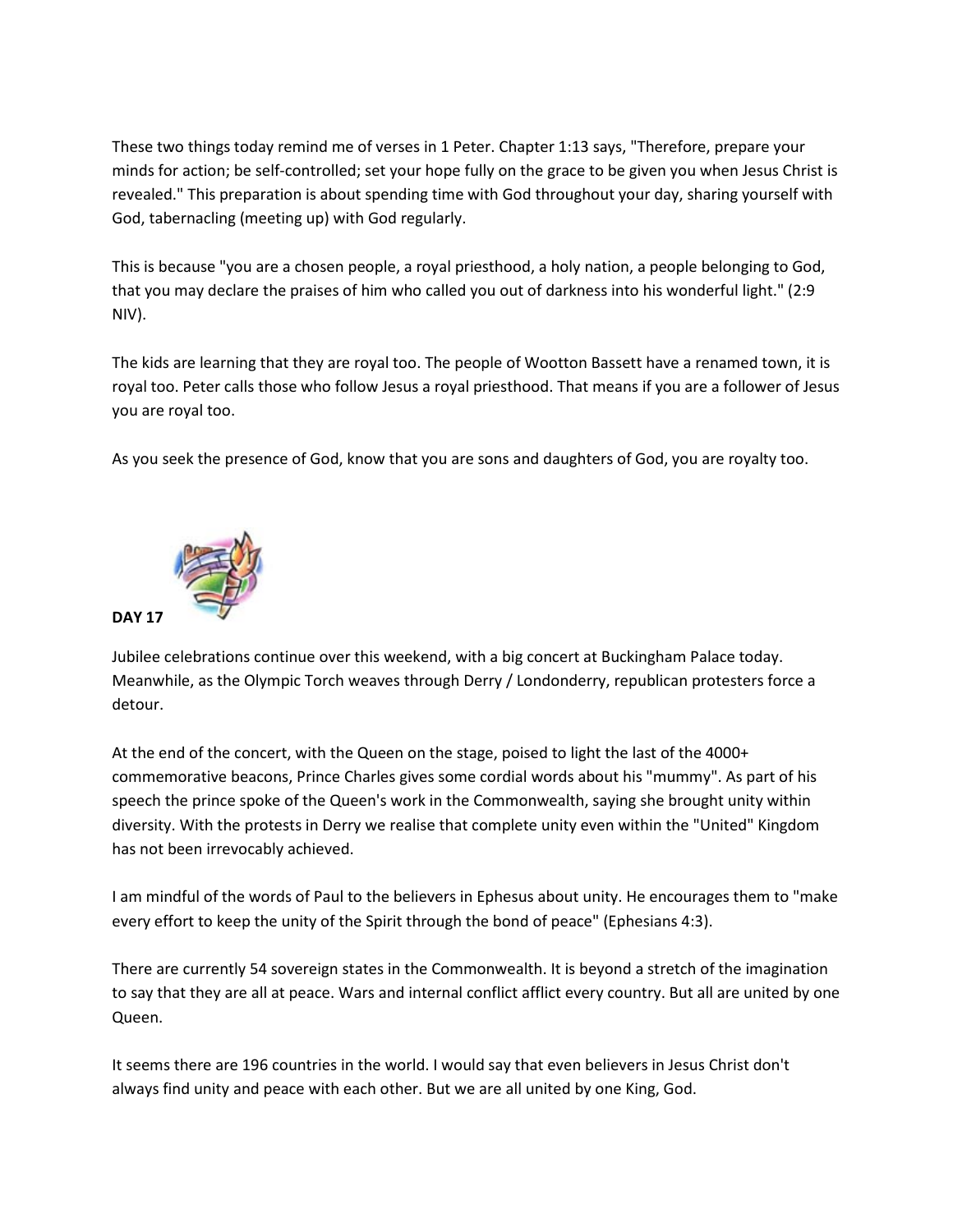These two things today remind me of verses in 1 Peter. Chapter 1:13 says, "Therefore, prepare your minds for action; be self-controlled; set your hope fully on the grace to be given you when Jesus Christ is revealed." This preparation is about spending time with God throughout your day, sharing yourself with God, tabernacling (meeting up) with God regularly.

This is because "you are a chosen people, a royal priesthood, a holy nation, a people belonging to God, that you may declare the praises of him who called you out of darkness into his wonderful light." (2:9 NIV).

The kids are learning that they are royal too. The people of Wootton Bassett have a renamed town, it is royal too. Peter calls those who follow Jesus a royal priesthood. That means if you are a follower of Jesus you are royal too.

As you seek the presence of God, know that you are sons and daughters of God, you are royalty too.

**DAY 17**

Jubilee celebrations continue over this weekend, with a big concert at Buckingham Palace today. Meanwhile, as the Olympic Torch weaves through Derry / Londonderry, republican protesters force a detour.

At the end of the concert, with the Queen on the stage, poised to light the last of the 4000+ commemorative beacons, Prince Charles gives some cordial words about his "mummy". As part of his speech the prince spoke of the Queen's work in the Commonwealth, saying she brought unity within diversity. With the protests in Derry we realise that complete unity even within the "United" Kingdom has not been irrevocably achieved.

I am mindful of the words of Paul to the believers in Ephesus about unity. He encourages them to "make every effort to keep the unity of the Spirit through the bond of peace" (Ephesians 4:3).

There are currently 54 sovereign states in the Commonwealth. It is beyond a stretch of the imagination to say that they are all at peace. Wars and internal conflict afflict every country. But all are united by one Queen.

It seems there are 196 countries in the world. I would say that even believers in Jesus Christ don't always find unity and peace with each other. But we are all united by one King, God.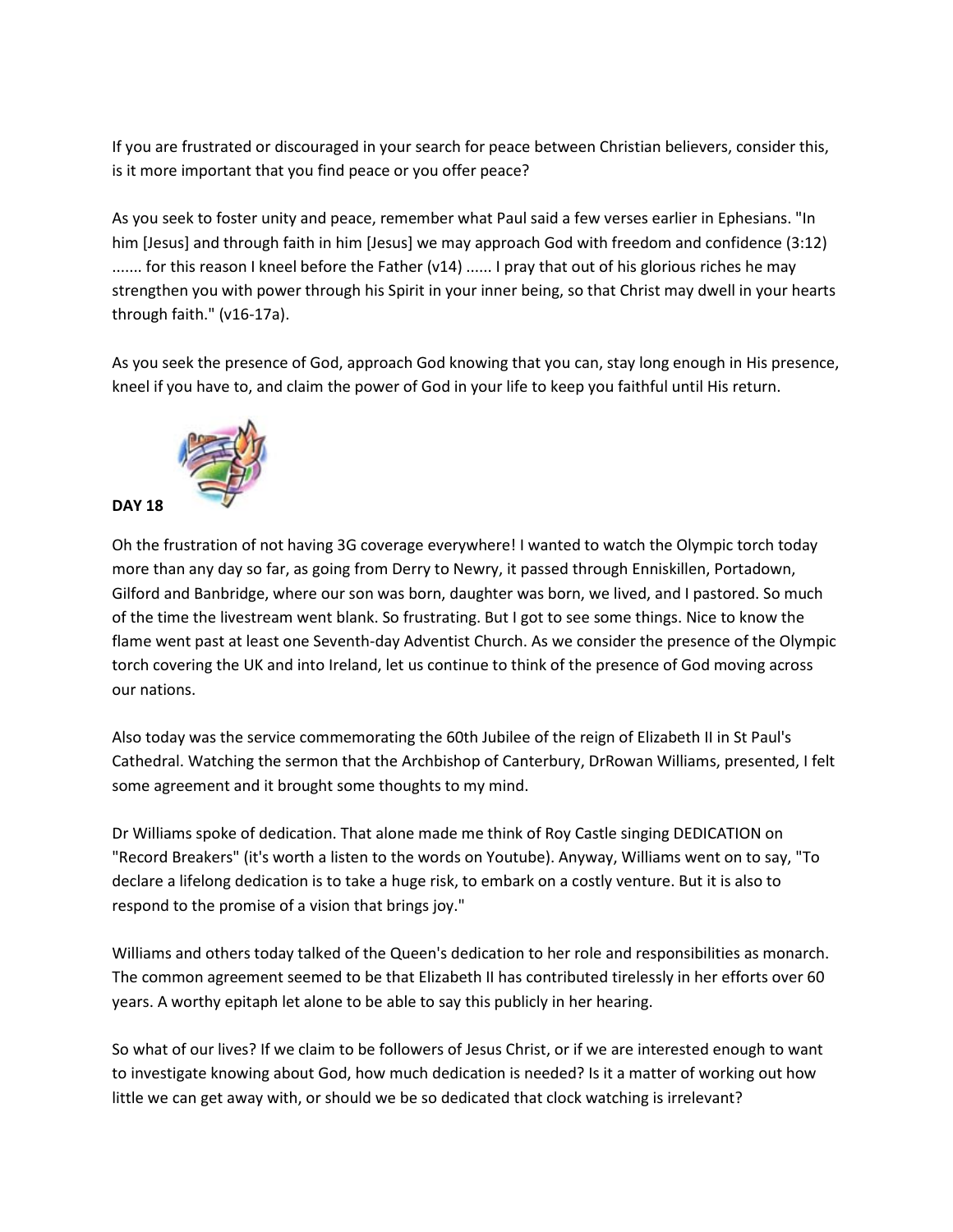If you are frustrated or discouraged in your search for peace between Christian believers, consider this, is it more important that you find peace or you offer peace?

As you seek to foster unity and peace, remember what Paul said a few verses earlier in Ephesians. "In him [Jesus] and through faith in him [Jesus] we may approach God with freedom and confidence (3:12) ....... for this reason I kneel before the Father (v14) ...... I pray that out of his glorious riches he may strengthen you with power through his Spirit in your inner being, so that Christ may dwell in your hearts through faith." (v16-17a).

As you seek the presence of God, approach God knowing that you can, stay long enough in His presence, kneel if you have to, and claim the power of God in your life to keep you faithful until His return.

**DAY 18**

Oh the frustration of not having 3G coverage everywhere! I wanted to watch the Olympic torch today more than any day so far, as going from Derry to Newry, it passed through Enniskillen, Portadown, Gilford and Banbridge, where our son was born, daughter was born, we lived, and I pastored. So much of the time the livestream went blank. So frustrating. But I got to see some things. Nice to know the flame went past at least one Seventh-day Adventist Church. As we consider the presence of the Olympic torch covering the UK and into Ireland, let us continue to think of the presence of God moving across our nations.

Also today was the service commemorating the 60th Jubilee of the reign of Elizabeth II in St Paul's Cathedral. Watching the sermon that the Archbishop of Canterbury, DrRowan Williams, presented, I felt some agreement and it brought some thoughts to my mind.

Dr Williams spoke of dedication. That alone made me think of Roy Castle singing DEDICATION on "Record Breakers" (it's worth a listen to the words on Youtube). Anyway, Williams went on to say, "To declare a lifelong dedication is to take a huge risk, to embark on a costly venture. But it is also to respond to the promise of a vision that brings joy."

Williams and others today talked of the Queen's dedication to her role and responsibilities as monarch. The common agreement seemed to be that Elizabeth II has contributed tirelessly in her efforts over 60 years. A worthy epitaph let alone to be able to say this publicly in her hearing.

So what of our lives? If we claim to be followers of Jesus Christ, or if we are interested enough to want to investigate knowing about God, how much dedication is needed? Is it a matter of working out how little we can get away with, or should we be so dedicated that clock watching is irrelevant?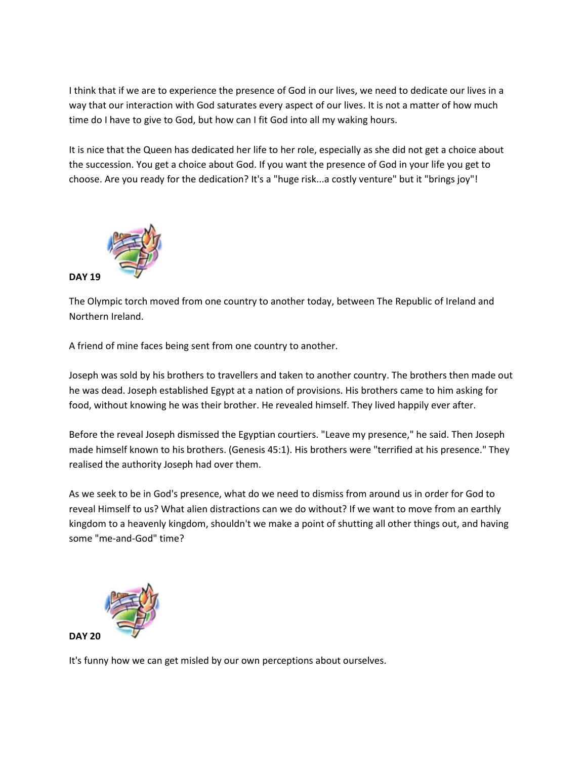I think that if we are to experience the presence of God in our lives, we need to dedicate our lives in a way that our interaction with God saturates every aspect of our lives. It is not a matter of how much time do I have to give to God, but how can I fit God into all my waking hours.

It is nice that the Queen has dedicated her life to her role, especially as she did not get a choice about the succession. You get a choice about God. If you want the presence of God in your life you get to choose. Are you ready for the dedication? It's a "huge risk...a costly venture" but it "brings joy"!

**DAY 19**

The Olympic torch moved from one country to another today, between The Republic of Ireland and Northern Ireland.

A friend of mine faces being sent from one country to another.

Joseph was sold by his brothers to travellers and taken to another country. The brothers then made out he was dead. Joseph established Egypt at a nation of provisions. His brothers came to him asking for food, without knowing he was their brother. He revealed himself. They lived happily ever after.

Before the reveal Joseph dismissed the Egyptian courtiers. "Leave my presence," he said. Then Joseph made himself known to his brothers. (Genesis 45:1). His brothers were "terrified at his presence." They realised the authority Joseph had over them.

As we seek to be in God's presence, what do we need to dismiss from around us in order for God to reveal Himself to us? What alien distractions can we do without? If we want to move from an earthly kingdom to a heavenly kingdom, shouldn't we make a point of shutting all other things out, and having some "me-and-God" time?

**DAY 20**

It's funny how we can get misled by our own perceptions about ourselves.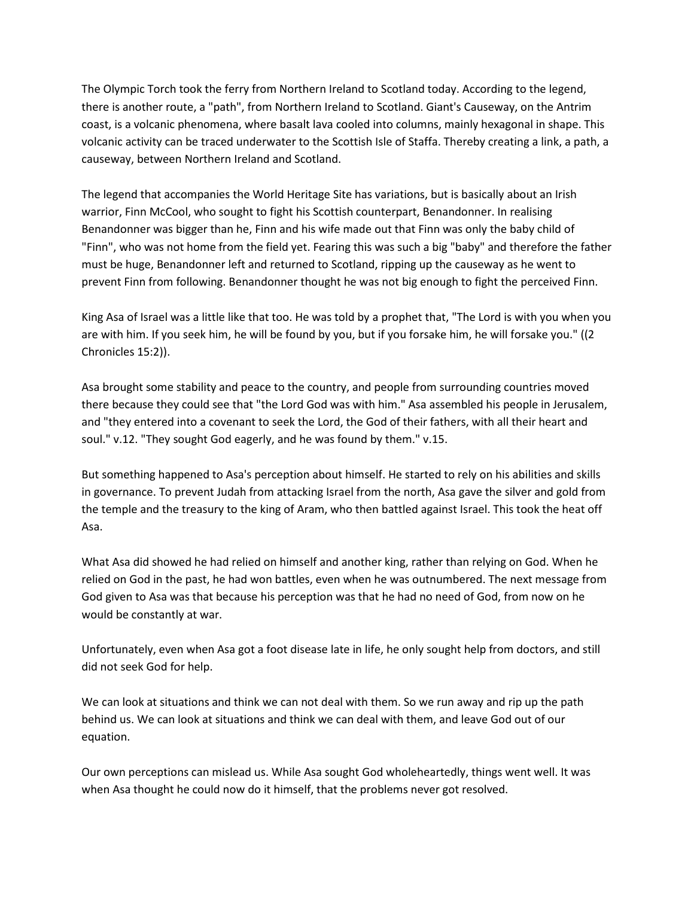The Olympic Torch took the ferry from Northern Ireland to Scotland today. According to the legend, there is another route, a "path", from Northern Ireland to Scotland. Giant's Causeway, on the Antrim coast, is a volcanic phenomena, where basalt lava cooled into columns, mainly hexagonal in shape. This volcanic activity can be traced underwater to the Scottish Isle of Staffa. Thereby creating a link, a path, a causeway, between Northern Ireland and Scotland.

The legend that accompanies the World Heritage Site has variations, but is basically about an Irish warrior, Finn McCool, who sought to fight his Scottish counterpart, Benandonner. In realising Benandonner was bigger than he, Finn and his wife made out that Finn was only the baby child of "Finn", who was not home from the field yet. Fearing this was such a big "baby" and therefore the father must be huge, Benandonner left and returned to Scotland, ripping up the causeway as he went to prevent Finn from following. Benandonner thought he was not big enough to fight the perceived Finn.

King Asa of Israel was a little like that too. He was told by a prophet that, "The Lord is with you when you are with him. If you seek him, he will be found by you, but if you forsake him, he will forsake you." ((2 Chronicles 15:2)).

Asa brought some stability and peace to the country, and people from surrounding countries moved there because they could see that "the Lord God was with him." Asa assembled his people in Jerusalem, and "they entered into a covenant to seek the Lord, the God of their fathers, with all their heart and soul." v.12. "They sought God eagerly, and he was found by them." v.15.

But something happened to Asa's perception about himself. He started to rely on his abilities and skills in governance. To prevent Judah from attacking Israel from the north, Asa gave the silver and gold from the temple and the treasury to the king of Aram, who then battled against Israel. This took the heat off Asa.

What Asa did showed he had relied on himself and another king, rather than relying on God. When he relied on God in the past, he had won battles, even when he was outnumbered. The next message from God given to Asa was that because his perception was that he had no need of God, from now on he would be constantly at war.

Unfortunately, even when Asa got a foot disease late in life, he only sought help from doctors, and still did not seek God for help.

We can look at situations and think we can not deal with them. So we run away and rip up the path behind us. We can look at situations and think we can deal with them, and leave God out of our equation.

Our own perceptions can mislead us. While Asa sought God wholeheartedly, things went well. It was when Asa thought he could now do it himself, that the problems never got resolved.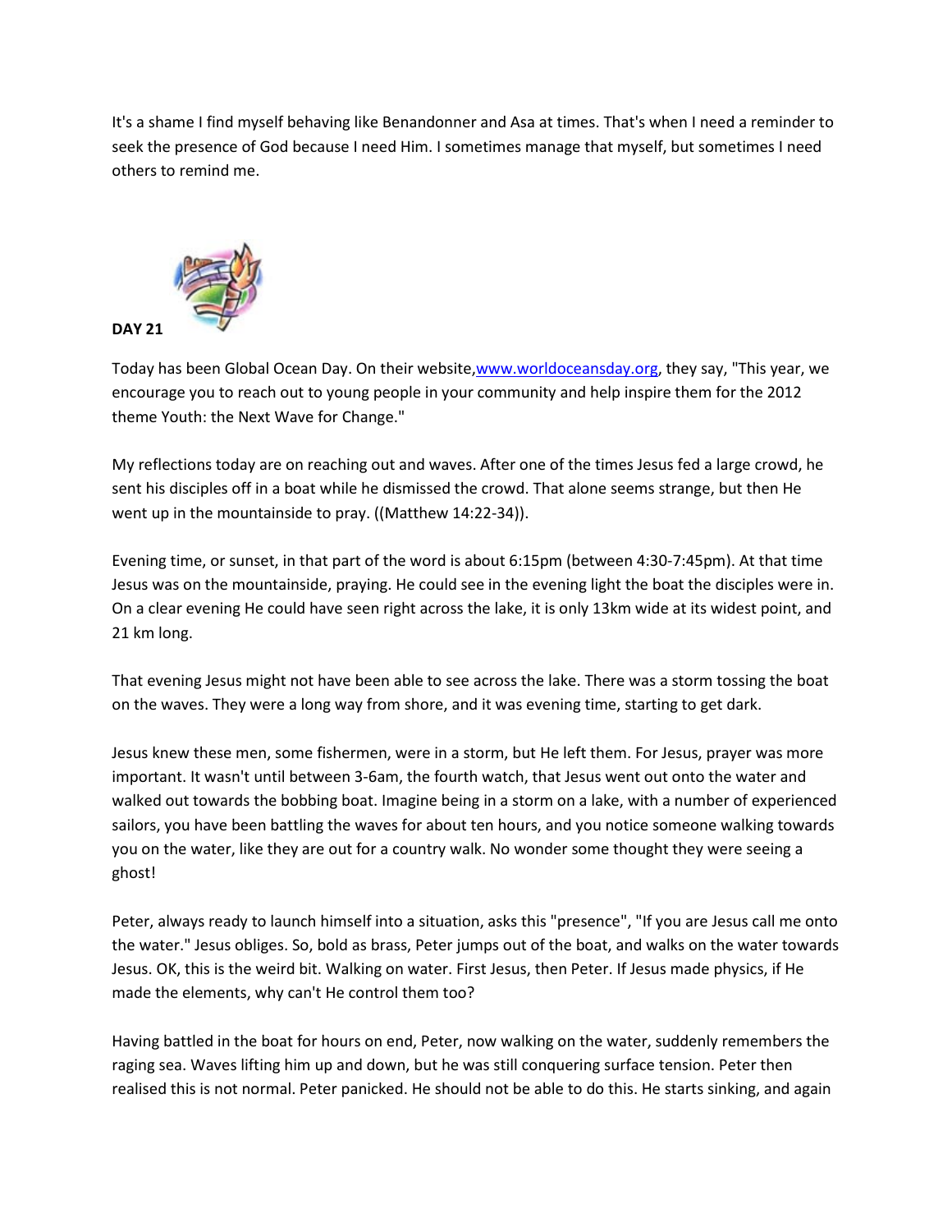It's a shame I find myself behaving like Benandonner and Asa at times. That's when I need a reminder to seek the presence of God because I need Him. I sometimes manage that myself, but sometimes I need others to remind me.

**DAY 21**

Today has been Global Ocean Day. On their website,www.worldoceansday.org, they say, "This year, we encourage you to reach out to young people in your community and help inspire them for the 2012 theme Youth: the Next Wave for Change."

My reflections today are on reaching out and waves. After one of the times Jesus fed a large crowd, he sent his disciples off in a boat while he dismissed the crowd. That alone seems strange, but then He went up in the mountainside to pray. ((Matthew 14:22-34)).

Evening time, or sunset, in that part of the word is about 6:15pm (between 4:30-7:45pm). At that time Jesus was on the mountainside, praying. He could see in the evening light the boat the disciples were in. On a clear evening He could have seen right across the lake, it is only 13km wide at its widest point, and 21 km long.

That evening Jesus might not have been able to see across the lake. There was a storm tossing the boat on the waves. They were a long way from shore, and it was evening time, starting to get dark.

Jesus knew these men, some fishermen, were in a storm, but He left them. For Jesus, prayer was more important. It wasn't until between 3-6am, the fourth watch, that Jesus went out onto the water and walked out towards the bobbing boat. Imagine being in a storm on a lake, with a number of experienced sailors, you have been battling the waves for about ten hours, and you notice someone walking towards you on the water, like they are out for a country walk. No wonder some thought they were seeing a ghost!

Peter, always ready to launch himself into a situation, asks this "presence", "If you are Jesus call me onto the water." Jesus obliges. So, bold as brass, Peter jumps out of the boat, and walks on the water towards Jesus. OK, this is the weird bit. Walking on water. First Jesus, then Peter. If Jesus made physics, if He made the elements, why can't He control them too?

Having battled in the boat for hours on end, Peter, now walking on the water, suddenly remembers the raging sea. Waves lifting him up and down, but he was still conquering surface tension. Peter then realised this is not normal. Peter panicked. He should not be able to do this. He starts sinking, and again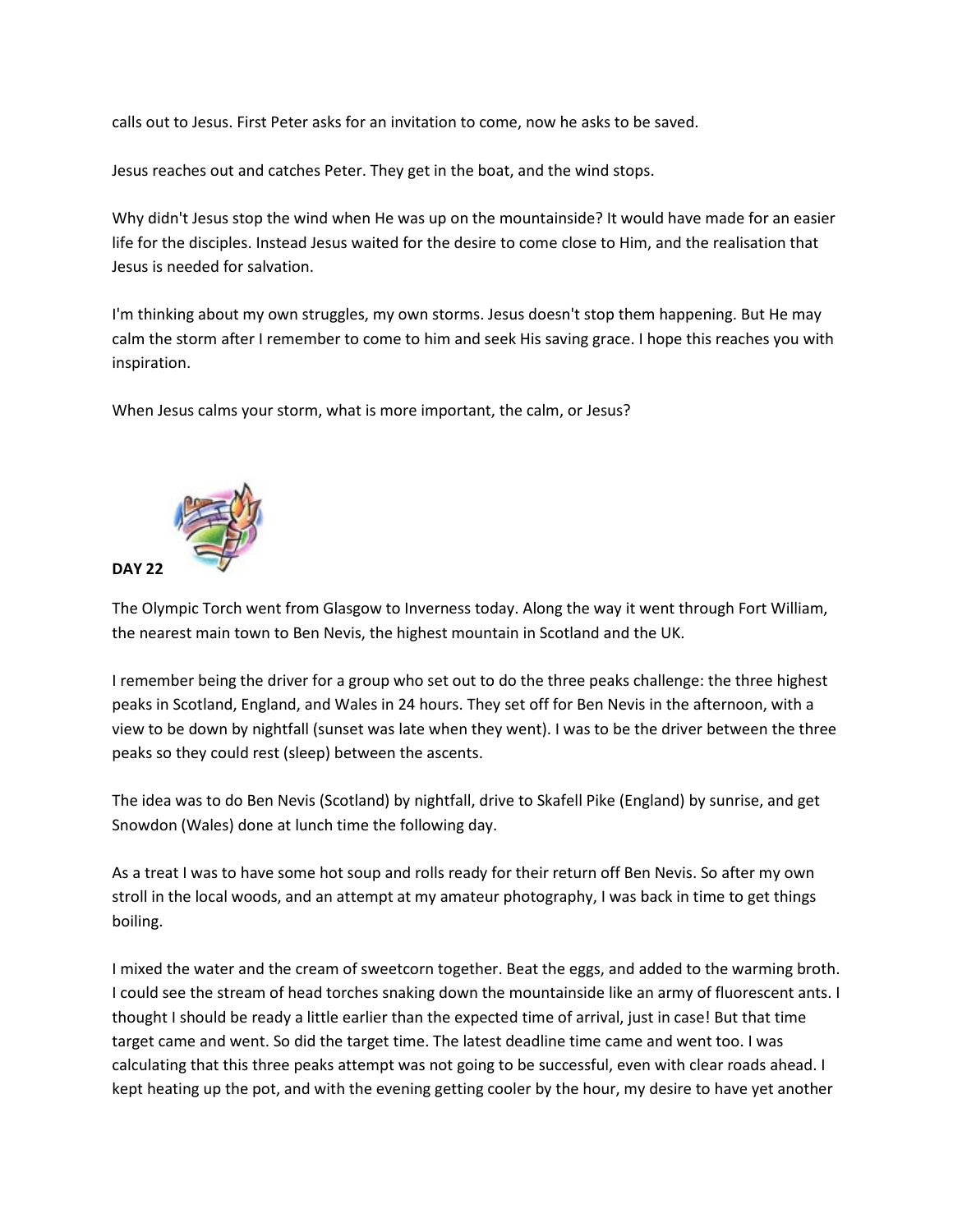calls out to Jesus. First Peter asks for an invitation to come, now he asks to be saved.

Jesus reaches out and catches Peter. They get in the boat, and the wind stops.

Why didn't Jesus stop the wind when He was up on the mountainside? It would have made for an easier life for the disciples. Instead Jesus waited for the desire to come close to Him, and the realisation that Jesus is needed for salvation.

I'm thinking about my own struggles, my own storms. Jesus doesn't stop them happening. But He may calm the storm after I remember to come to him and seek His saving grace. I hope this reaches you with inspiration.

When Jesus calms your storm, what is more important, the calm, or Jesus?

**DAY 22**

The Olympic Torch went from Glasgow to Inverness today. Along the way it went through Fort William, the nearest main town to Ben Nevis, the highest mountain in Scotland and the UK.

I remember being the driver for a group who set out to do the three peaks challenge: the three highest peaks in Scotland, England, and Wales in 24 hours. They set off for Ben Nevis in the afternoon, with a view to be down by nightfall (sunset was late when they went). I was to be the driver between the three peaks so they could rest (sleep) between the ascents.

The idea was to do Ben Nevis (Scotland) by nightfall, drive to Skafell Pike (England) by sunrise, and get Snowdon (Wales) done at lunch time the following day.

As a treat I was to have some hot soup and rolls ready for their return off Ben Nevis. So after my own stroll in the local woods, and an attempt at my amateur photography, I was back in time to get things boiling.

I mixed the water and the cream of sweetcorn together. Beat the eggs, and added to the warming broth. I could see the stream of head torches snaking down the mountainside like an army of fluorescent ants. I thought I should be ready a little earlier than the expected time of arrival, just in case! But that time target came and went. So did the target time. The latest deadline time came and went too. I was calculating that this three peaks attempt was not going to be successful, even with clear roads ahead. I kept heating up the pot, and with the evening getting cooler by the hour, my desire to have yet another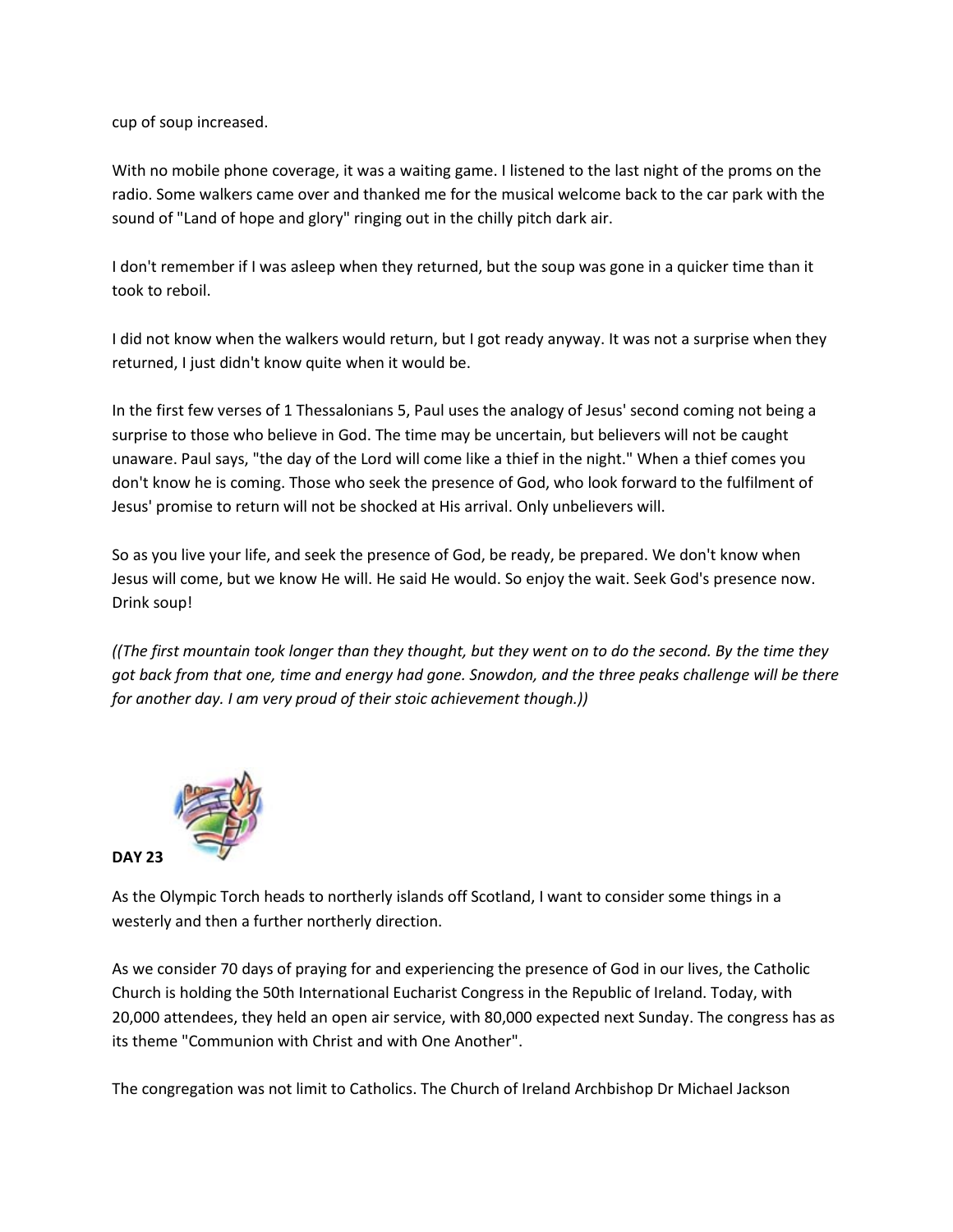cup of soup increased.

With no mobile phone coverage, it was a waiting game. I listened to the last night of the proms on the radio. Some walkers came over and thanked me for the musical welcome back to the car park with the sound of "Land of hope and glory" ringing out in the chilly pitch dark air.

I don't remember if I was asleep when they returned, but the soup was gone in a quicker time than it took to reboil.

I did not know when the walkers would return, but I got ready anyway. It was not a surprise when they returned, I just didn't know quite when it would be.

In the first few verses of 1 Thessalonians 5, Paul uses the analogy of Jesus' second coming not being a surprise to those who believe in God. The time may be uncertain, but believers will not be caught unaware. Paul says, "the day of the Lord will come like a thief in the night." When a thief comes you don't know he is coming. Those who seek the presence of God, who look forward to the fulfilment of Jesus' promise to return will not be shocked at His arrival. Only unbelievers will.

So as you live your life, and seek the presence of God, be ready, be prepared. We don't know when Jesus will come, but we know He will. He said He would. So enjoy the wait. Seek God's presence now. Drink soup!

*((The first mountain took longer than they thought, but they went on to do the second. By the time they got back from that one, time and energy had gone. Snowdon, and the three peaks challenge will be there for another day. I am very proud of their stoic achievement though.))*

**DAY 23**

As the Olympic Torch heads to northerly islands off Scotland, I want to consider some things in a westerly and then a further northerly direction.

As we consider 70 days of praying for and experiencing the presence of God in our lives, the Catholic Church is holding the 50th International Eucharist Congress in the Republic of Ireland. Today, with 20,000 attendees, they held an open air service, with 80,000 expected next Sunday. The congress has as its theme "Communion with Christ and with One Another".

The congregation was not limit to Catholics. The Church of Ireland Archbishop Dr Michael Jackson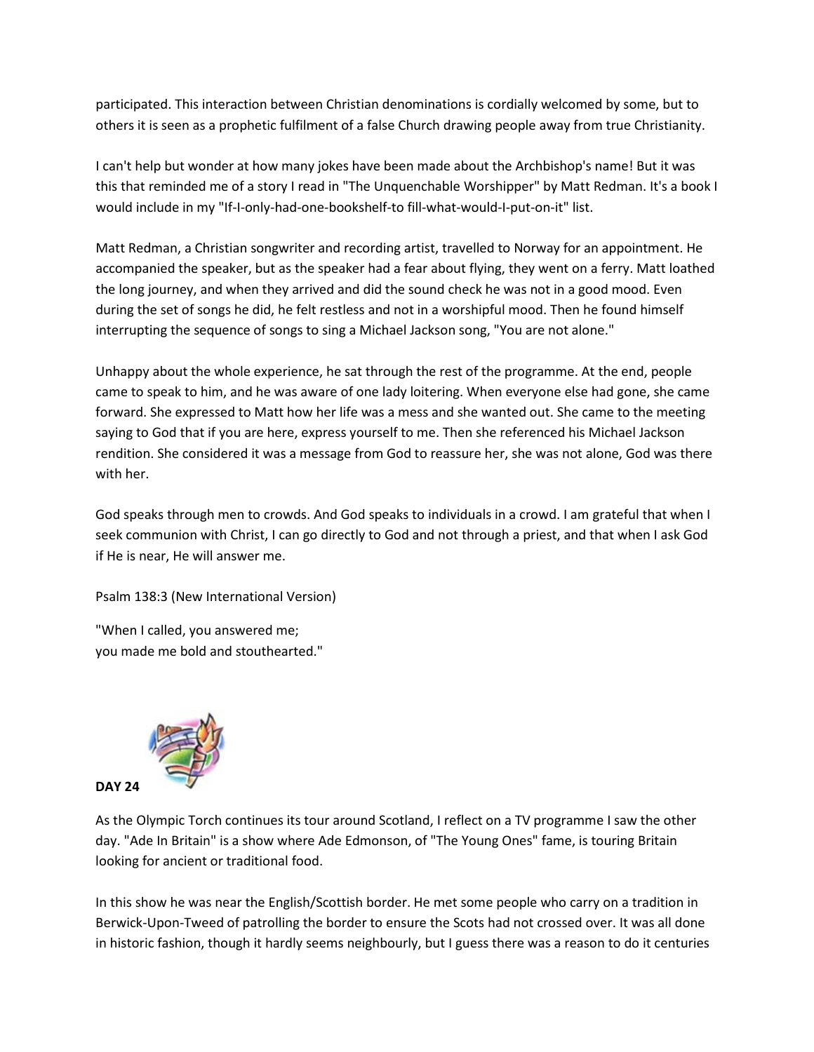participated. This interaction between Christian denominations is cordially welcomed by some, but to others it is seen as a prophetic fulfilment of a false Church drawing people away from true Christianity.

I can't help but wonder at how many jokes have been made about the Archbishop's name! But it was this that reminded me of a story I read in "The Unquenchable Worshipper" by Matt Redman. It's a book I would include in my "If-I-only-had-one-bookshelf-to fill-what-would-I-put-on-it" list.

Matt Redman, a Christian songwriter and recording artist, travelled to Norway for an appointment. He accompanied the speaker, but as the speaker had a fear about flying, they went on a ferry. Matt loathed the long journey, and when they arrived and did the sound check he was not in a good mood. Even during the set of songs he did, he felt restless and not in a worshipful mood. Then he found himself interrupting the sequence of songs to sing a Michael Jackson song, "You are not alone."

Unhappy about the whole experience, he sat through the rest of the programme. At the end, people came to speak to him, and he was aware of one lady loitering. When everyone else had gone, she came forward. She expressed to Matt how her life was a mess and she wanted out. She came to the meeting saying to God that if you are here, express yourself to me. Then she referenced his Michael Jackson rendition. She considered it was a message from God to reassure her, she was not alone, God was there with her.

God speaks through men to crowds. And God speaks to individuals in a crowd. I am grateful that when I seek communion with Christ, I can go directly to God and not through a priest, and that when I ask God if He is near, He will answer me.

Psalm 138:3 (New International Version)

"When I called, you answered me;
you made me bold and stouthearted."

**DAY 24**

As the Olympic Torch continues its tour around Scotland, I reflect on a TV programme I saw the other day. "Ade In Britain" is a show where Ade Edmonson, of "The Young Ones" fame, is touring Britain looking for ancient or traditional food.

In this show he was near the English/Scottish border. He met some people who carry on a tradition in Berwick-Upon-Tweed of patrolling the border to ensure the Scots had not crossed over. It was all done in historic fashion, though it hardly seems neighbourly, but I guess there was a reason to do it centuries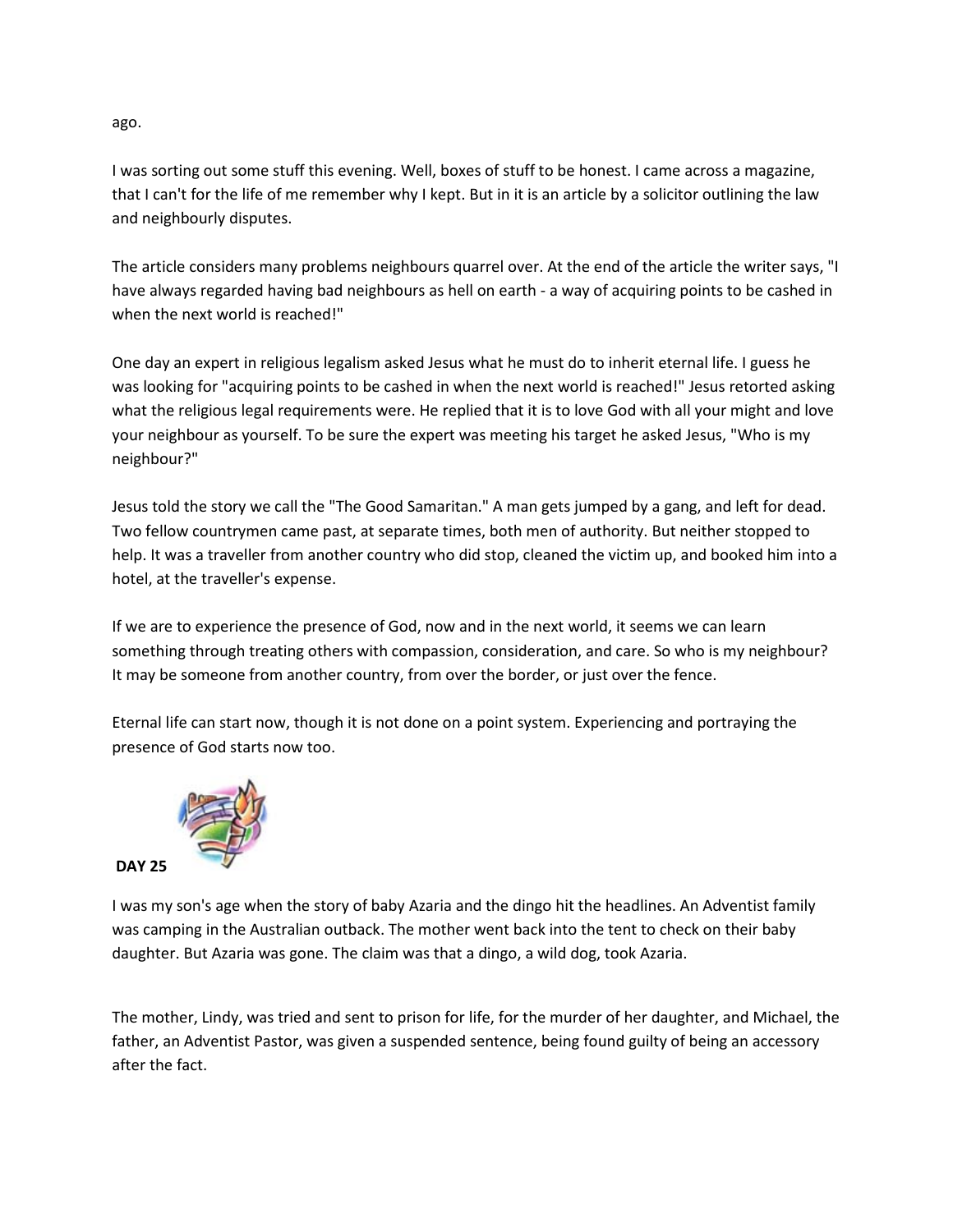ago.

I was sorting out some stuff this evening. Well, boxes of stuff to be honest. I came across a magazine, that I can't for the life of me remember why I kept. But in it is an article by a solicitor outlining the law and neighbourly disputes.

The article considers many problems neighbours quarrel over. At the end of the article the writer says, "I have always regarded having bad neighbours as hell on earth - a way of acquiring points to be cashed in when the next world is reached!"

One day an expert in religious legalism asked Jesus what he must do to inherit eternal life. I guess he was looking for "acquiring points to be cashed in when the next world is reached!" Jesus retorted asking what the religious legal requirements were. He replied that it is to love God with all your might and love your neighbour as yourself. To be sure the expert was meeting his target he asked Jesus, "Who is my neighbour?"

Jesus told the story we call the "The Good Samaritan." A man gets jumped by a gang, and left for dead. Two fellow countrymen came past, at separate times, both men of authority. But neither stopped to help. It was a traveller from another country who did stop, cleaned the victim up, and booked him into a hotel, at the traveller's expense.

If we are to experience the presence of God, now and in the next world, it seems we can learn something through treating others with compassion, consideration, and care. So who is my neighbour? It may be someone from another country, from over the border, or just over the fence.

Eternal life can start now, though it is not done on a point system. Experiencing and portraying the presence of God starts now too.

**DAY 25**

I was my son's age when the story of baby Azaria and the dingo hit the headlines. An Adventist family was camping in the Australian outback. The mother went back into the tent to check on their baby daughter. But Azaria was gone. The claim was that a dingo, a wild dog, took Azaria.

The mother, Lindy, was tried and sent to prison for life, for the murder of her daughter, and Michael, the father, an Adventist Pastor, was given a suspended sentence, being found guilty of being an accessory after the fact.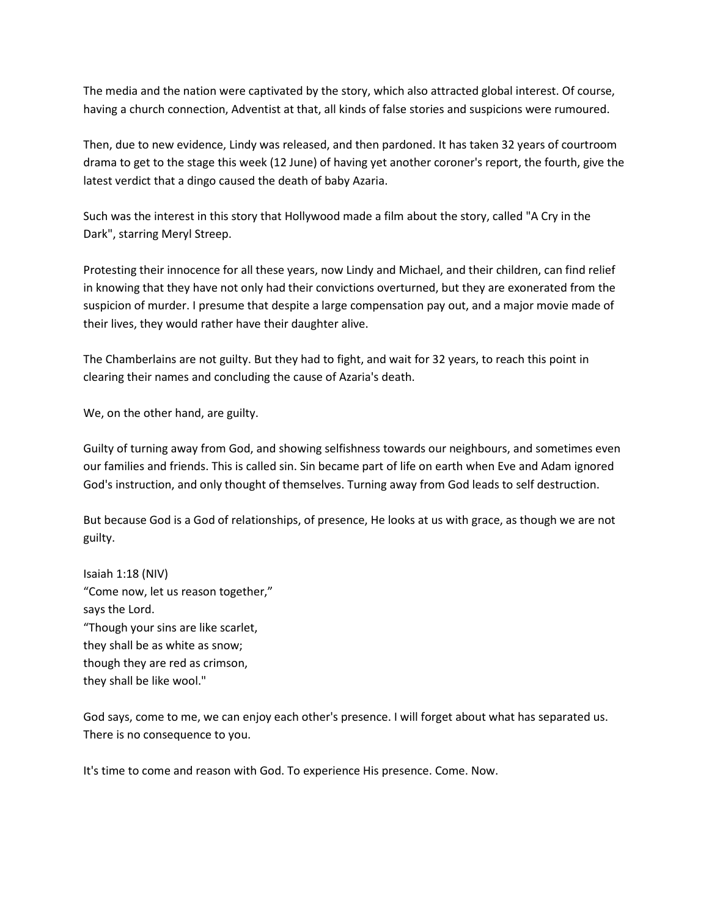The media and the nation were captivated by the story, which also attracted global interest. Of course, having a church connection, Adventist at that, all kinds of false stories and suspicions were rumoured.

Then, due to new evidence, Lindy was released, and then pardoned. It has taken 32 years of courtroom drama to get to the stage this week (12 June) of having yet another coroner's report, the fourth, give the latest verdict that a dingo caused the death of baby Azaria.

Such was the interest in this story that Hollywood made a film about the story, called "A Cry in the Dark", starring Meryl Streep.

Protesting their innocence for all these years, now Lindy and Michael, and their children, can find relief in knowing that they have not only had their convictions overturned, but they are exonerated from the suspicion of murder. I presume that despite a large compensation pay out, and a major movie made of their lives, they would rather have their daughter alive.

The Chamberlains are not guilty. But they had to fight, and wait for 32 years, to reach this point in clearing their names and concluding the cause of Azaria's death.

We, on the other hand, are guilty.

Guilty of turning away from God, and showing selfishness towards our neighbours, and sometimes even our families and friends. This is called sin. Sin became part of life on earth when Eve and Adam ignored God's instruction, and only thought of themselves. Turning away from God leads to self destruction.

But because God is a God of relationships, of presence, He looks at us with grace, as though we are not guilty.

Isaiah 1:18 (NIV)
"Come now, let us reason together,"
says the Lord.
"Though your sins are like scarlet,
they shall be as white as snow;
though they are red as crimson,
they shall be like wool."

God says, come to me, we can enjoy each other's presence. I will forget about what has separated us. There is no consequence to you.

It's time to come and reason with God. To experience His presence. Come. Now.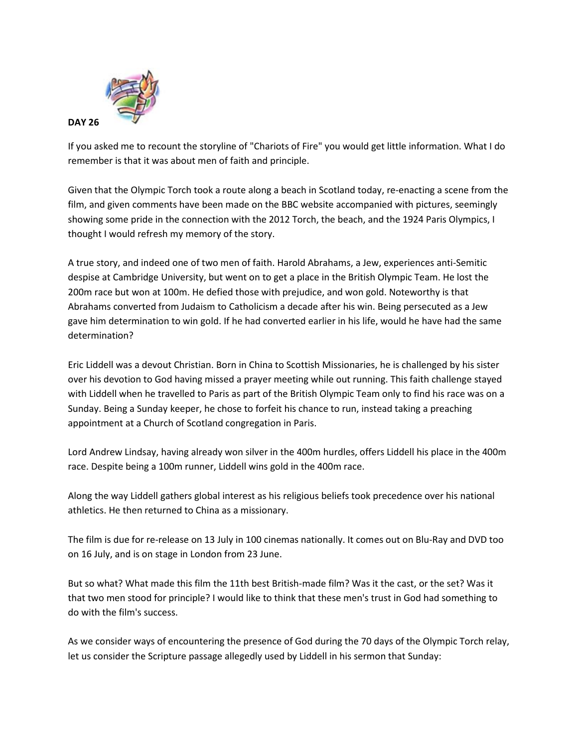**DAY 26**

If you asked me to recount the storyline of "Chariots of Fire" you would get little information. What I do remember is that it was about men of faith and principle.

Given that the Olympic Torch took a route along a beach in Scotland today, re-enacting a scene from the film, and given comments have been made on the BBC website accompanied with pictures, seemingly showing some pride in the connection with the 2012 Torch, the beach, and the 1924 Paris Olympics, I thought I would refresh my memory of the story.

A true story, and indeed one of two men of faith. Harold Abrahams, a Jew, experiences anti-Semitic despise at Cambridge University, but went on to get a place in the British Olympic Team. He lost the 200m race but won at 100m. He defied those with prejudice, and won gold. Noteworthy is that Abrahams converted from Judaism to Catholicism a decade after his win. Being persecuted as a Jew gave him determination to win gold. If he had converted earlier in his life, would he have had the same determination?

Eric Liddell was a devout Christian. Born in China to Scottish Missionaries, he is challenged by his sister over his devotion to God having missed a prayer meeting while out running. This faith challenge stayed with Liddell when he travelled to Paris as part of the British Olympic Team only to find his race was on a Sunday. Being a Sunday keeper, he chose to forfeit his chance to run, instead taking a preaching appointment at a Church of Scotland congregation in Paris.

Lord Andrew Lindsay, having already won silver in the 400m hurdles, offers Liddell his place in the 400m race. Despite being a 100m runner, Liddell wins gold in the 400m race.

Along the way Liddell gathers global interest as his religious beliefs took precedence over his national athletics. He then returned to China as a missionary.

The film is due for re-release on 13 July in 100 cinemas nationally. It comes out on Blu-Ray and DVD too on 16 July, and is on stage in London from 23 June.

But so what? What made this film the 11th best British-made film? Was it the cast, or the set? Was it that two men stood for principle? I would like to think that these men's trust in God had something to do with the film's success.

As we consider ways of encountering the presence of God during the 70 days of the Olympic Torch relay, let us consider the Scripture passage allegedly used by Liddell in his sermon that Sunday: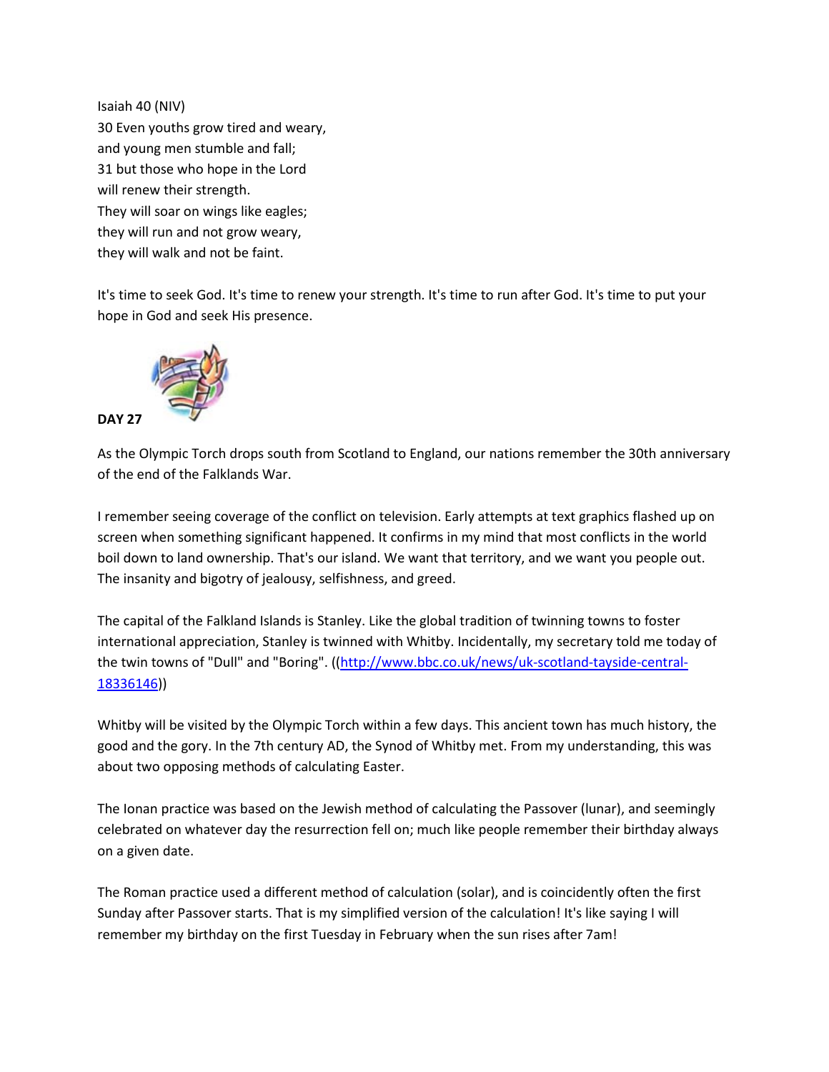Isaiah 40 (NIV)
30 Even youths grow tired and weary,
and young men stumble and fall;
31 but those who hope in the Lord
will renew their strength.
They will soar on wings like eagles;
they will run and not grow weary,
they will walk and not be faint.

It's time to seek God. It's time to renew your strength. It's time to run after God. It's time to put your hope in God and seek His presence.

**DAY 27**

As the Olympic Torch drops south from Scotland to England, our nations remember the 30th anniversary of the end of the Falklands War.

I remember seeing coverage of the conflict on television. Early attempts at text graphics flashed up on screen when something significant happened. It confirms in my mind that most conflicts in the world boil down to land ownership. That's our island. We want that territory, and we want you people out. The insanity and bigotry of jealousy, selfishness, and greed.

The capital of the Falkland Islands is Stanley. Like the global tradition of twinning towns to foster international appreciation, Stanley is twinned with Whitby. Incidentally, my secretary told me today of the twin towns of "Dull" and "Boring". ((http://www.bbc.co.uk/news/uk-scotland-tayside-central-18336146))

Whitby will be visited by the Olympic Torch within a few days. This ancient town has much history, the good and the gory. In the 7th century AD, the Synod of Whitby met. From my understanding, this was about two opposing methods of calculating Easter.

The Ionan practice was based on the Jewish method of calculating the Passover (lunar), and seemingly celebrated on whatever day the resurrection fell on; much like people remember their birthday always on a given date.

The Roman practice used a different method of calculation (solar), and is coincidently often the first Sunday after Passover starts. That is my simplified version of the calculation! It's like saying I will remember my birthday on the first Tuesday in February when the sun rises after 7am!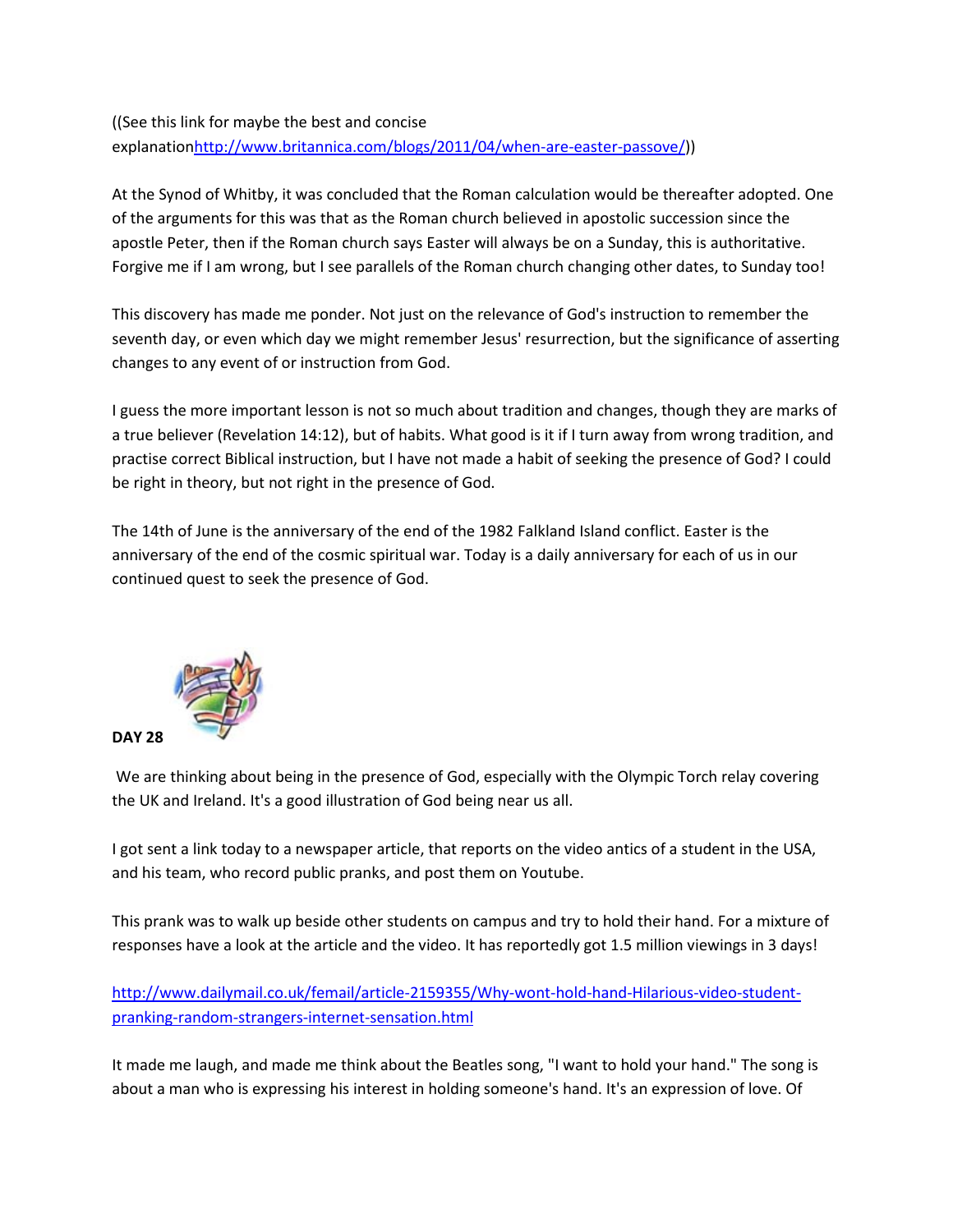((See this link for maybe the best and concise explanation[http://www.britannica.com/blogs/2011/04/when-are-easter-passove/](http://www.britannica.com/blogs/2011/04/when-are-easter-passove/)))

At the Synod of Whitby, it was concluded that the Roman calculation would be thereafter adopted. One of the arguments for this was that as the Roman church believed in apostolic succession since the apostle Peter, then if the Roman church says Easter will always be on a Sunday, this is authoritative. Forgive me if I am wrong, but I see parallels of the Roman church changing other dates, to Sunday too!

This discovery has made me ponder. Not just on the relevance of God's instruction to remember the seventh day, or even which day we might remember Jesus' resurrection, but the significance of asserting changes to any event of or instruction from God.

I guess the more important lesson is not so much about tradition and changes, though they are marks of a true believer (Revelation 14:12), but of habits. What good is it if I turn away from wrong tradition, and practise correct Biblical instruction, but I have not made a habit of seeking the presence of God? I could be right in theory, but not right in the presence of God.

The 14th of June is the anniversary of the end of the 1982 Falkland Island conflict. Easter is the anniversary of the end of the cosmic spiritual war. Today is a daily anniversary for each of us in our continued quest to seek the presence of God.

**DAY 28**

We are thinking about being in the presence of God, especially with the Olympic Torch relay covering the UK and Ireland. It's a good illustration of God being near us all.

I got sent a link today to a newspaper article, that reports on the video antics of a student in the USA, and his team, who record public pranks, and post them on Youtube.

This prank was to walk up beside other students on campus and try to hold their hand. For a mixture of responses have a look at the article and the video. It has reportedly got 1.5 million viewings in 3 days!

[http://www.dailymail.co.uk/femail/article-2159355/Why-wont-hold-hand-Hilarious-video-student-pranking-random-strangers-internet-sensation.html](http://www.dailymail.co.uk/femail/article-2159355/Why-wont-hold-hand-Hilarious-video-student-pranking-random-strangers-internet-sensation.html)

It made me laugh, and made me think about the Beatles song, "I want to hold your hand." The song is about a man who is expressing his interest in holding someone's hand. It's an expression of love. Of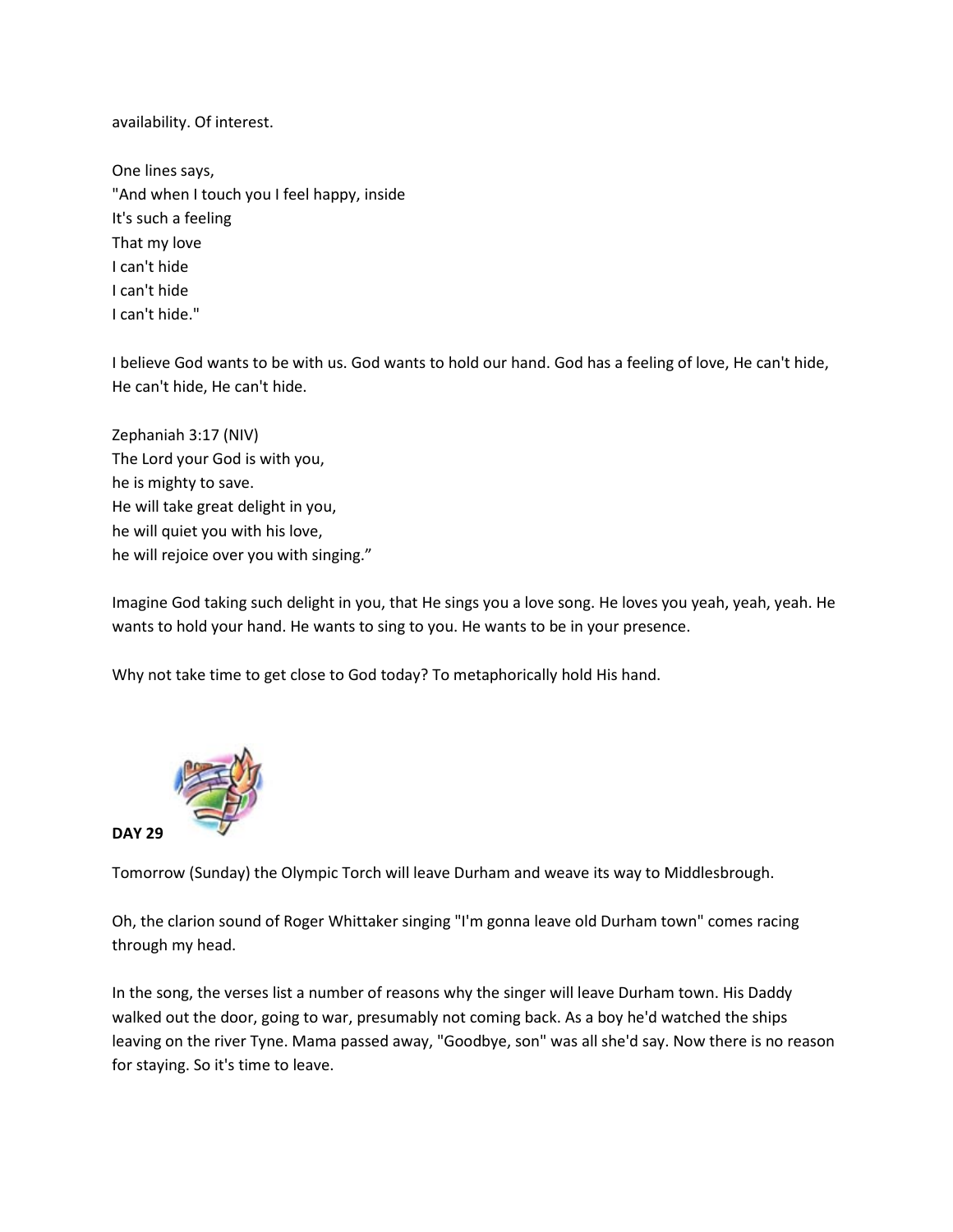availability. Of interest.

One lines says,
"And when I touch you I feel happy, inside
It's such a feeling
That my love
I can't hide
I can't hide
I can't hide."

I believe God wants to be with us. God wants to hold our hand. God has a feeling of love, He can't hide, He can't hide, He can't hide.

Zephaniah 3:17 (NIV)
The Lord your God is with you,
he is mighty to save.
He will take great delight in you,
he will quiet you with his love,
he will rejoice over you with singing."

Imagine God taking such delight in you, that He sings you a love song. He loves you yeah, yeah, yeah. He wants to hold your hand. He wants to sing to you. He wants to be in your presence.

Why not take time to get close to God today? To metaphorically hold His hand.

**DAY 29**

Tomorrow (Sunday) the Olympic Torch will leave Durham and weave its way to Middlesbrough.

Oh, the clarion sound of Roger Whittaker singing "I'm gonna leave old Durham town" comes racing through my head.

In the song, the verses list a number of reasons why the singer will leave Durham town. His Daddy walked out the door, going to war, presumably not coming back. As a boy he'd watched the ships leaving on the river Tyne. Mama passed away, "Goodbye, son" was all she'd say. Now there is no reason for staying. So it's time to leave.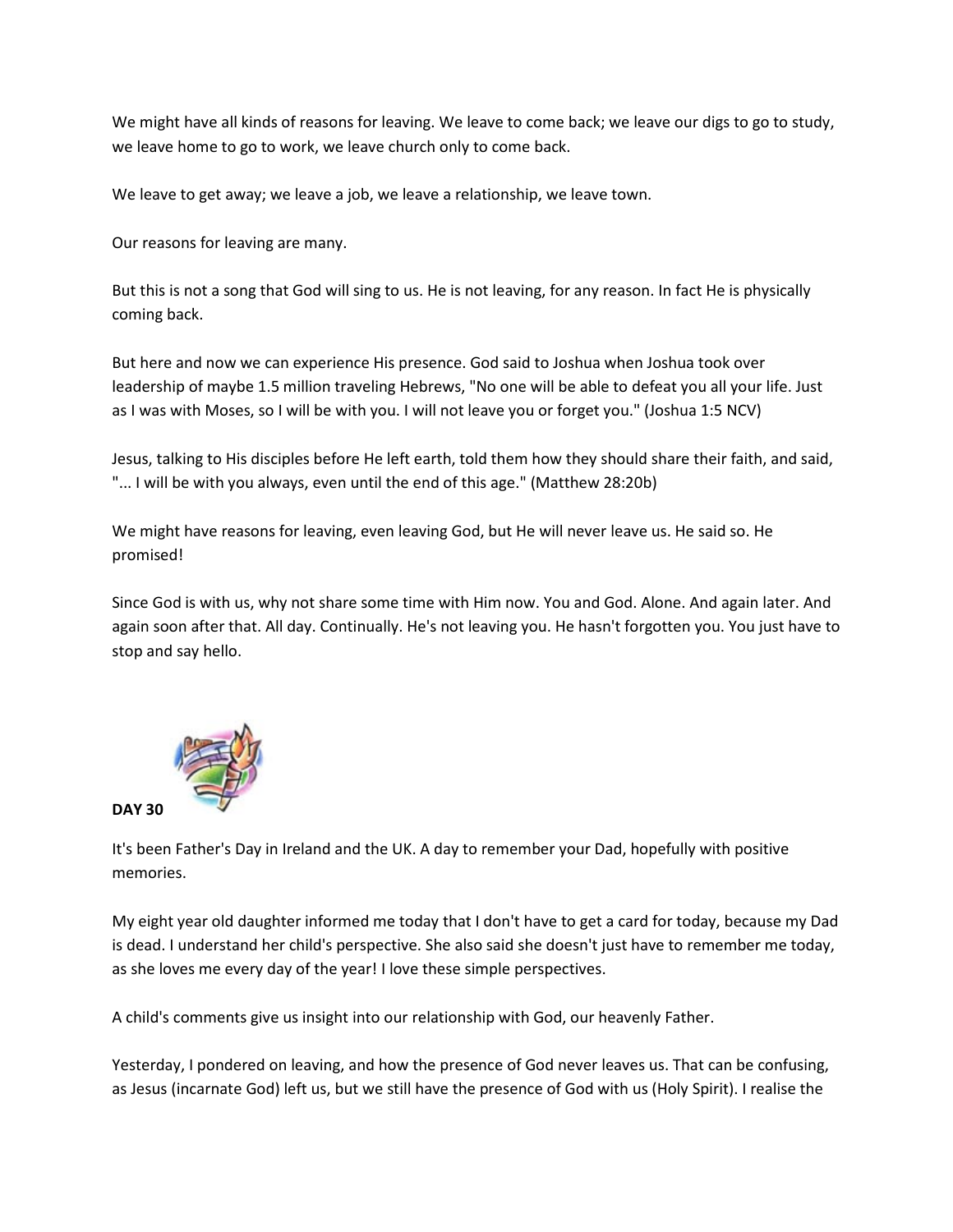We might have all kinds of reasons for leaving. We leave to come back; we leave our digs to go to study, we leave home to go to work, we leave church only to come back.

We leave to get away; we leave a job, we leave a relationship, we leave town.

Our reasons for leaving are many.

But this is not a song that God will sing to us. He is not leaving, for any reason. In fact He is physically coming back.

But here and now we can experience His presence. God said to Joshua when Joshua took over leadership of maybe 1.5 million traveling Hebrews, "No one will be able to defeat you all your life. Just as I was with Moses, so I will be with you. I will not leave you or forget you." (Joshua 1:5 NCV)

Jesus, talking to His disciples before He left earth, told them how they should share their faith, and said, "... I will be with you always, even until the end of this age." (Matthew 28:20b)

We might have reasons for leaving, even leaving God, but He will never leave us. He said so. He promised!

Since God is with us, why not share some time with Him now. You and God. Alone. And again later. And again soon after that. All day. Continually. He's not leaving you. He hasn't forgotten you. You just have to stop and say hello.

**DAY 30**

It's been Father's Day in Ireland and the UK. A day to remember your Dad, hopefully with positive memories.

My eight year old daughter informed me today that I don't have to get a card for today, because my Dad is dead. I understand her child's perspective. She also said she doesn't just have to remember me today, as she loves me every day of the year! I love these simple perspectives.

A child's comments give us insight into our relationship with God, our heavenly Father.

Yesterday, I pondered on leaving, and how the presence of God never leaves us. That can be confusing, as Jesus (incarnate God) left us, but we still have the presence of God with us (Holy Spirit). I realise the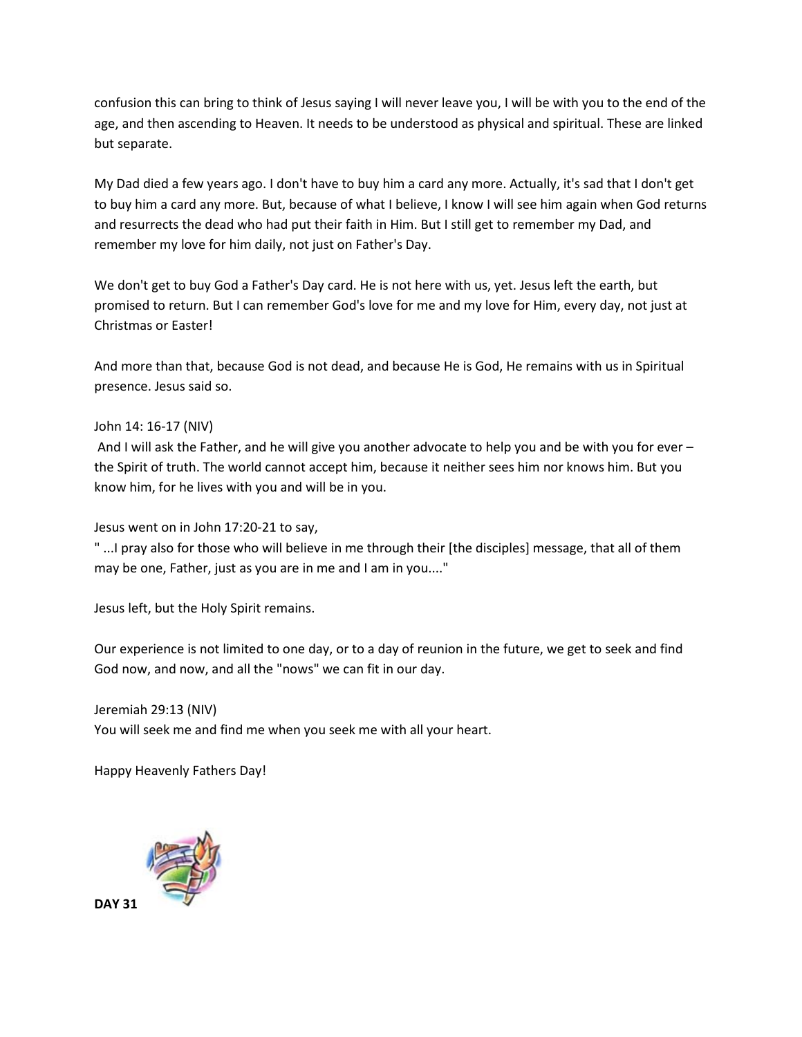confusion this can bring to think of Jesus saying I will never leave you, I will be with you to the end of the age, and then ascending to Heaven. It needs to be understood as physical and spiritual. These are linked but separate.

My Dad died a few years ago. I don't have to buy him a card any more. Actually, it's sad that I don't get to buy him a card any more. But, because of what I believe, I know I will see him again when God returns and resurrects the dead who had put their faith in Him. But I still get to remember my Dad, and remember my love for him daily, not just on Father's Day.

We don't get to buy God a Father's Day card. He is not here with us, yet. Jesus left the earth, but promised to return. But I can remember God's love for me and my love for Him, every day, not just at Christmas or Easter!

And more than that, because God is not dead, and because He is God, He remains with us in Spiritual presence. Jesus said so.

John 14: 16-17 (NIV)
And I will ask the Father, and he will give you another advocate to help you and be with you for ever – the Spirit of truth. The world cannot accept him, because it neither sees him nor knows him. But you know him, for he lives with you and will be in you.

Jesus went on in John 17:20-21 to say,
" ...I pray also for those who will believe in me through their [the disciples] message, that all of them may be one, Father, just as you are in me and I am in you...."

Jesus left, but the Holy Spirit remains.

Our experience is not limited to one day, or to a day of reunion in the future, we get to seek and find God now, and now, and all the "nows" we can fit in our day.

Jeremiah 29:13 (NIV)
You will seek me and find me when you seek me with all your heart.

Happy Heavenly Fathers Day!

**DAY 31**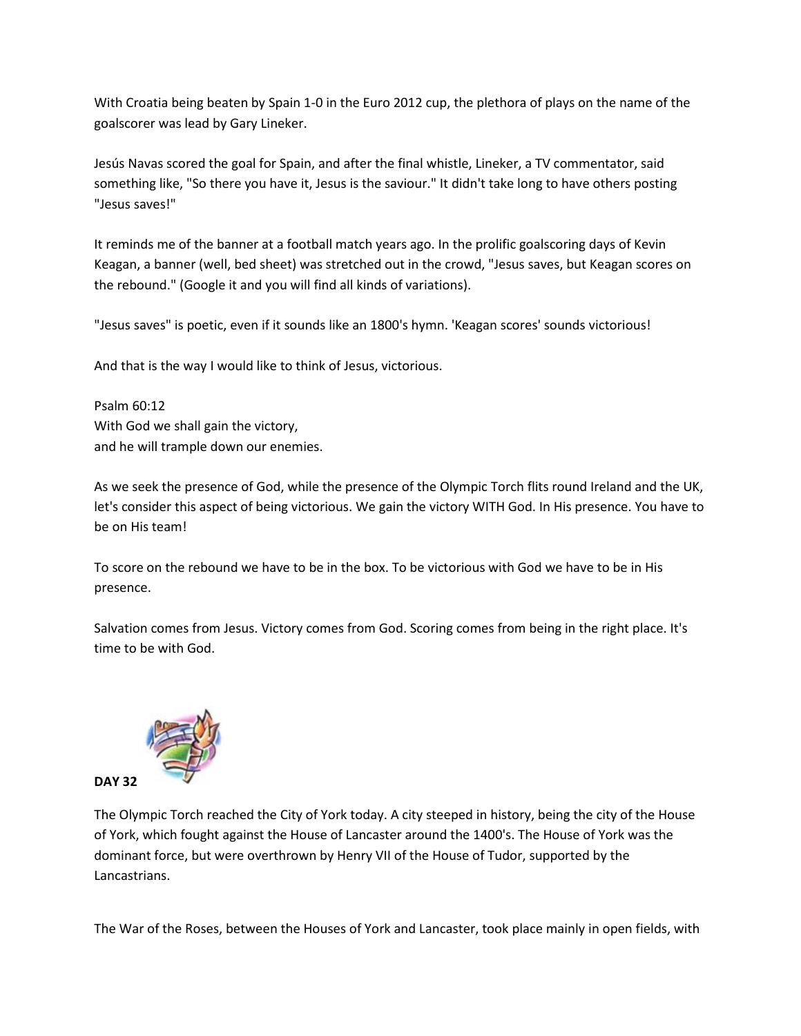With Croatia being beaten by Spain 1-0 in the Euro 2012 cup, the plethora of plays on the name of the goalscorer was lead by Gary Lineker.

Jesús Navas scored the goal for Spain, and after the final whistle, Lineker, a TV commentator, said something like, "So there you have it, Jesus is the saviour." It didn't take long to have others posting "Jesus saves!"

It reminds me of the banner at a football match years ago. In the prolific goalscoring days of Kevin Keagan, a banner (well, bed sheet) was stretched out in the crowd, "Jesus saves, but Keagan scores on the rebound." (Google it and you will find all kinds of variations).

"Jesus saves" is poetic, even if it sounds like an 1800's hymn. 'Keagan scores' sounds victorious!

And that is the way I would like to think of Jesus, victorious.

Psalm 60:12
With God we shall gain the victory,
and he will trample down our enemies.

As we seek the presence of God, while the presence of the Olympic Torch flits round Ireland and the UK, let's consider this aspect of being victorious. We gain the victory WITH God. In His presence. You have to be on His team!

To score on the rebound we have to be in the box. To be victorious with God we have to be in His presence.

Salvation comes from Jesus. Victory comes from God. Scoring comes from being in the right place. It's time to be with God.

**DAY 32**

The Olympic Torch reached the City of York today. A city steeped in history, being the city of the House of York, which fought against the House of Lancaster around the 1400's. The House of York was the dominant force, but were overthrown by Henry VII of the House of Tudor, supported by the Lancastrians.

The War of the Roses, between the Houses of York and Lancaster, took place mainly in open fields, with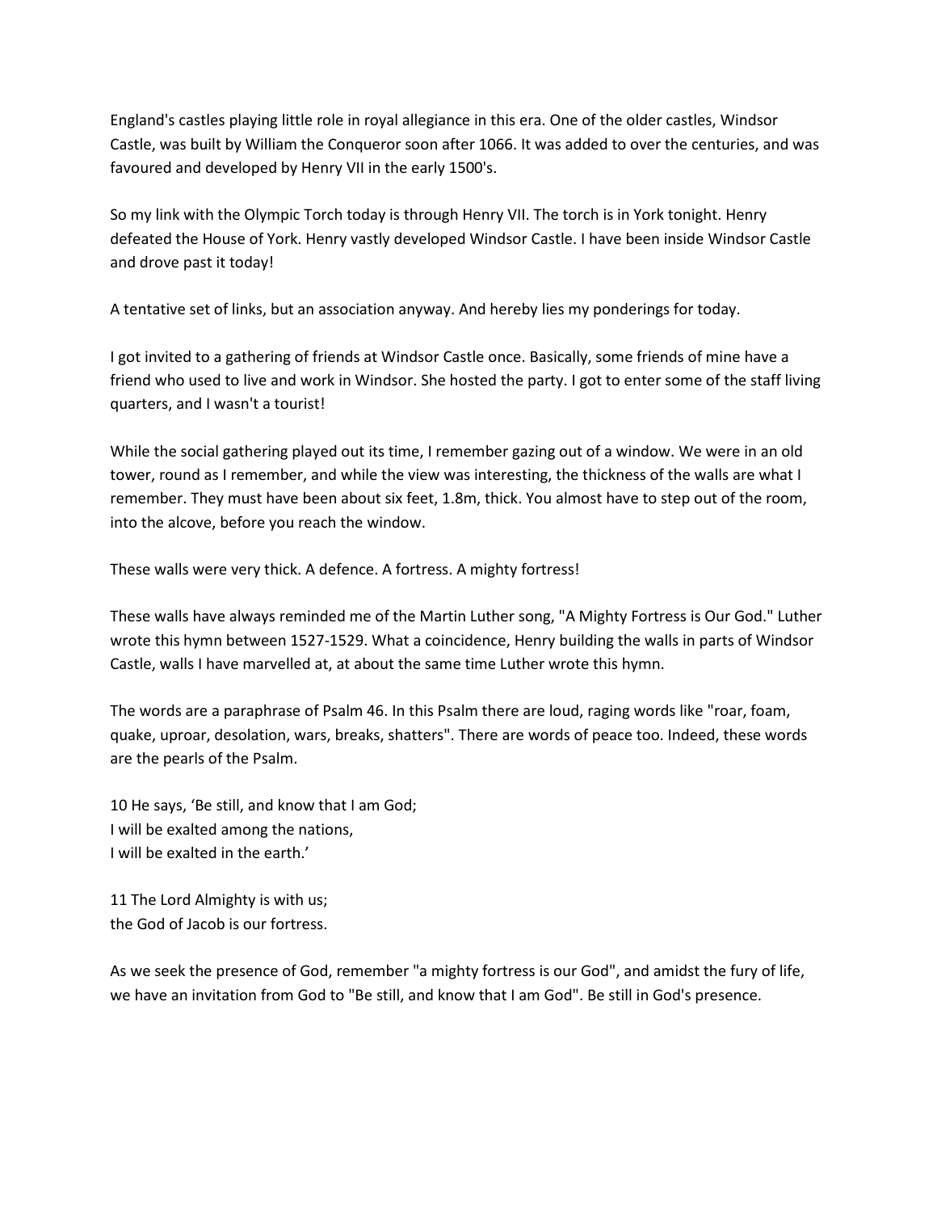England's castles playing little role in royal allegiance in this era. One of the older castles, Windsor Castle, was built by William the Conqueror soon after 1066. It was added to over the centuries, and was favoured and developed by Henry VII in the early 1500's.

So my link with the Olympic Torch today is through Henry VII. The torch is in York tonight. Henry defeated the House of York. Henry vastly developed Windsor Castle. I have been inside Windsor Castle and drove past it today!

A tentative set of links, but an association anyway. And hereby lies my ponderings for today.

I got invited to a gathering of friends at Windsor Castle once. Basically, some friends of mine have a friend who used to live and work in Windsor. She hosted the party. I got to enter some of the staff living quarters, and I wasn't a tourist!

While the social gathering played out its time, I remember gazing out of a window. We were in an old tower, round as I remember, and while the view was interesting, the thickness of the walls are what I remember. They must have been about six feet, 1.8m, thick. You almost have to step out of the room, into the alcove, before you reach the window.

These walls were very thick. A defence. A fortress. A mighty fortress!

These walls have always reminded me of the Martin Luther song, "A Mighty Fortress is Our God." Luther wrote this hymn between 1527-1529. What a coincidence, Henry building the walls in parts of Windsor Castle, walls I have marvelled at, at about the same time Luther wrote this hymn.

The words are a paraphrase of Psalm 46. In this Psalm there are loud, raging words like "roar, foam, quake, uproar, desolation, wars, breaks, shatters". There are words of peace too. Indeed, these words are the pearls of the Psalm.

10 He says, 'Be still, and know that I am God;  
I will be exalted among the nations,  
I will be exalted in the earth.'

11 The Lord Almighty is with us;  
the God of Jacob is our fortress.

As we seek the presence of God, remember "a mighty fortress is our God", and amidst the fury of life, we have an invitation from God to "Be still, and know that I am God". Be still in God's presence.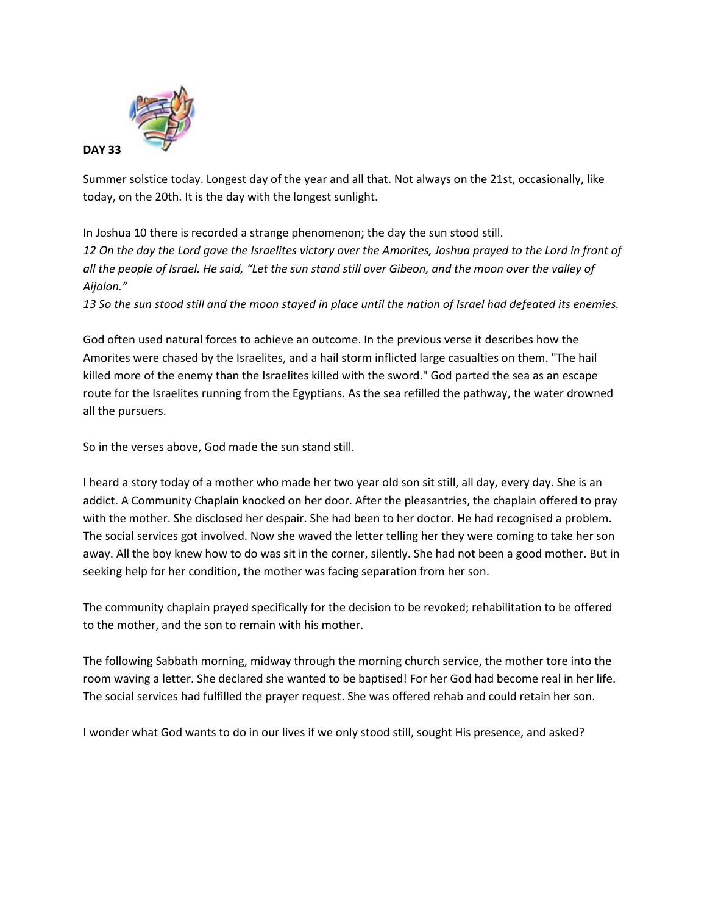**DAY 33**

Summer solstice today. Longest day of the year and all that. Not always on the 21st, occasionally, like today, on the 20th. It is the day with the longest sunlight.

In Joshua 10 there is recorded a strange phenomenon; the day the sun stood still.
*12 On the day the Lord gave the Israelites victory over the Amorites, Joshua prayed to the Lord in front of all the people of Israel. He said, "Let the sun stand still over Gibeon, and the moon over the valley of Aijalon."*
*13 So the sun stood still and the moon stayed in place until the nation of Israel had defeated its enemies.*

God often used natural forces to achieve an outcome. In the previous verse it describes how the Amorites were chased by the Israelites, and a hail storm inflicted large casualties on them. "The hail killed more of the enemy than the Israelites killed with the sword." God parted the sea as an escape route for the Israelites running from the Egyptians. As the sea refilled the pathway, the water drowned all the pursuers.

So in the verses above, God made the sun stand still.

I heard a story today of a mother who made her two year old son sit still, all day, every day. She is an addict. A Community Chaplain knocked on her door. After the pleasantries, the chaplain offered to pray with the mother. She disclosed her despair. She had been to her doctor. He had recognised a problem. The social services got involved. Now she waved the letter telling her they were coming to take her son away. All the boy knew how to do was sit in the corner, silently. She had not been a good mother. But in seeking help for her condition, the mother was facing separation from her son.

The community chaplain prayed specifically for the decision to be revoked; rehabilitation to be offered to the mother, and the son to remain with his mother.

The following Sabbath morning, midway through the morning church service, the mother tore into the room waving a letter. She declared she wanted to be baptised! For her God had become real in her life. The social services had fulfilled the prayer request. She was offered rehab and could retain her son.

I wonder what God wants to do in our lives if we only stood still, sought His presence, and asked?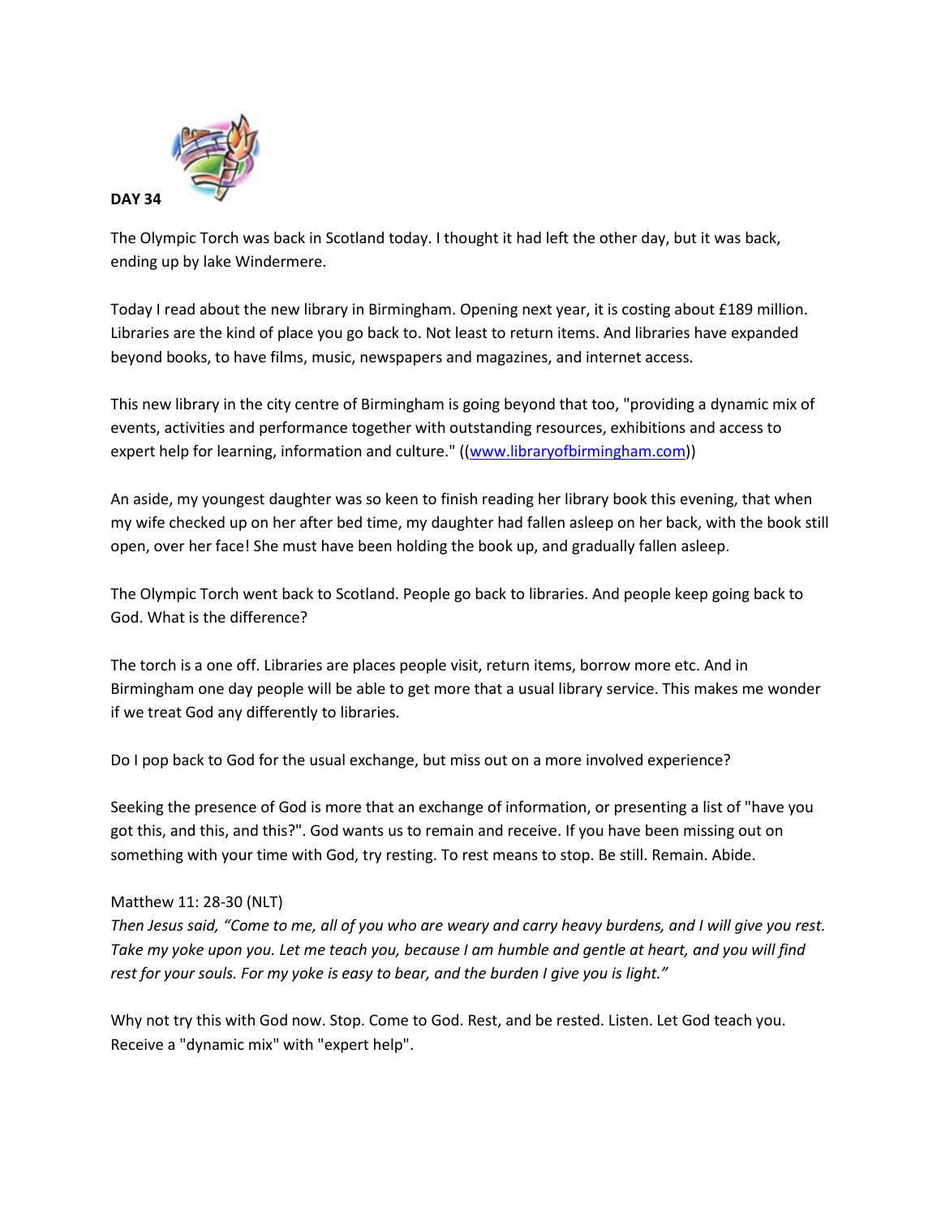**DAY 34**

The Olympic Torch was back in Scotland today. I thought it had left the other day, but it was back, ending up by lake Windermere.

Today I read about the new library in Birmingham. Opening next year, it is costing about £189 million. Libraries are the kind of place you go back to. Not least to return items. And libraries have expanded beyond books, to have films, music, newspapers and magazines, and internet access.

This new library in the city centre of Birmingham is going beyond that too, "providing a dynamic mix of events, activities and performance together with outstanding resources, exhibitions and access to expert help for learning, information and culture." ((www.libraryofbirmingham.com))

An aside, my youngest daughter was so keen to finish reading her library book this evening, that when my wife checked up on her after bed time, my daughter had fallen asleep on her back, with the book still open, over her face! She must have been holding the book up, and gradually fallen asleep.

The Olympic Torch went back to Scotland. People go back to libraries. And people keep going back to God. What is the difference?

The torch is a one off. Libraries are places people visit, return items, borrow more etc. And in Birmingham one day people will be able to get more that a usual library service. This makes me wonder if we treat God any differently to libraries.

Do I pop back to God for the usual exchange, but miss out on a more involved experience?

Seeking the presence of God is more that an exchange of information, or presenting a list of "have you got this, and this, and this?". God wants us to remain and receive. If you have been missing out on something with your time with God, try resting. To rest means to stop. Be still. Remain. Abide.

Matthew 11: 28-30 (NLT)
*Then Jesus said, "Come to me, all of you who are weary and carry heavy burdens, and I will give you rest. Take my yoke upon you. Let me teach you, because I am humble and gentle at heart, and you will find rest for your souls. For my yoke is easy to bear, and the burden I give you is light."*

Why not try this with God now. Stop. Come to God. Rest, and be rested. Listen. Let God teach you. Receive a "dynamic mix" with "expert help".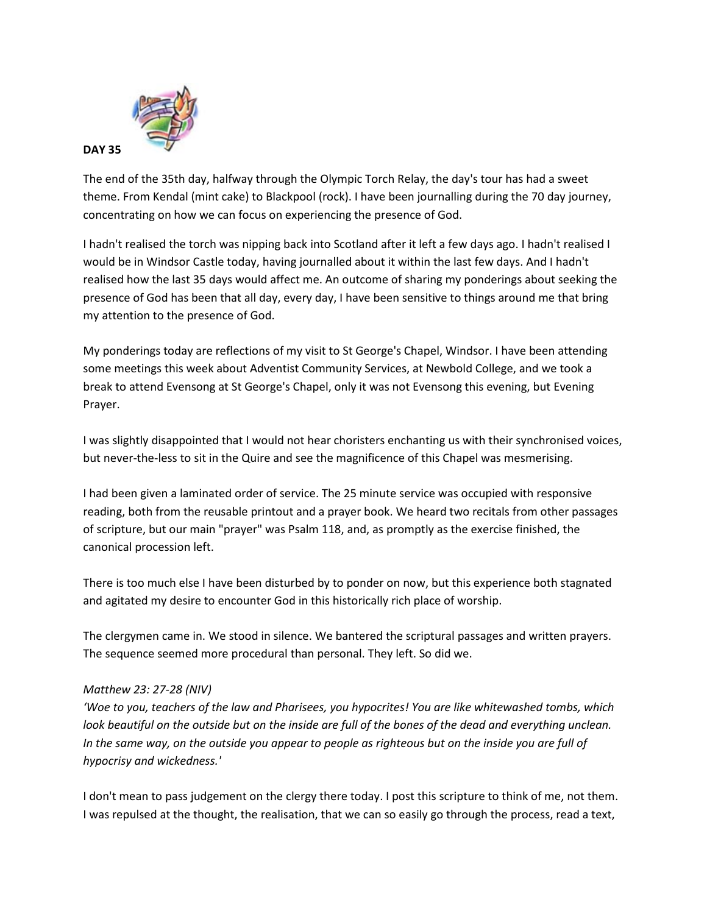**DAY 35**

The end of the 35th day, halfway through the Olympic Torch Relay, the day's tour has had a sweet theme. From Kendal (mint cake) to Blackpool (rock). I have been journalling during the 70 day journey, concentrating on how we can focus on experiencing the presence of God.

I hadn't realised the torch was nipping back into Scotland after it left a few days ago. I hadn't realised I would be in Windsor Castle today, having journalled about it within the last few days. And I hadn't realised how the last 35 days would affect me. An outcome of sharing my ponderings about seeking the presence of God has been that all day, every day, I have been sensitive to things around me that bring my attention to the presence of God.

My ponderings today are reflections of my visit to St George's Chapel, Windsor. I have been attending some meetings this week about Adventist Community Services, at Newbold College, and we took a break to attend Evensong at St George's Chapel, only it was not Evensong this evening, but Evening Prayer.

I was slightly disappointed that I would not hear choristers enchanting us with their synchronised voices, but never-the-less to sit in the Quire and see the magnificence of this Chapel was mesmerising.

I had been given a laminated order of service. The 25 minute service was occupied with responsive reading, both from the reusable printout and a prayer book. We heard two recitals from other passages of scripture, but our main "prayer" was Psalm 118, and, as promptly as the exercise finished, the canonical procession left.

There is too much else I have been disturbed by to ponder on now, but this experience both stagnated and agitated my desire to encounter God in this historically rich place of worship.

The clergymen came in. We stood in silence. We bantered the scriptural passages and written prayers. The sequence seemed more procedural than personal. They left. So did we.

*Matthew 23: 27-28 (NIV)*
*'Woe to you, teachers of the law and Pharisees, you hypocrites! You are like whitewashed tombs, which look beautiful on the outside but on the inside are full of the bones of the dead and everything unclean. In the same way, on the outside you appear to people as righteous but on the inside you are full of hypocrisy and wickedness.'*

I don't mean to pass judgement on the clergy there today. I post this scripture to think of me, not them. I was repulsed at the thought, the realisation, that we can so easily go through the process, read a text,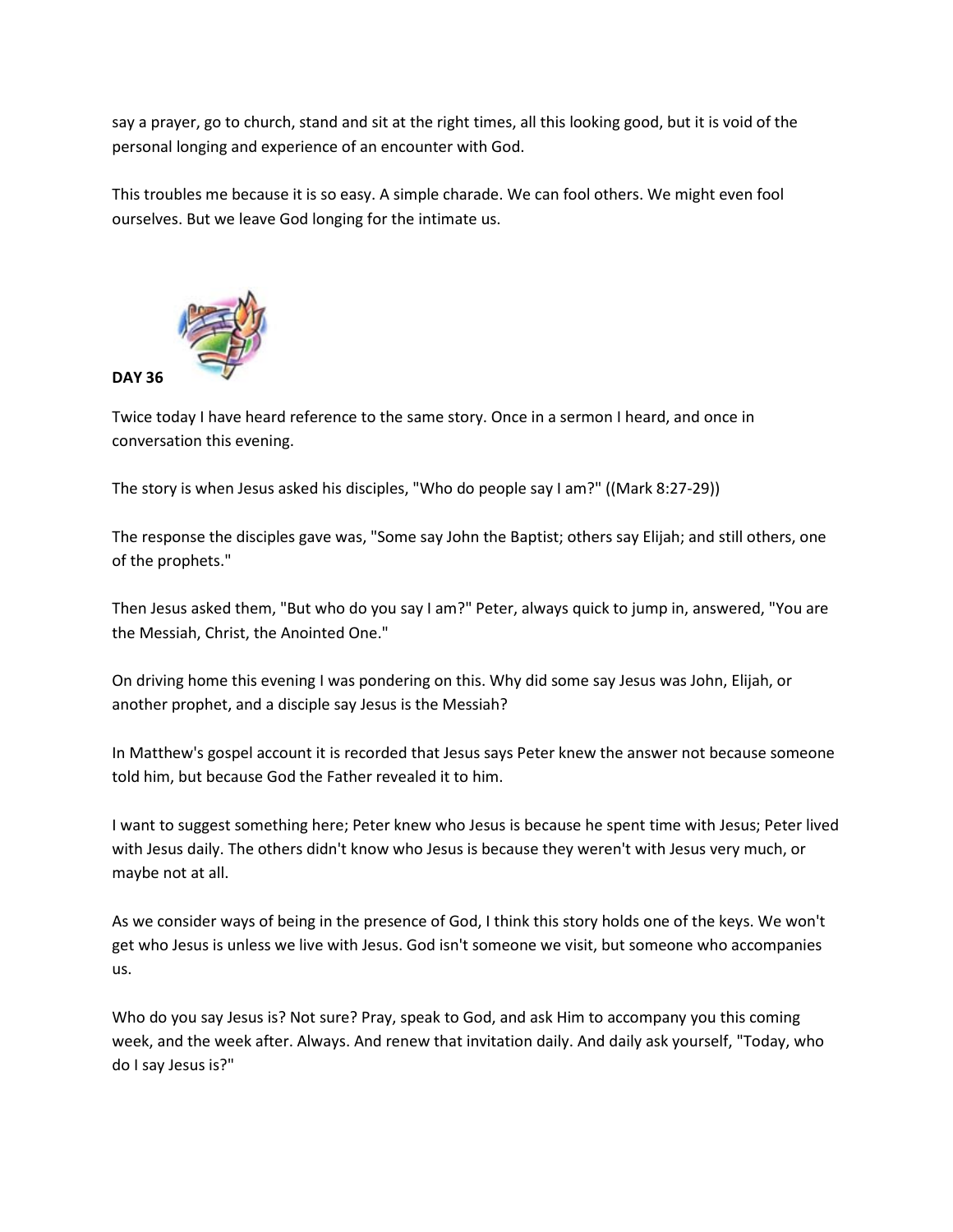say a prayer, go to church, stand and sit at the right times, all this looking good, but it is void of the personal longing and experience of an encounter with God.

This troubles me because it is so easy. A simple charade. We can fool others. We might even fool ourselves. But we leave God longing for the intimate us.

**DAY 36**

Twice today I have heard reference to the same story. Once in a sermon I heard, and once in conversation this evening.

The story is when Jesus asked his disciples, "Who do people say I am?" ((Mark 8:27-29))

The response the disciples gave was, "Some say John the Baptist; others say Elijah; and still others, one of the prophets."

Then Jesus asked them, "But who do you say I am?" Peter, always quick to jump in, answered, "You are the Messiah, Christ, the Anointed One."

On driving home this evening I was pondering on this. Why did some say Jesus was John, Elijah, or another prophet, and a disciple say Jesus is the Messiah?

In Matthew's gospel account it is recorded that Jesus says Peter knew the answer not because someone told him, but because God the Father revealed it to him.

I want to suggest something here; Peter knew who Jesus is because he spent time with Jesus; Peter lived with Jesus daily. The others didn't know who Jesus is because they weren't with Jesus very much, or maybe not at all.

As we consider ways of being in the presence of God, I think this story holds one of the keys. We won't get who Jesus is unless we live with Jesus. God isn't someone we visit, but someone who accompanies us.

Who do you say Jesus is? Not sure? Pray, speak to God, and ask Him to accompany you this coming week, and the week after. Always. And renew that invitation daily. And daily ask yourself, "Today, who do I say Jesus is?"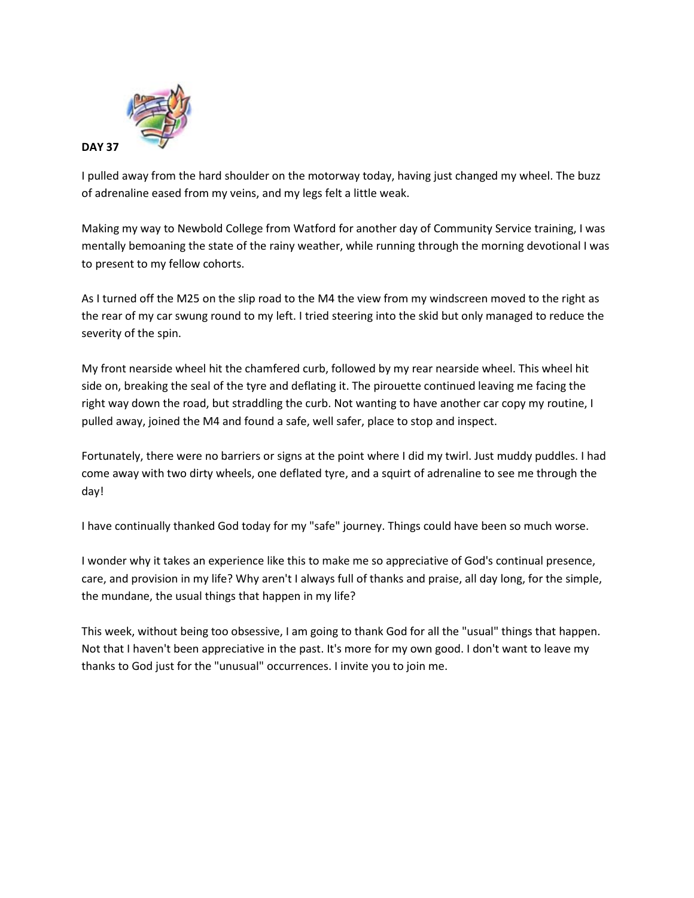**DAY 37**

I pulled away from the hard shoulder on the motorway today, having just changed my wheel. The buzz of adrenaline eased from my veins, and my legs felt a little weak.

Making my way to Newbold College from Watford for another day of Community Service training, I was mentally bemoaning the state of the rainy weather, while running through the morning devotional I was to present to my fellow cohorts.

As I turned off the M25 on the slip road to the M4 the view from my windscreen moved to the right as the rear of my car swung round to my left. I tried steering into the skid but only managed to reduce the severity of the spin.

My front nearside wheel hit the chamfered curb, followed by my rear nearside wheel. This wheel hit side on, breaking the seal of the tyre and deflating it. The pirouette continued leaving me facing the right way down the road, but straddling the curb. Not wanting to have another car copy my routine, I pulled away, joined the M4 and found a safe, well safer, place to stop and inspect.

Fortunately, there were no barriers or signs at the point where I did my twirl. Just muddy puddles. I had come away with two dirty wheels, one deflated tyre, and a squirt of adrenaline to see me through the day!

I have continually thanked God today for my "safe" journey. Things could have been so much worse.

I wonder why it takes an experience like this to make me so appreciative of God's continual presence, care, and provision in my life? Why aren't I always full of thanks and praise, all day long, for the simple, the mundane, the usual things that happen in my life?

This week, without being too obsessive, I am going to thank God for all the "usual" things that happen. Not that I haven't been appreciative in the past. It's more for my own good. I don't want to leave my thanks to God just for the "unusual" occurrences. I invite you to join me.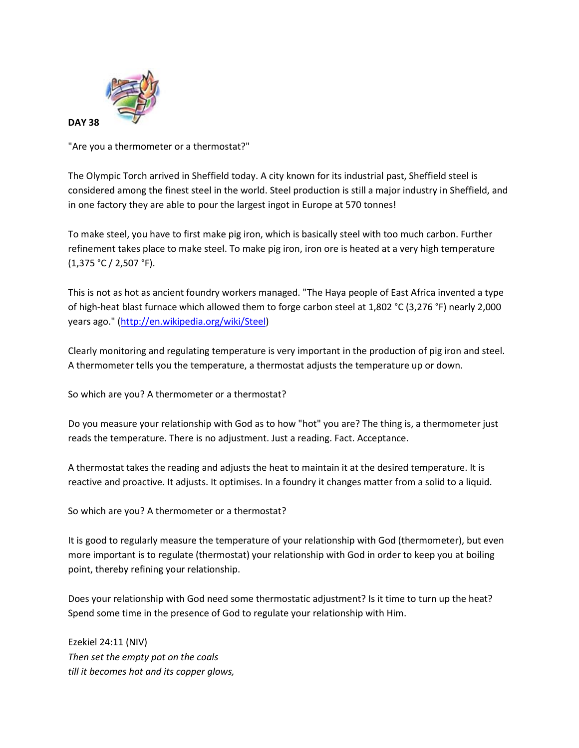**DAY 38**

"Are you a thermometer or a thermostat?"

The Olympic Torch arrived in Sheffield today. A city known for its industrial past, Sheffield steel is considered among the finest steel in the world. Steel production is still a major industry in Sheffield, and in one factory they are able to pour the largest ingot in Europe at 570 tonnes!

To make steel, you have to first make pig iron, which is basically steel with too much carbon. Further refinement takes place to make steel. To make pig iron, iron ore is heated at a very high temperature (1,375 °C / 2,507 °F).

This is not as hot as ancient foundry workers managed. "The Haya people of East Africa invented a type of high-heat blast furnace which allowed them to forge carbon steel at 1,802 °C (3,276 °F) nearly 2,000 years ago." ([http://en.wikipedia.org/wiki/Steel](http://en.wikipedia.org/wiki/Steel))

Clearly monitoring and regulating temperature is very important in the production of pig iron and steel. A thermometer tells you the temperature, a thermostat adjusts the temperature up or down.

So which are you? A thermometer or a thermostat?

Do you measure your relationship with God as to how "hot" you are? The thing is, a thermometer just reads the temperature. There is no adjustment. Just a reading. Fact. Acceptance.

A thermostat takes the reading and adjusts the heat to maintain it at the desired temperature. It is reactive and proactive. It adjusts. It optimises. In a foundry it changes matter from a solid to a liquid.

So which are you? A thermometer or a thermostat?

It is good to regularly measure the temperature of your relationship with God (thermometer), but even more important is to regulate (thermostat) your relationship with God in order to keep you at boiling point, thereby refining your relationship.

Does your relationship with God need some thermostatic adjustment? Is it time to turn up the heat? Spend some time in the presence of God to regulate your relationship with Him.

Ezekiel 24:11 (NIV)
*Then set the empty pot on the coals*
*till it becomes hot and its copper glows,*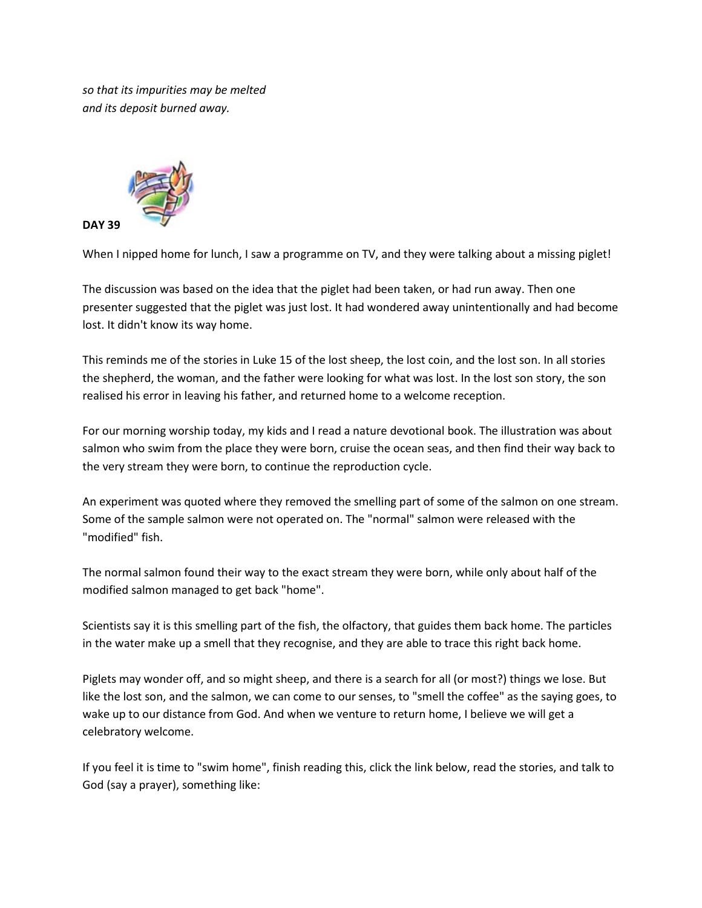*so that its impurities may be melted*
*and its deposit burned away.*

**DAY 39**

When I nipped home for lunch, I saw a programme on TV, and they were talking about a missing piglet!

The discussion was based on the idea that the piglet had been taken, or had run away. Then one presenter suggested that the piglet was just lost. It had wondered away unintentionally and had become lost. It didn't know its way home.

This reminds me of the stories in Luke 15 of the lost sheep, the lost coin, and the lost son. In all stories the shepherd, the woman, and the father were looking for what was lost. In the lost son story, the son realised his error in leaving his father, and returned home to a welcome reception.

For our morning worship today, my kids and I read a nature devotional book. The illustration was about salmon who swim from the place they were born, cruise the ocean seas, and then find their way back to the very stream they were born, to continue the reproduction cycle.

An experiment was quoted where they removed the smelling part of some of the salmon on one stream. Some of the sample salmon were not operated on. The "normal" salmon were released with the "modified" fish.

The normal salmon found their way to the exact stream they were born, while only about half of the modified salmon managed to get back "home".

Scientists say it is this smelling part of the fish, the olfactory, that guides them back home. The particles in the water make up a smell that they recognise, and they are able to trace this right back home.

Piglets may wonder off, and so might sheep, and there is a search for all (or most?) things we lose. But like the lost son, and the salmon, we can come to our senses, to "smell the coffee" as the saying goes, to wake up to our distance from God. And when we venture to return home, I believe we will get a celebratory welcome.

If you feel it is time to "swim home", finish reading this, click the link below, read the stories, and talk to God (say a prayer), something like: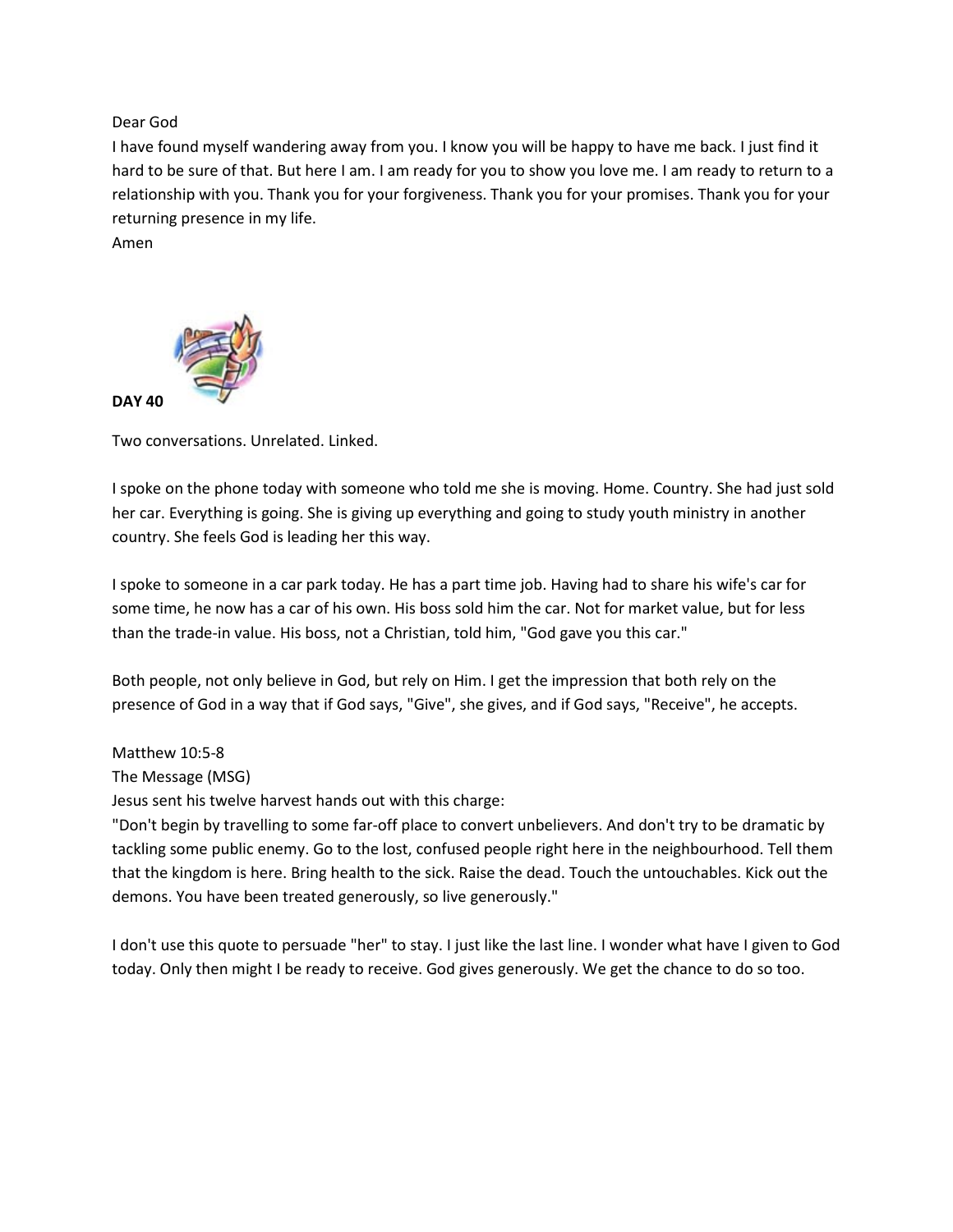Dear God
I have found myself wandering away from you. I know you will be happy to have me back. I just find it hard to be sure of that. But here I am. I am ready for you to show you love me. I am ready to return to a relationship with you. Thank you for your forgiveness. Thank you for your promises. Thank you for your returning presence in my life.
Amen

**DAY 40**

Two conversations. Unrelated. Linked.

I spoke on the phone today with someone who told me she is moving. Home. Country. She had just sold her car. Everything is going. She is giving up everything and going to study youth ministry in another country. She feels God is leading her this way.

I spoke to someone in a car park today. He has a part time job. Having had to share his wife's car for some time, he now has a car of his own. His boss sold him the car. Not for market value, but for less than the trade-in value. His boss, not a Christian, told him, "God gave you this car."

Both people, not only believe in God, but rely on Him. I get the impression that both rely on the presence of God in a way that if God says, "Give", she gives, and if God says, "Receive", he accepts.

Matthew 10:5-8
The Message (MSG)
Jesus sent his twelve harvest hands out with this charge:
"Don't begin by travelling to some far-off place to convert unbelievers. And don't try to be dramatic by tackling some public enemy. Go to the lost, confused people right here in the neighbourhood. Tell them that the kingdom is here. Bring health to the sick. Raise the dead. Touch the untouchables. Kick out the demons. You have been treated generously, so live generously."

I don't use this quote to persuade "her" to stay. I just like the last line. I wonder what have I given to God today. Only then might I be ready to receive. God gives generously. We get the chance to do so too.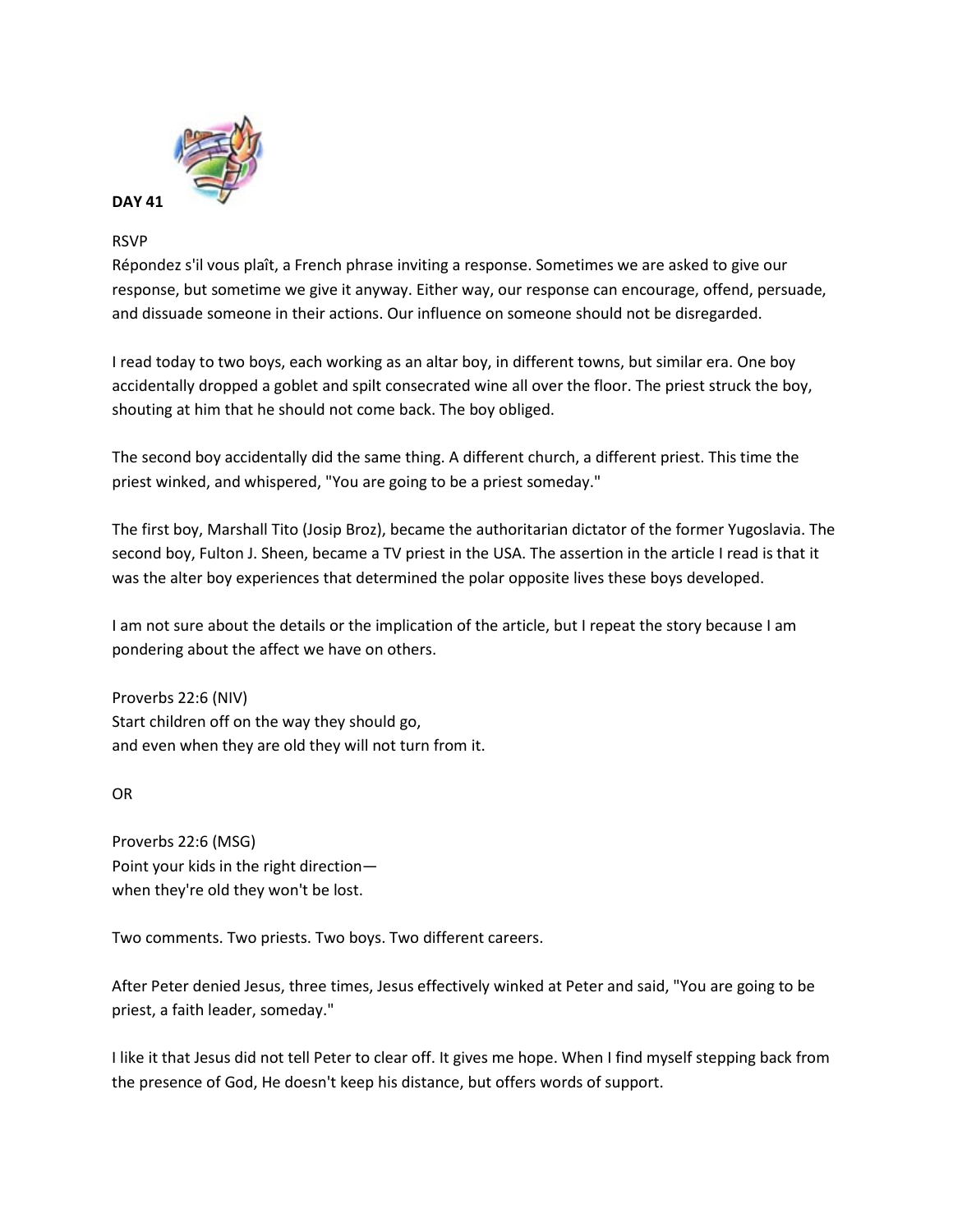**DAY 41**

RSVP

Répondez s'il vous plaît, a French phrase inviting a response. Sometimes we are asked to give our response, but sometime we give it anyway. Either way, our response can encourage, offend, persuade, and dissuade someone in their actions. Our influence on someone should not be disregarded.

I read today to two boys, each working as an altar boy, in different towns, but similar era. One boy accidentally dropped a goblet and spilt consecrated wine all over the floor. The priest struck the boy, shouting at him that he should not come back. The boy obliged.

The second boy accidentally did the same thing. A different church, a different priest. This time the priest winked, and whispered, "You are going to be a priest someday."

The first boy, Marshall Tito (Josip Broz), became the authoritarian dictator of the former Yugoslavia. The second boy, Fulton J. Sheen, became a TV priest in the USA. The assertion in the article I read is that it was the alter boy experiences that determined the polar opposite lives these boys developed.

I am not sure about the details or the implication of the article, but I repeat the story because I am pondering about the affect we have on others.

Proverbs 22:6 (NIV)
Start children off on the way they should go,
and even when they are old they will not turn from it.

OR

Proverbs 22:6 (MSG)
Point your kids in the right direction—
when they're old they won't be lost.

Two comments. Two priests. Two boys. Two different careers.

After Peter denied Jesus, three times, Jesus effectively winked at Peter and said, "You are going to be priest, a faith leader, someday."

I like it that Jesus did not tell Peter to clear off. It gives me hope. When I find myself stepping back from the presence of God, He doesn't keep his distance, but offers words of support.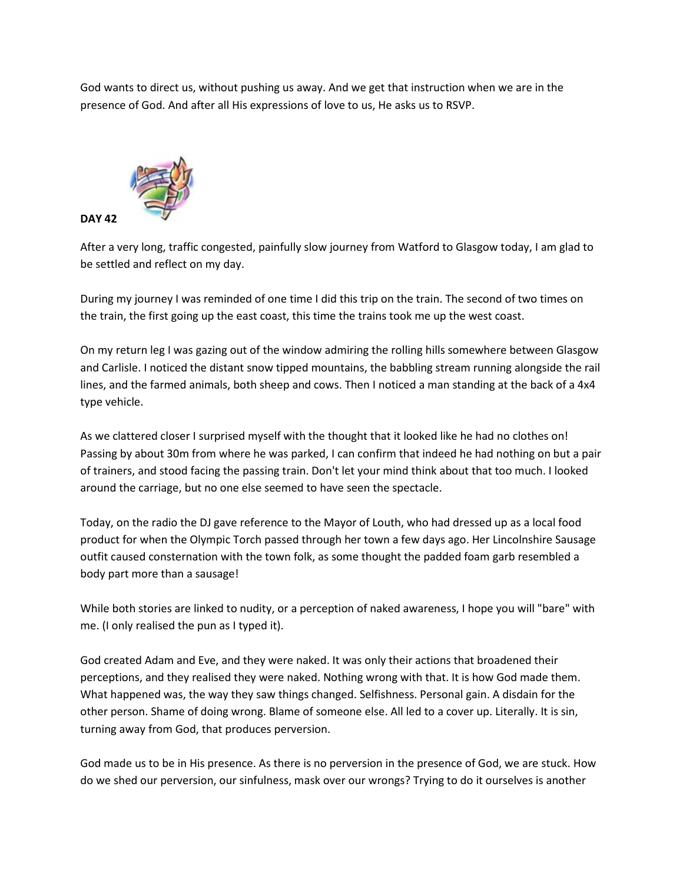God wants to direct us, without pushing us away. And we get that instruction when we are in the presence of God. And after all His expressions of love to us, He asks us to RSVP.

**DAY 42**

After a very long, traffic congested, painfully slow journey from Watford to Glasgow today, I am glad to be settled and reflect on my day.

During my journey I was reminded of one time I did this trip on the train. The second of two times on the train, the first going up the east coast, this time the trains took me up the west coast.

On my return leg I was gazing out of the window admiring the rolling hills somewhere between Glasgow and Carlisle. I noticed the distant snow tipped mountains, the babbling stream running alongside the rail lines, and the farmed animals, both sheep and cows. Then I noticed a man standing at the back of a 4x4 type vehicle.

As we clattered closer I surprised myself with the thought that it looked like he had no clothes on! Passing by about 30m from where he was parked, I can confirm that indeed he had nothing on but a pair of trainers, and stood facing the passing train. Don't let your mind think about that too much. I looked around the carriage, but no one else seemed to have seen the spectacle.

Today, on the radio the DJ gave reference to the Mayor of Louth, who had dressed up as a local food product for when the Olympic Torch passed through her town a few days ago. Her Lincolnshire Sausage outfit caused consternation with the town folk, as some thought the padded foam garb resembled a body part more than a sausage!

While both stories are linked to nudity, or a perception of naked awareness, I hope you will "bare" with me. (I only realised the pun as I typed it).

God created Adam and Eve, and they were naked. It was only their actions that broadened their perceptions, and they realised they were naked. Nothing wrong with that. It is how God made them. What happened was, the way they saw things changed. Selfishness. Personal gain. A disdain for the other person. Shame of doing wrong. Blame of someone else. All led to a cover up. Literally. It is sin, turning away from God, that produces perversion.

God made us to be in His presence. As there is no perversion in the presence of God, we are stuck. How do we shed our perversion, our sinfulness, mask over our wrongs? Trying to do it ourselves is another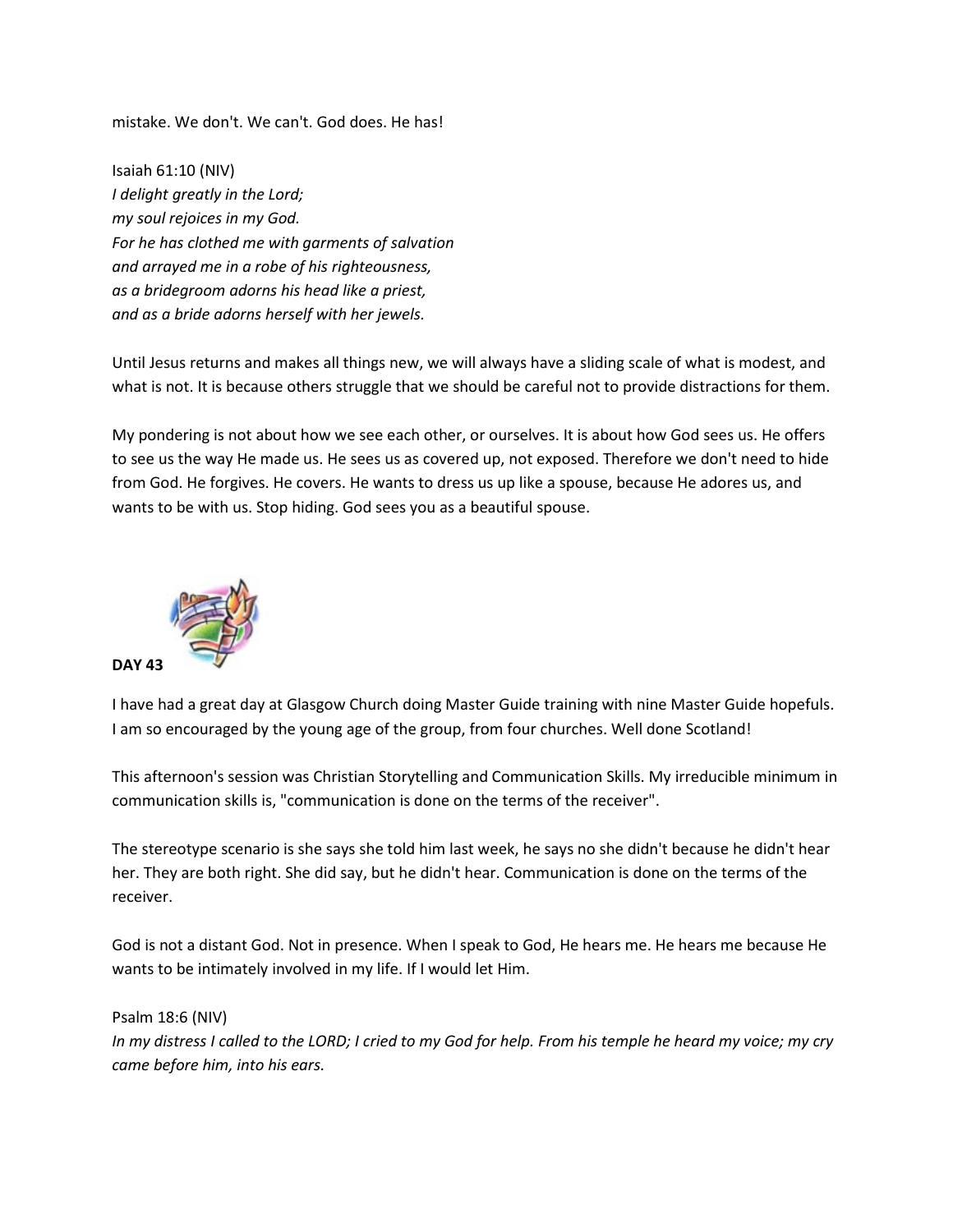mistake. We don't. We can't. God does. He has!

Isaiah 61:10 (NIV)
*I delight greatly in the Lord;*
*my soul rejoices in my God.*
*For he has clothed me with garments of salvation*
*and arrayed me in a robe of his righteousness,*
*as a bridegroom adorns his head like a priest,*
*and as a bride adorns herself with her jewels.*

Until Jesus returns and makes all things new, we will always have a sliding scale of what is modest, and what is not. It is because others struggle that we should be careful not to provide distractions for them.

My pondering is not about how we see each other, or ourselves. It is about how God sees us. He offers to see us the way He made us. He sees us as covered up, not exposed. Therefore we don't need to hide from God. He forgives. He covers. He wants to dress us up like a spouse, because He adores us, and wants to be with us. Stop hiding. God sees you as a beautiful spouse.

**DAY 43**

I have had a great day at Glasgow Church doing Master Guide training with nine Master Guide hopefuls. I am so encouraged by the young age of the group, from four churches. Well done Scotland!

This afternoon's session was Christian Storytelling and Communication Skills. My irreducible minimum in communication skills is, "communication is done on the terms of the receiver".

The stereotype scenario is she says she told him last week, he says no she didn't because he didn't hear her. They are both right. She did say, but he didn't hear. Communication is done on the terms of the receiver.

God is not a distant God. Not in presence. When I speak to God, He hears me. He hears me because He wants to be intimately involved in my life. If I would let Him.

Psalm 18:6 (NIV)
*In my distress I called to the LORD; I cried to my God for help. From his temple he heard my voice; my cry came before him, into his ears.*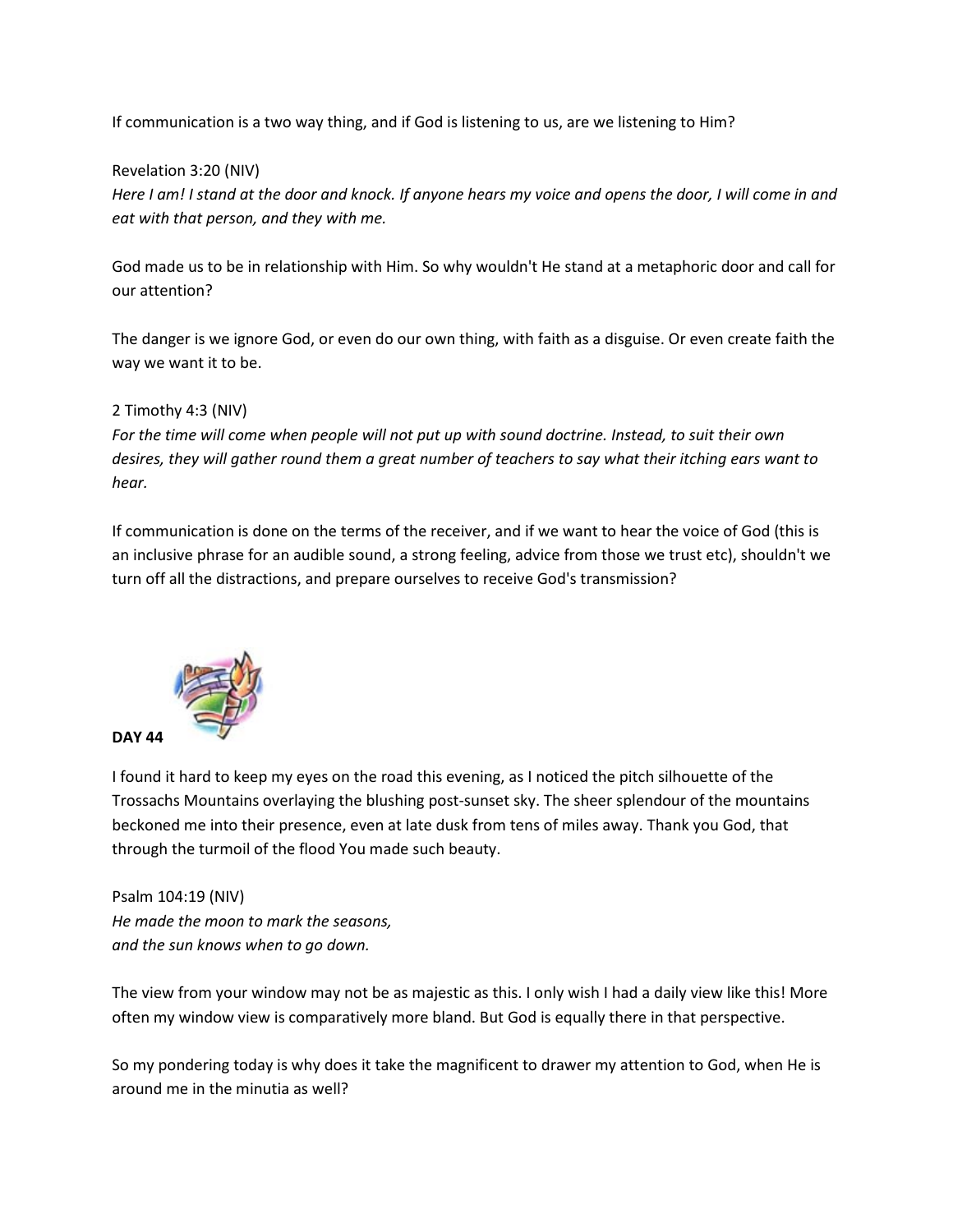If communication is a two way thing, and if God is listening to us, are we listening to Him?

Revelation 3:20 (NIV)
*Here I am! I stand at the door and knock. If anyone hears my voice and opens the door, I will come in and eat with that person, and they with me.*

God made us to be in relationship with Him. So why wouldn't He stand at a metaphoric door and call for our attention?

The danger is we ignore God, or even do our own thing, with faith as a disguise. Or even create faith the way we want it to be.

2 Timothy 4:3 (NIV)
*For the time will come when people will not put up with sound doctrine. Instead, to suit their own desires, they will gather round them a great number of teachers to say what their itching ears want to hear.*

If communication is done on the terms of the receiver, and if we want to hear the voice of God (this is an inclusive phrase for an audible sound, a strong feeling, advice from those we trust etc), shouldn't we turn off all the distractions, and prepare ourselves to receive God's transmission?

**DAY 44**

I found it hard to keep my eyes on the road this evening, as I noticed the pitch silhouette of the Trossachs Mountains overlaying the blushing post-sunset sky. The sheer splendour of the mountains beckoned me into their presence, even at late dusk from tens of miles away. Thank you God, that through the turmoil of the flood You made such beauty.

Psalm 104:19 (NIV)
*He made the moon to mark the seasons,*
*and the sun knows when to go down.*

The view from your window may not be as majestic as this. I only wish I had a daily view like this! More often my window view is comparatively more bland. But God is equally there in that perspective.

So my pondering today is why does it take the magnificent to drawer my attention to God, when He is around me in the minutia as well?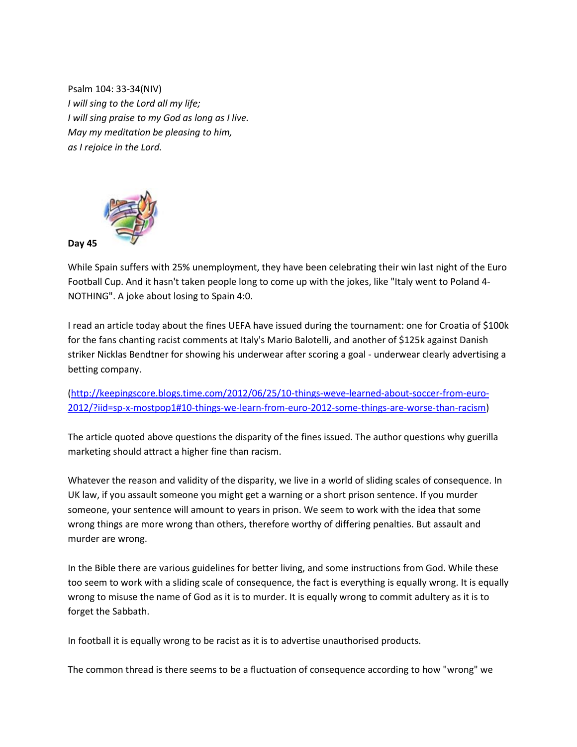Psalm 104: 33-34(NIV)
*I will sing to the Lord all my life;*
*I will sing praise to my God as long as I live.*
*May my meditation be pleasing to him,*
*as I rejoice in the Lord.*

**Day 45**

While Spain suffers with 25% unemployment, they have been celebrating their win last night of the Euro Football Cup. And it hasn't taken people long to come up with the jokes, like "Italy went to Poland 4-NOTHING". A joke about losing to Spain 4:0.

I read an article today about the fines UEFA have issued during the tournament: one for Croatia of $100k for the fans chanting racist comments at Italy's Mario Balotelli, and another of $125k against Danish striker Nicklas Bendtner for showing his underwear after scoring a goal - underwear clearly advertising a betting company.

(http://keepingscore.blogs.time.com/2012/06/25/10-things-weve-learned-about-soccer-from-euro-2012/?iid=sp-x-mostpop1#10-things-we-learn-from-euro-2012-some-things-are-worse-than-racism)

The article quoted above questions the disparity of the fines issued. The author questions why guerilla marketing should attract a higher fine than racism.

Whatever the reason and validity of the disparity, we live in a world of sliding scales of consequence. In UK law, if you assault someone you might get a warning or a short prison sentence. If you murder someone, your sentence will amount to years in prison. We seem to work with the idea that some wrong things are more wrong than others, therefore worthy of differing penalties. But assault and murder are wrong.

In the Bible there are various guidelines for better living, and some instructions from God. While these too seem to work with a sliding scale of consequence, the fact is everything is equally wrong. It is equally wrong to misuse the name of God as it is to murder. It is equally wrong to commit adultery as it is to forget the Sabbath.

In football it is equally wrong to be racist as it is to advertise unauthorised products.

The common thread is there seems to be a fluctuation of consequence according to how "wrong" we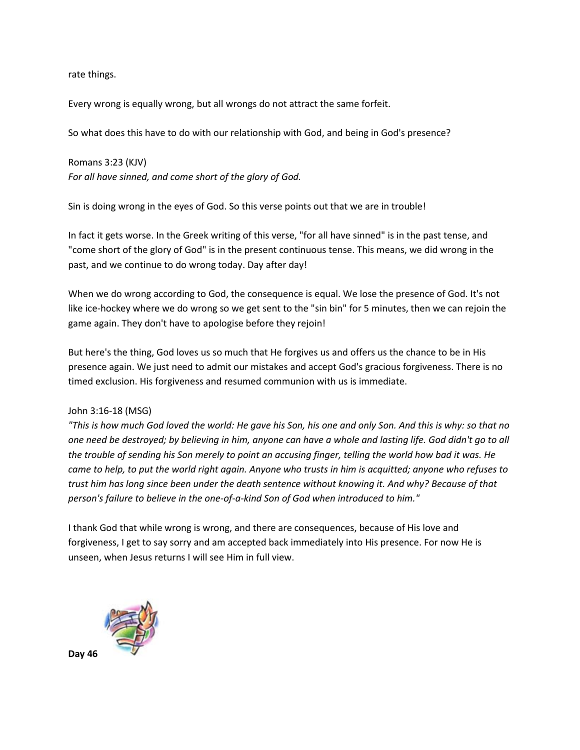rate things.

Every wrong is equally wrong, but all wrongs do not attract the same forfeit.

So what does this have to do with our relationship with God, and being in God's presence?

Romans 3:23 (KJV)
*For all have sinned, and come short of the glory of God.*

Sin is doing wrong in the eyes of God. So this verse points out that we are in trouble!

In fact it gets worse. In the Greek writing of this verse, "for all have sinned" is in the past tense, and "come short of the glory of God" is in the present continuous tense. This means, we did wrong in the past, and we continue to do wrong today. Day after day!

When we do wrong according to God, the consequence is equal. We lose the presence of God. It's not like ice-hockey where we do wrong so we get sent to the "sin bin" for 5 minutes, then we can rejoin the game again. They don't have to apologise before they rejoin!

But here's the thing, God loves us so much that He forgives us and offers us the chance to be in His presence again. We just need to admit our mistakes and accept God's gracious forgiveness. There is no timed exclusion. His forgiveness and resumed communion with us is immediate.

John 3:16-18 (MSG)
*"This is how much God loved the world: He gave his Son, his one and only Son. And this is why: so that no one need be destroyed; by believing in him, anyone can have a whole and lasting life. God didn't go to all the trouble of sending his Son merely to point an accusing finger, telling the world how bad it was. He came to help, to put the world right again. Anyone who trusts in him is acquitted; anyone who refuses to trust him has long since been under the death sentence without knowing it. And why? Because of that person's failure to believe in the one-of-a-kind Son of God when introduced to him."*

I thank God that while wrong is wrong, and there are consequences, because of His love and forgiveness, I get to say sorry and am accepted back immediately into His presence. For now He is unseen, when Jesus returns I will see Him in full view.

**Day 46**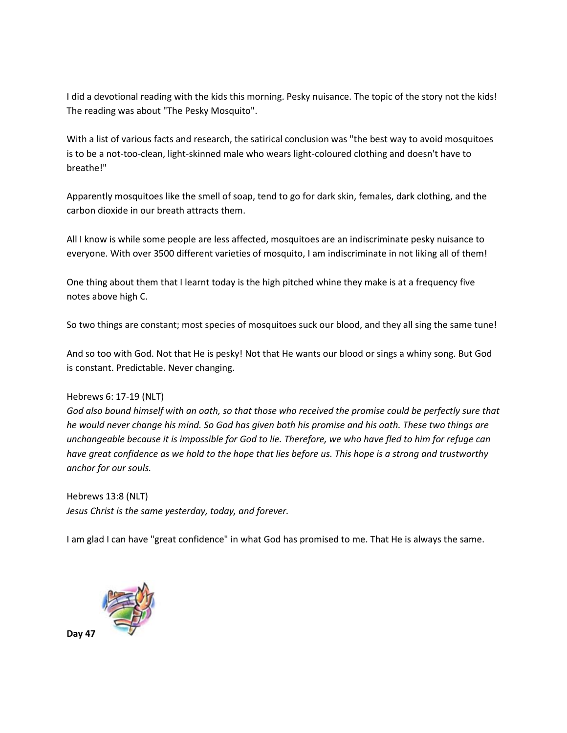I did a devotional reading with the kids this morning. Pesky nuisance. The topic of the story not the kids! The reading was about "The Pesky Mosquito".

With a list of various facts and research, the satirical conclusion was "the best way to avoid mosquitoes is to be a not-too-clean, light-skinned male who wears light-coloured clothing and doesn't have to breathe!"

Apparently mosquitoes like the smell of soap, tend to go for dark skin, females, dark clothing, and the carbon dioxide in our breath attracts them.

All I know is while some people are less affected, mosquitoes are an indiscriminate pesky nuisance to everyone. With over 3500 different varieties of mosquito, I am indiscriminate in not liking all of them!

One thing about them that I learnt today is the high pitched whine they make is at a frequency five notes above high C.

So two things are constant; most species of mosquitoes suck our blood, and they all sing the same tune!

And so too with God. Not that He is pesky! Not that He wants our blood or sings a whiny song. But God is constant. Predictable. Never changing.

Hebrews 6: 17-19 (NLT)
*God also bound himself with an oath, so that those who received the promise could be perfectly sure that he would never change his mind. So God has given both his promise and his oath. These two things are unchangeable because it is impossible for God to lie. Therefore, we who have fled to him for refuge can have great confidence as we hold to the hope that lies before us. This hope is a strong and trustworthy anchor for our souls.*

Hebrews 13:8 (NLT)
*Jesus Christ is the same yesterday, today, and forever.*

I am glad I can have "great confidence" in what God has promised to me. That He is always the same.

**Day 47**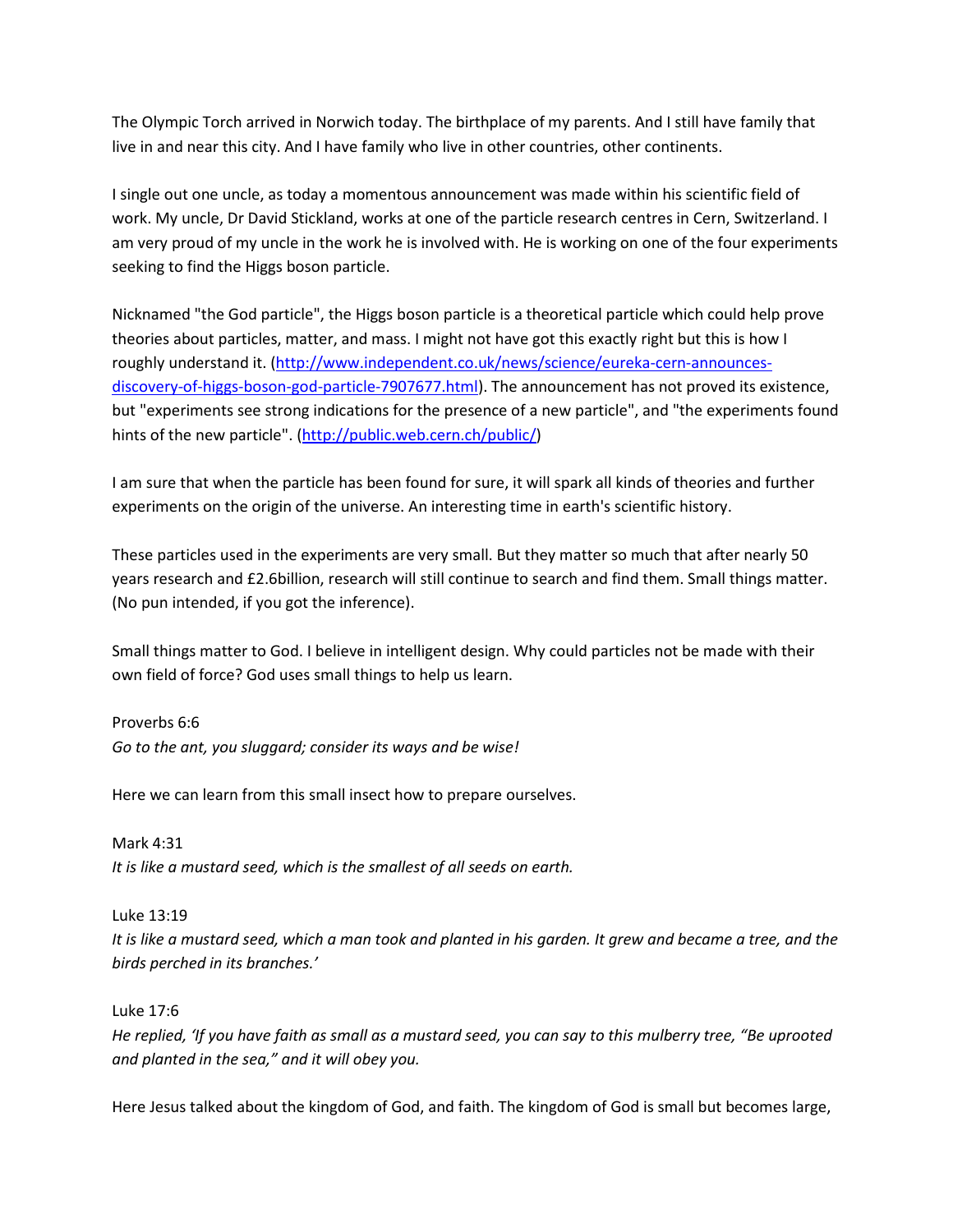The Olympic Torch arrived in Norwich today. The birthplace of my parents. And I still have family that live in and near this city. And I have family who live in other countries, other continents.

I single out one uncle, as today a momentous announcement was made within his scientific field of work. My uncle, Dr David Stickland, works at one of the particle research centres in Cern, Switzerland. I am very proud of my uncle in the work he is involved with. He is working on one of the four experiments seeking to find the Higgs boson particle.

Nicknamed "the God particle", the Higgs boson particle is a theoretical particle which could help prove theories about particles, matter, and mass. I might not have got this exactly right but this is how I roughly understand it. ([http://www.independent.co.uk/news/science/eureka-cern-announces-discovery-of-higgs-boson-god-particle-7907677.html](http://www.independent.co.uk/news/science/eureka-cern-announces-discovery-of-higgs-boson-god-particle-7907677.html)). The announcement has not proved its existence, but "experiments see strong indications for the presence of a new particle", and "the experiments found hints of the new particle". ([http://public.web.cern.ch/public/](http://public.web.cern.ch/public/))

I am sure that when the particle has been found for sure, it will spark all kinds of theories and further experiments on the origin of the universe. An interesting time in earth's scientific history.

These particles used in the experiments are very small. But they matter so much that after nearly 50 years research and £2.6billion, research will still continue to search and find them. Small things matter. (No pun intended, if you got the inference).

Small things matter to God. I believe in intelligent design. Why could particles not be made with their own field of force? God uses small things to help us learn.

Proverbs 6:6
*Go to the ant, you sluggard; consider its ways and be wise!*

Here we can learn from this small insect how to prepare ourselves.

Mark 4:31
*It is like a mustard seed, which is the smallest of all seeds on earth.*

Luke 13:19
*It is like a mustard seed, which a man took and planted in his garden. It grew and became a tree, and the birds perched in its branches.'*

Luke 17:6
*He replied, 'If you have faith as small as a mustard seed, you can say to this mulberry tree, "Be uprooted and planted in the sea," and it will obey you.*

Here Jesus talked about the kingdom of God, and faith. The kingdom of God is small but becomes large,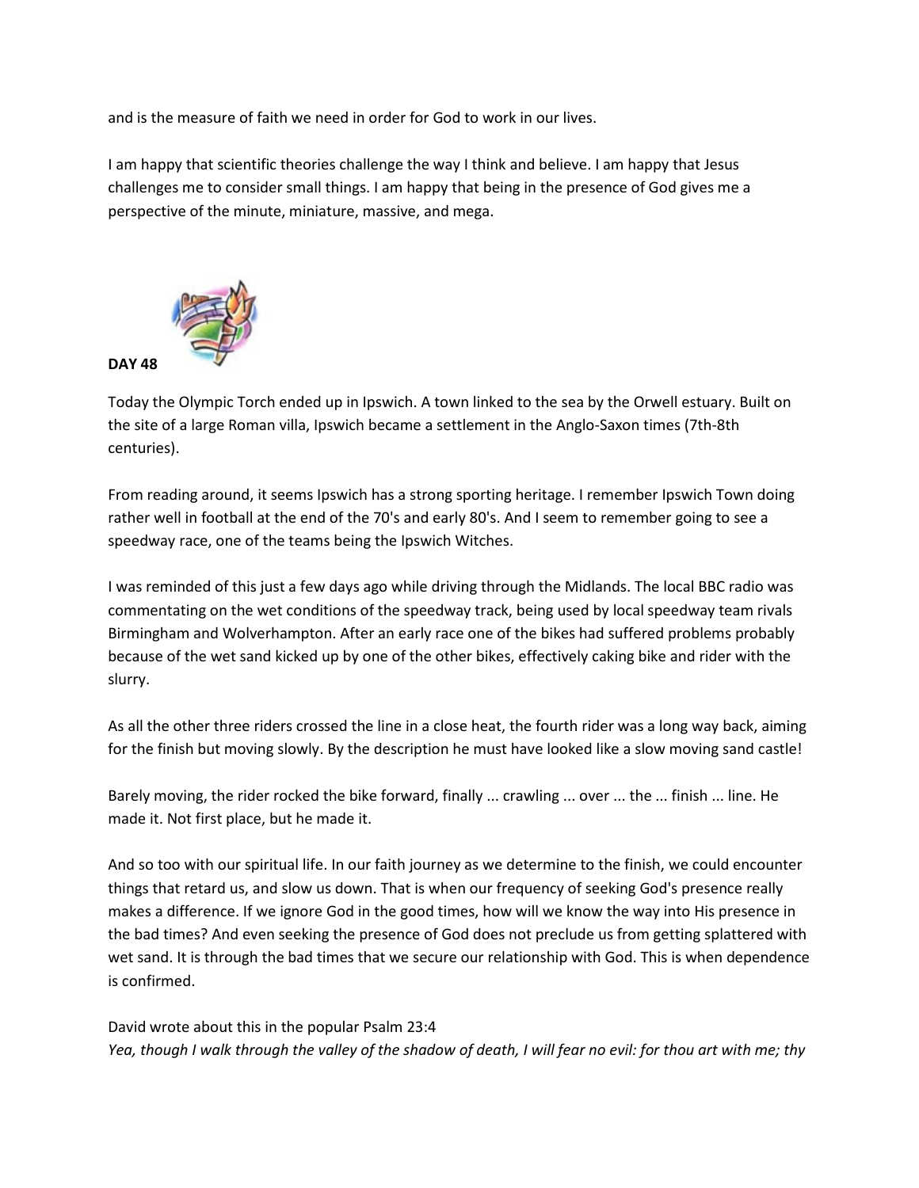and is the measure of faith we need in order for God to work in our lives.

I am happy that scientific theories challenge the way I think and believe. I am happy that Jesus challenges me to consider small things. I am happy that being in the presence of God gives me a perspective of the minute, miniature, massive, and mega.

**DAY 48**

Today the Olympic Torch ended up in Ipswich. A town linked to the sea by the Orwell estuary. Built on the site of a large Roman villa, Ipswich became a settlement in the Anglo-Saxon times (7th-8th centuries).

From reading around, it seems Ipswich has a strong sporting heritage. I remember Ipswich Town doing rather well in football at the end of the 70's and early 80's. And I seem to remember going to see a speedway race, one of the teams being the Ipswich Witches.

I was reminded of this just a few days ago while driving through the Midlands. The local BBC radio was commentating on the wet conditions of the speedway track, being used by local speedway team rivals Birmingham and Wolverhampton. After an early race one of the bikes had suffered problems probably because of the wet sand kicked up by one of the other bikes, effectively caking bike and rider with the slurry.

As all the other three riders crossed the line in a close heat, the fourth rider was a long way back, aiming for the finish but moving slowly. By the description he must have looked like a slow moving sand castle!

Barely moving, the rider rocked the bike forward, finally ... crawling ... over ... the ... finish ... line. He made it. Not first place, but he made it.

And so too with our spiritual life. In our faith journey as we determine to the finish, we could encounter things that retard us, and slow us down. That is when our frequency of seeking God's presence really makes a difference. If we ignore God in the good times, how will we know the way into His presence in the bad times? And even seeking the presence of God does not preclude us from getting splattered with wet sand. It is through the bad times that we secure our relationship with God. This is when dependence is confirmed.

David wrote about this in the popular Psalm 23:4
*Yea, though I walk through the valley of the shadow of death, I will fear no evil: for thou art with me; thy*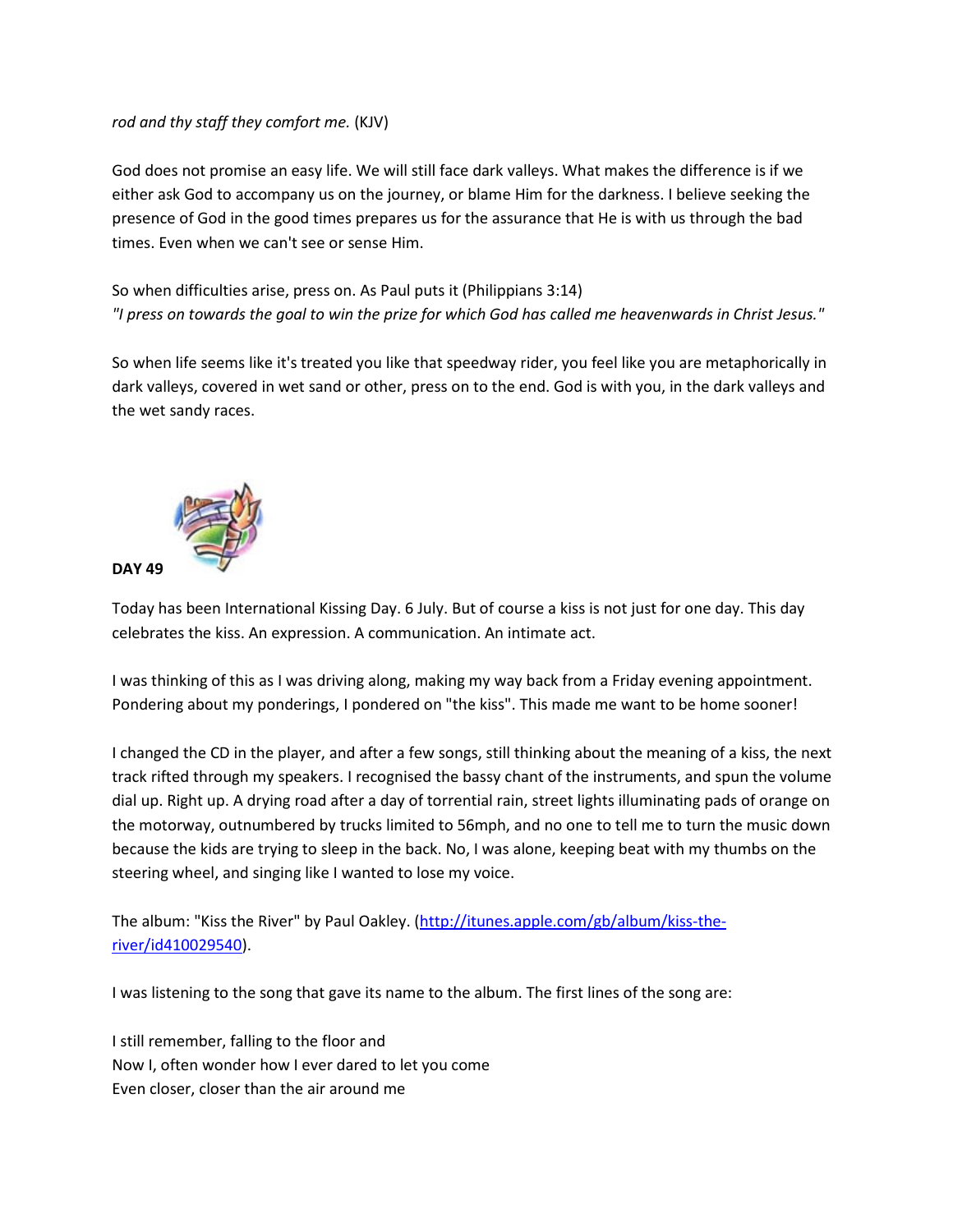*rod and thy staff they comfort me.* (KJV)

God does not promise an easy life. We will still face dark valleys. What makes the difference is if we either ask God to accompany us on the journey, or blame Him for the darkness. I believe seeking the presence of God in the good times prepares us for the assurance that He is with us through the bad times. Even when we can't see or sense Him.

So when difficulties arise, press on. As Paul puts it (Philippians 3:14)
*"I press on towards the goal to win the prize for which God has called me heavenwards in Christ Jesus."*

So when life seems like it's treated you like that speedway rider, you feel like you are metaphorically in dark valleys, covered in wet sand or other, press on to the end. God is with you, in the dark valleys and the wet sandy races.

**DAY 49**

Today has been International Kissing Day. 6 July. But of course a kiss is not just for one day. This day celebrates the kiss. An expression. A communication. An intimate act.

I was thinking of this as I was driving along, making my way back from a Friday evening appointment. Pondering about my ponderings, I pondered on "the kiss". This made me want to be home sooner!

I changed the CD in the player, and after a few songs, still thinking about the meaning of a kiss, the next track rifted through my speakers. I recognised the bassy chant of the instruments, and spun the volume dial up. Right up. A drying road after a day of torrential rain, street lights illuminating pads of orange on the motorway, outnumbered by trucks limited to 56mph, and no one to tell me to turn the music down because the kids are trying to sleep in the back. No, I was alone, keeping beat with my thumbs on the steering wheel, and singing like I wanted to lose my voice.

The album: "Kiss the River" by Paul Oakley. (http://itunes.apple.com/gb/album/kiss-the-river/id410029540).

I was listening to the song that gave its name to the album. The first lines of the song are:

I still remember, falling to the floor and
Now I, often wonder how I ever dared to let you come
Even closer, closer than the air around me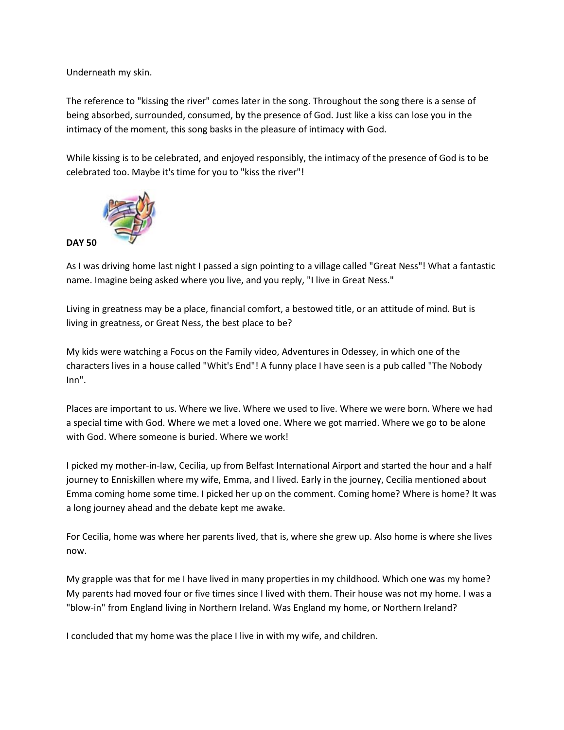Underneath my skin.

The reference to "kissing the river" comes later in the song. Throughout the song there is a sense of being absorbed, surrounded, consumed, by the presence of God. Just like a kiss can lose you in the intimacy of the moment, this song basks in the pleasure of intimacy with God.

While kissing is to be celebrated, and enjoyed responsibly, the intimacy of the presence of God is to be celebrated too. Maybe it's time for you to "kiss the river"!

**DAY 50**

As I was driving home last night I passed a sign pointing to a village called "Great Ness"! What a fantastic name. Imagine being asked where you live, and you reply, "I live in Great Ness."

Living in greatness may be a place, financial comfort, a bestowed title, or an attitude of mind. But is living in greatness, or Great Ness, the best place to be?

My kids were watching a Focus on the Family video, Adventures in Odessey, in which one of the characters lives in a house called "Whit's End"! A funny place I have seen is a pub called "The Nobody Inn".

Places are important to us. Where we live. Where we used to live. Where we were born. Where we had a special time with God. Where we met a loved one. Where we got married. Where we go to be alone with God. Where someone is buried. Where we work!

I picked my mother-in-law, Cecilia, up from Belfast International Airport and started the hour and a half journey to Enniskillen where my wife, Emma, and I lived. Early in the journey, Cecilia mentioned about Emma coming home some time. I picked her up on the comment. Coming home? Where is home? It was a long journey ahead and the debate kept me awake.

For Cecilia, home was where her parents lived, that is, where she grew up. Also home is where she lives now.

My grapple was that for me I have lived in many properties in my childhood. Which one was my home? My parents had moved four or five times since I lived with them. Their house was not my home. I was a "blow-in" from England living in Northern Ireland. Was England my home, or Northern Ireland?

I concluded that my home was the place I live in with my wife, and children.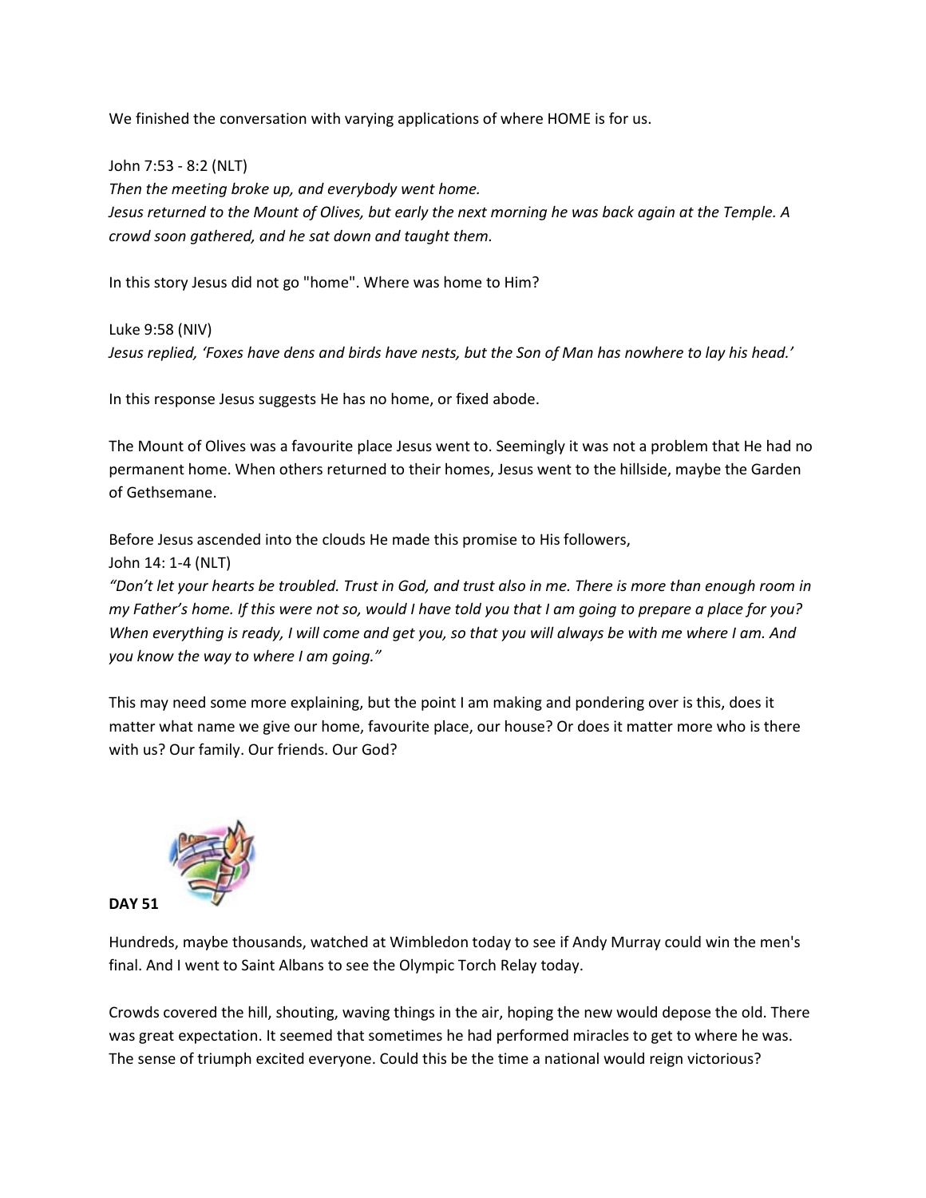We finished the conversation with varying applications of where HOME is for us.

John 7:53 - 8:2 (NLT)
*Then the meeting broke up, and everybody went home.*
*Jesus returned to the Mount of Olives, but early the next morning he was back again at the Temple. A crowd soon gathered, and he sat down and taught them.*

In this story Jesus did not go "home". Where was home to Him?

Luke 9:58 (NIV)
*Jesus replied, 'Foxes have dens and birds have nests, but the Son of Man has nowhere to lay his head.'*

In this response Jesus suggests He has no home, or fixed abode.

The Mount of Olives was a favourite place Jesus went to. Seemingly it was not a problem that He had no permanent home. When others returned to their homes, Jesus went to the hillside, maybe the Garden of Gethsemane.

Before Jesus ascended into the clouds He made this promise to His followers,
John 14: 1-4 (NLT)
*"Don't let your hearts be troubled. Trust in God, and trust also in me. There is more than enough room in my Father's home. If this were not so, would I have told you that I am going to prepare a place for you? When everything is ready, I will come and get you, so that you will always be with me where I am. And you know the way to where I am going."*

This may need some more explaining, but the point I am making and pondering over is this, does it matter what name we give our home, favourite place, our house? Or does it matter more who is there with us? Our family. Our friends. Our God?

**DAY 51**

Hundreds, maybe thousands, watched at Wimbledon today to see if Andy Murray could win the men's final. And I went to Saint Albans to see the Olympic Torch Relay today.

Crowds covered the hill, shouting, waving things in the air, hoping the new would depose the old. There was great expectation. It seemed that sometimes he had performed miracles to get to where he was. The sense of triumph excited everyone. Could this be the time a national would reign victorious?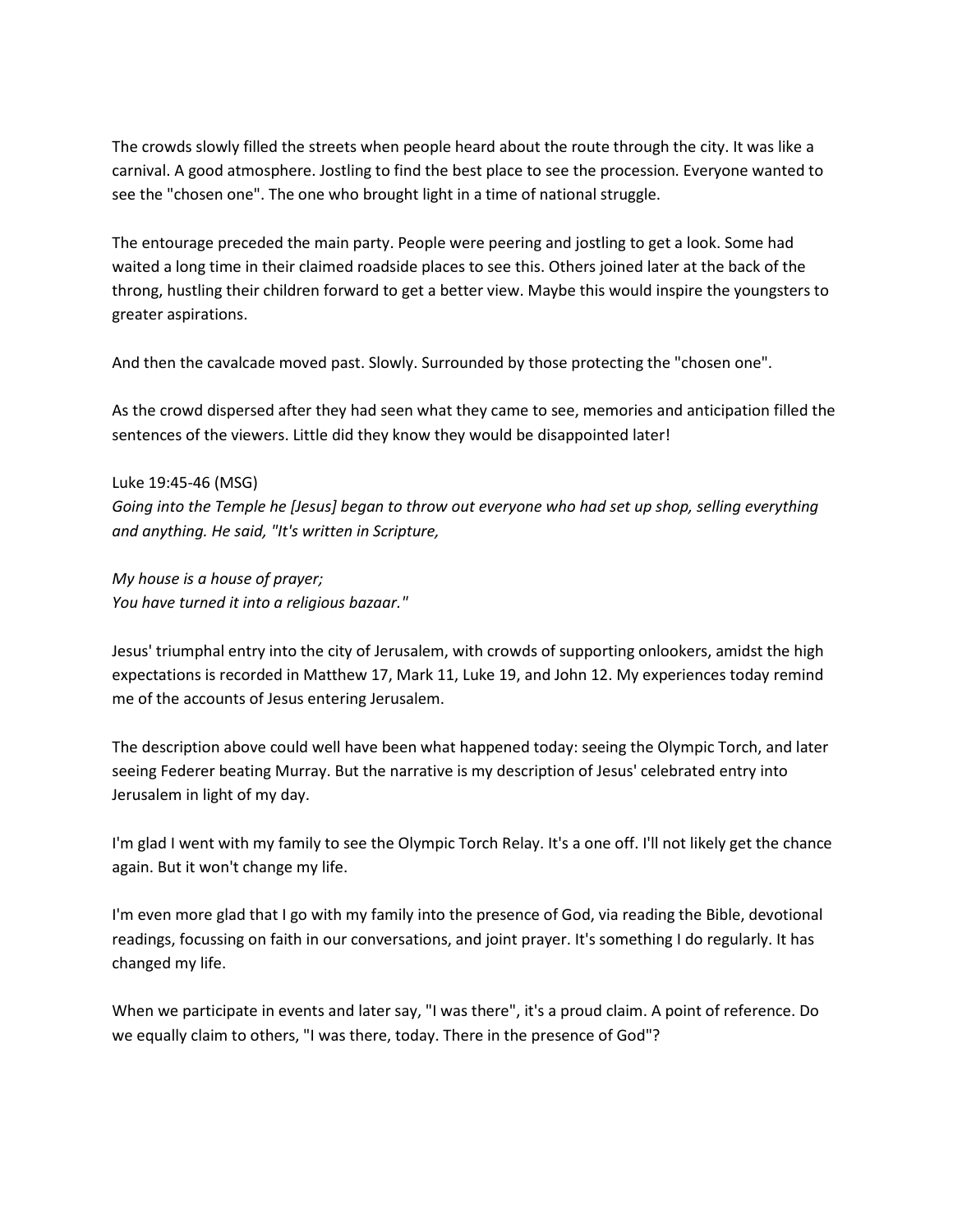The crowds slowly filled the streets when people heard about the route through the city. It was like a carnival. A good atmosphere. Jostling to find the best place to see the procession. Everyone wanted to see the "chosen one". The one who brought light in a time of national struggle.

The entourage preceded the main party. People were peering and jostling to get a look. Some had waited a long time in their claimed roadside places to see this. Others joined later at the back of the throng, hustling their children forward to get a better view. Maybe this would inspire the youngsters to greater aspirations.

And then the cavalcade moved past. Slowly. Surrounded by those protecting the "chosen one".

As the crowd dispersed after they had seen what they came to see, memories and anticipation filled the sentences of the viewers. Little did they know they would be disappointed later!

Luke 19:45-46 (MSG)
*Going into the Temple he [Jesus] began to throw out everyone who had set up shop, selling everything and anything. He said, "It's written in Scripture,*

*My house is a house of prayer;*
*You have turned it into a religious bazaar."*

Jesus' triumphal entry into the city of Jerusalem, with crowds of supporting onlookers, amidst the high expectations is recorded in Matthew 17, Mark 11, Luke 19, and John 12. My experiences today remind me of the accounts of Jesus entering Jerusalem.

The description above could well have been what happened today: seeing the Olympic Torch, and later seeing Federer beating Murray. But the narrative is my description of Jesus' celebrated entry into Jerusalem in light of my day.

I'm glad I went with my family to see the Olympic Torch Relay. It's a one off. I'll not likely get the chance again. But it won't change my life.

I'm even more glad that I go with my family into the presence of God, via reading the Bible, devotional readings, focussing on faith in our conversations, and joint prayer. It's something I do regularly. It has changed my life.

When we participate in events and later say, "I was there", it's a proud claim. A point of reference. Do we equally claim to others, "I was there, today. There in the presence of God"?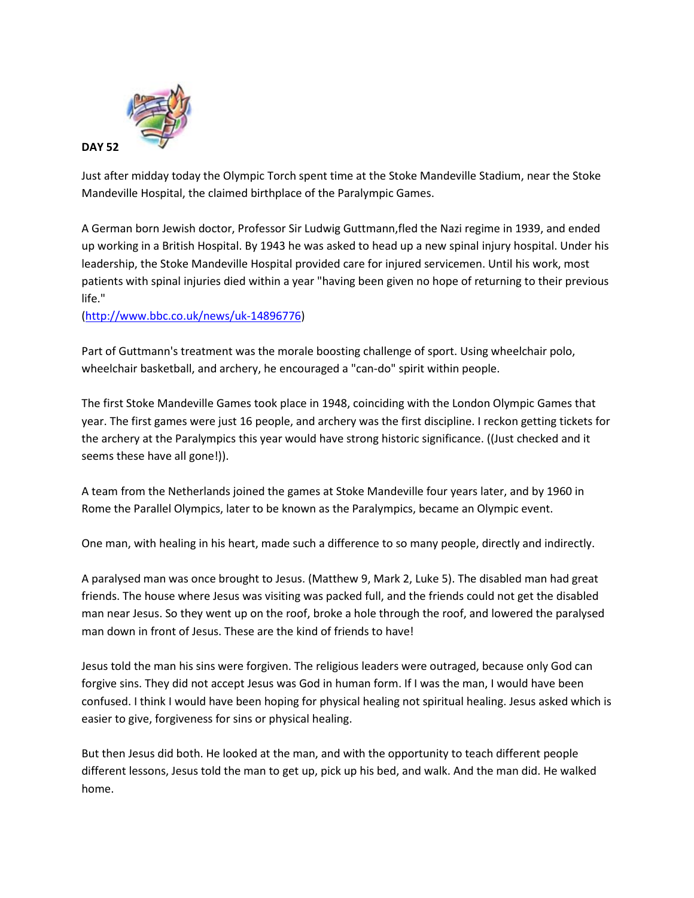**DAY 52**

Just after midday today the Olympic Torch spent time at the Stoke Mandeville Stadium, near the Stoke Mandeville Hospital, the claimed birthplace of the Paralympic Games.

A German born Jewish doctor, Professor Sir Ludwig Guttmann,fled the Nazi regime in 1939, and ended up working in a British Hospital. By 1943 he was asked to head up a new spinal injury hospital. Under his leadership, the Stoke Mandeville Hospital provided care for injured servicemen. Until his work, most patients with spinal injuries died within a year "having been given no hope of returning to their previous life."
(http://www.bbc.co.uk/news/uk-14896776)

Part of Guttmann's treatment was the morale boosting challenge of sport. Using wheelchair polo, wheelchair basketball, and archery, he encouraged a "can-do" spirit within people.

The first Stoke Mandeville Games took place in 1948, coinciding with the London Olympic Games that year. The first games were just 16 people, and archery was the first discipline. I reckon getting tickets for the archery at the Paralympics this year would have strong historic significance. ((Just checked and it seems these have all gone!)).

A team from the Netherlands joined the games at Stoke Mandeville four years later, and by 1960 in Rome the Parallel Olympics, later to be known as the Paralympics, became an Olympic event.

One man, with healing in his heart, made such a difference to so many people, directly and indirectly.

A paralysed man was once brought to Jesus. (Matthew 9, Mark 2, Luke 5). The disabled man had great friends. The house where Jesus was visiting was packed full, and the friends could not get the disabled man near Jesus. So they went up on the roof, broke a hole through the roof, and lowered the paralysed man down in front of Jesus. These are the kind of friends to have!

Jesus told the man his sins were forgiven. The religious leaders were outraged, because only God can forgive sins. They did not accept Jesus was God in human form. If I was the man, I would have been confused. I think I would have been hoping for physical healing not spiritual healing. Jesus asked which is easier to give, forgiveness for sins or physical healing.

But then Jesus did both. He looked at the man, and with the opportunity to teach different people different lessons, Jesus told the man to get up, pick up his bed, and walk. And the man did. He walked home.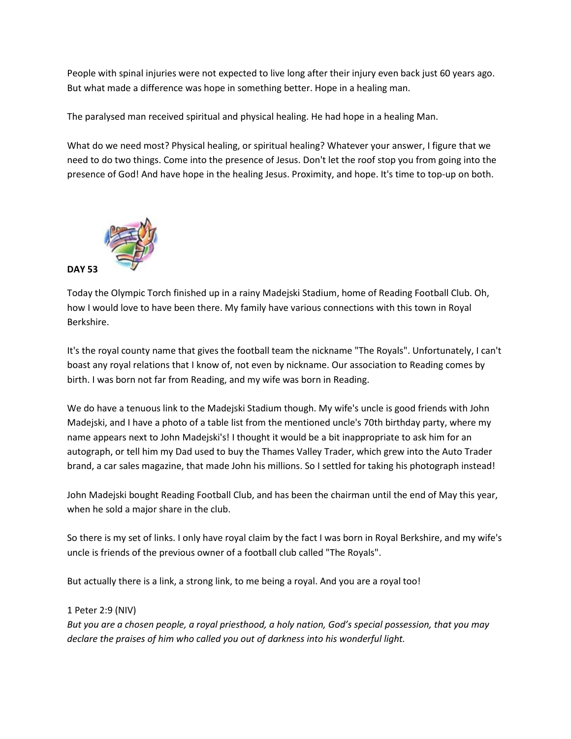People with spinal injuries were not expected to live long after their injury even back just 60 years ago. But what made a difference was hope in something better. Hope in a healing man.

The paralysed man received spiritual and physical healing. He had hope in a healing Man.

What do we need most? Physical healing, or spiritual healing? Whatever your answer, I figure that we need to do two things. Come into the presence of Jesus. Don't let the roof stop you from going into the presence of God! And have hope in the healing Jesus. Proximity, and hope. It's time to top-up on both.

**DAY 53**

Today the Olympic Torch finished up in a rainy Madejski Stadium, home of Reading Football Club. Oh, how I would love to have been there. My family have various connections with this town in Royal Berkshire.

It's the royal county name that gives the football team the nickname "The Royals". Unfortunately, I can't boast any royal relations that I know of, not even by nickname. Our association to Reading comes by birth. I was born not far from Reading, and my wife was born in Reading.

We do have a tenuous link to the Madejski Stadium though. My wife's uncle is good friends with John Madejski, and I have a photo of a table list from the mentioned uncle's 70th birthday party, where my name appears next to John Madejski's! I thought it would be a bit inappropriate to ask him for an autograph, or tell him my Dad used to buy the Thames Valley Trader, which grew into the Auto Trader brand, a car sales magazine, that made John his millions. So I settled for taking his photograph instead!

John Madejski bought Reading Football Club, and has been the chairman until the end of May this year, when he sold a major share in the club.

So there is my set of links. I only have royal claim by the fact I was born in Royal Berkshire, and my wife's uncle is friends of the previous owner of a football club called "The Royals".

But actually there is a link, a strong link, to me being a royal. And you are a royal too!

1 Peter 2:9 (NIV)
*But you are a chosen people, a royal priesthood, a holy nation, God's special possession, that you may declare the praises of him who called you out of darkness into his wonderful light.*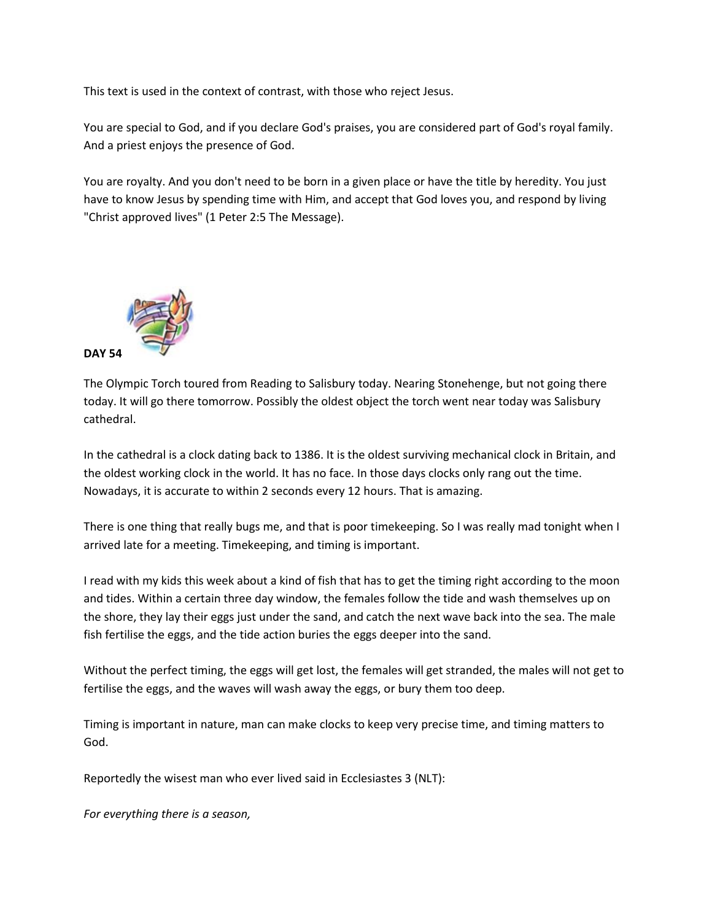This text is used in the context of contrast, with those who reject Jesus.

You are special to God, and if you declare God's praises, you are considered part of God's royal family. And a priest enjoys the presence of God.

You are royalty. And you don't need to be born in a given place or have the title by heredity. You just have to know Jesus by spending time with Him, and accept that God loves you, and respond by living "Christ approved lives" (1 Peter 2:5 The Message).

**DAY 54**

The Olympic Torch toured from Reading to Salisbury today. Nearing Stonehenge, but not going there today. It will go there tomorrow. Possibly the oldest object the torch went near today was Salisbury cathedral.

In the cathedral is a clock dating back to 1386. It is the oldest surviving mechanical clock in Britain, and the oldest working clock in the world. It has no face. In those days clocks only rang out the time. Nowadays, it is accurate to within 2 seconds every 12 hours. That is amazing.

There is one thing that really bugs me, and that is poor timekeeping. So I was really mad tonight when I arrived late for a meeting. Timekeeping, and timing is important.

I read with my kids this week about a kind of fish that has to get the timing right according to the moon and tides. Within a certain three day window, the females follow the tide and wash themselves up on the shore, they lay their eggs just under the sand, and catch the next wave back into the sea. The male fish fertilise the eggs, and the tide action buries the eggs deeper into the sand.

Without the perfect timing, the eggs will get lost, the females will get stranded, the males will not get to fertilise the eggs, and the waves will wash away the eggs, or bury them too deep.

Timing is important in nature, man can make clocks to keep very precise time, and timing matters to God.

Reportedly the wisest man who ever lived said in Ecclesiastes 3 (NLT):

*For everything there is a season,*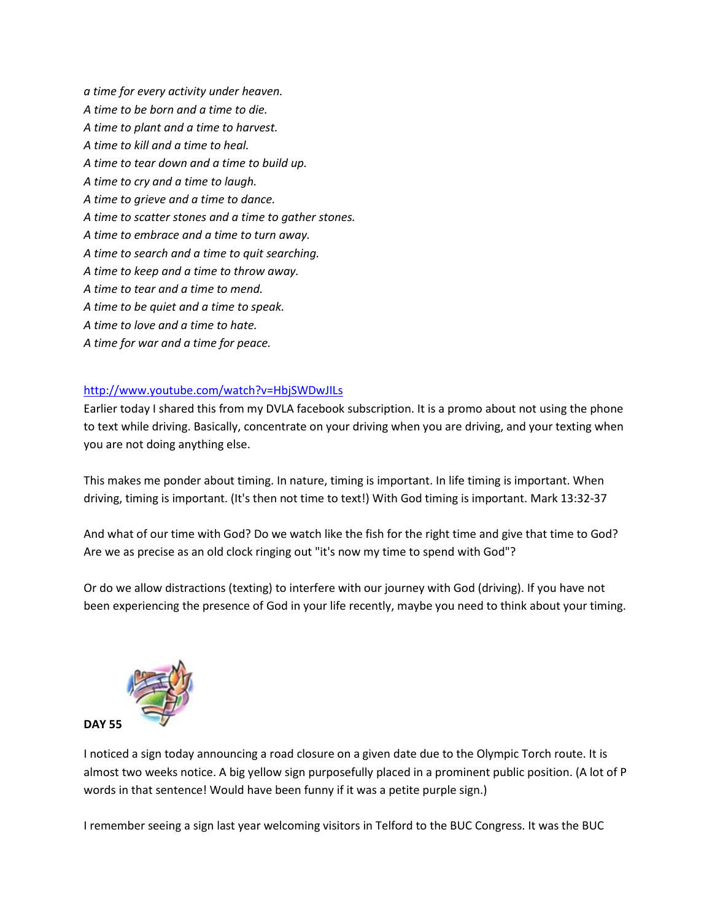*a time for every activity under heaven.*
*A time to be born and a time to die.*
*A time to plant and a time to harvest.*
*A time to kill and a time to heal.*
*A time to tear down and a time to build up.*
*A time to cry and a time to laugh.*
*A time to grieve and a time to dance.*
*A time to scatter stones and a time to gather stones.*
*A time to embrace and a time to turn away.*
*A time to search and a time to quit searching.*
*A time to keep and a time to throw away.*
*A time to tear and a time to mend.*
*A time to be quiet and a time to speak.*
*A time to love and a time to hate.*
*A time for war and a time for peace.*

http://www.youtube.com/watch?v=HbjSWDwJILs
Earlier today I shared this from my DVLA facebook subscription. It is a promo about not using the phone to text while driving. Basically, concentrate on your driving when you are driving, and your texting when you are not doing anything else.

This makes me ponder about timing. In nature, timing is important. In life timing is important. When driving, timing is important. (It's then not time to text!) With God timing is important. Mark 13:32-37

And what of our time with God? Do we watch like the fish for the right time and give that time to God? Are we as precise as an old clock ringing out "it's now my time to spend with God"?

Or do we allow distractions (texting) to interfere with our journey with God (driving). If you have not been experiencing the presence of God in your life recently, maybe you need to think about your timing.

**DAY 55**

I noticed a sign today announcing a road closure on a given date due to the Olympic Torch route. It is almost two weeks notice. A big yellow sign purposefully placed in a prominent public position. (A lot of P words in that sentence! Would have been funny if it was a petite purple sign.)

I remember seeing a sign last year welcoming visitors in Telford to the BUC Congress. It was the BUC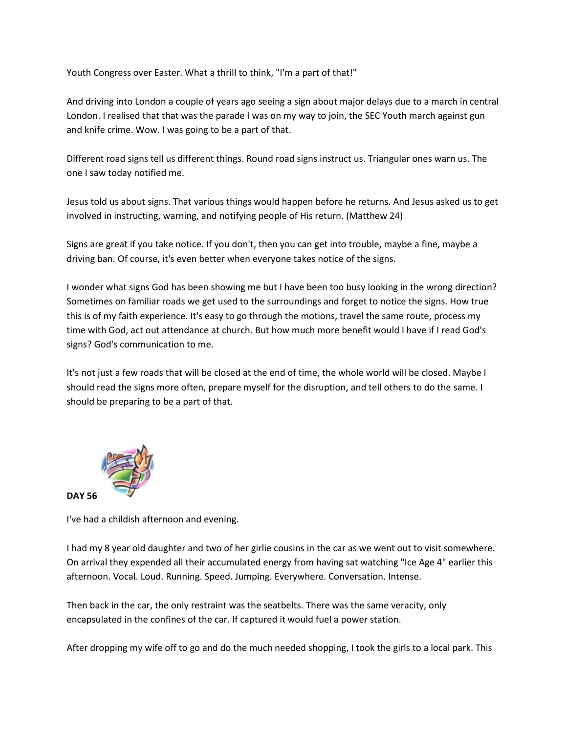Youth Congress over Easter. What a thrill to think, "I'm a part of that!"

And driving into London a couple of years ago seeing a sign about major delays due to a march in central London. I realised that that was the parade I was on my way to join, the SEC Youth march against gun and knife crime. Wow. I was going to be a part of that.

Different road signs tell us different things. Round road signs instruct us. Triangular ones warn us. The one I saw today notified me.

Jesus told us about signs. That various things would happen before he returns. And Jesus asked us to get involved in instructing, warning, and notifying people of His return. (Matthew 24)

Signs are great if you take notice. If you don't, then you can get into trouble, maybe a fine, maybe a driving ban. Of course, it's even better when everyone takes notice of the signs.

I wonder what signs God has been showing me but I have been too busy looking in the wrong direction? Sometimes on familiar roads we get used to the surroundings and forget to notice the signs. How true this is of my faith experience. It's easy to go through the motions, travel the same route, process my time with God, act out attendance at church. But how much more benefit would I have if I read God's signs? God's communication to me.

It's not just a few roads that will be closed at the end of time, the whole world will be closed. Maybe I should read the signs more often, prepare myself for the disruption, and tell others to do the same. I should be preparing to be a part of that.

**DAY 56**

I've had a childish afternoon and evening.

I had my 8 year old daughter and two of her girlie cousins in the car as we went out to visit somewhere. On arrival they expended all their accumulated energy from having sat watching "Ice Age 4" earlier this afternoon. Vocal. Loud. Running. Speed. Jumping. Everywhere. Conversation. Intense.

Then back in the car, the only restraint was the seatbelts. There was the same veracity, only encapsulated in the confines of the car. If captured it would fuel a power station.

After dropping my wife off to go and do the much needed shopping, I took the girls to a local park. This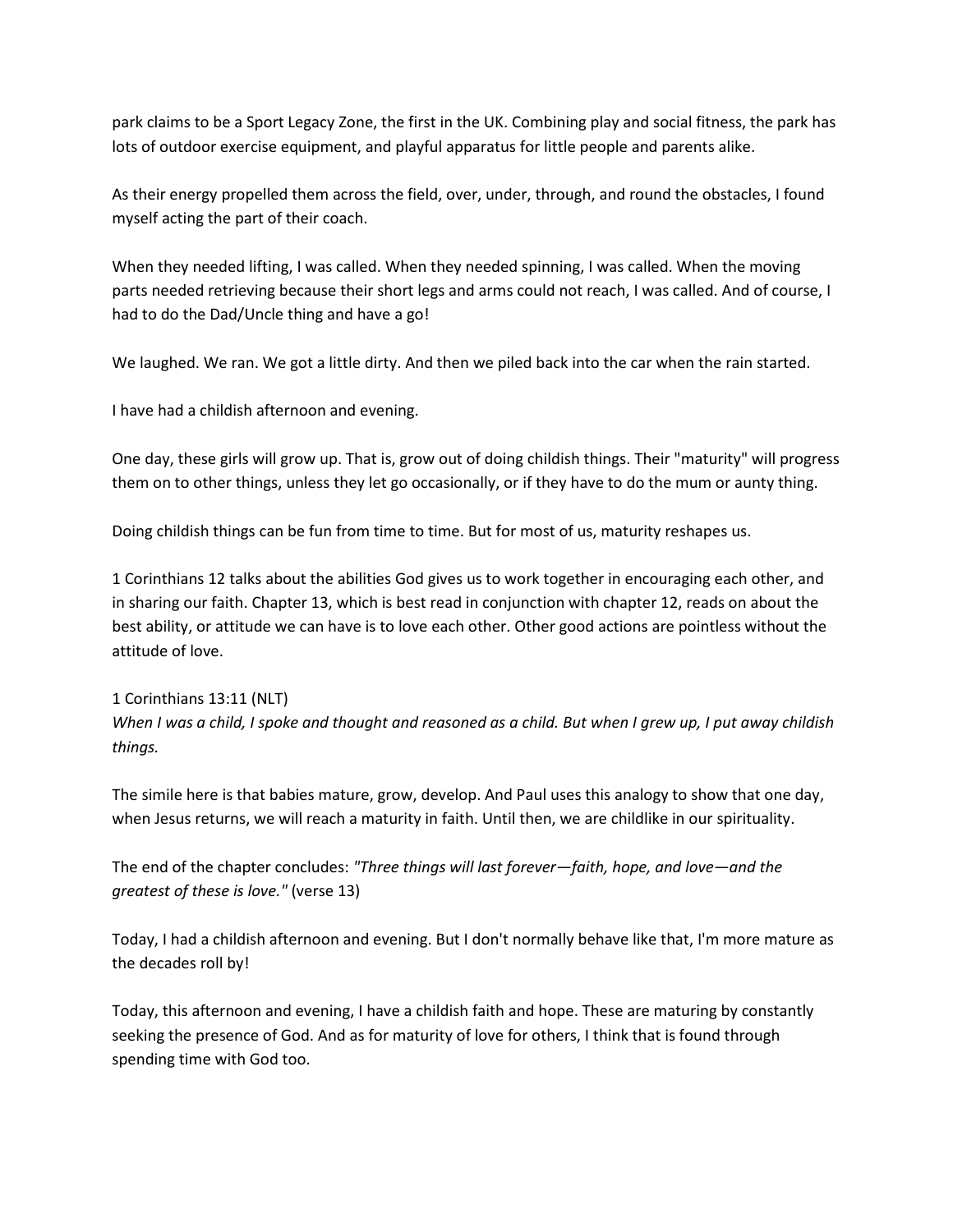park claims to be a Sport Legacy Zone, the first in the UK. Combining play and social fitness, the park has lots of outdoor exercise equipment, and playful apparatus for little people and parents alike.

As their energy propelled them across the field, over, under, through, and round the obstacles, I found myself acting the part of their coach.

When they needed lifting, I was called. When they needed spinning, I was called. When the moving parts needed retrieving because their short legs and arms could not reach, I was called. And of course, I had to do the Dad/Uncle thing and have a go!

We laughed. We ran. We got a little dirty. And then we piled back into the car when the rain started.

I have had a childish afternoon and evening.

One day, these girls will grow up. That is, grow out of doing childish things. Their "maturity" will progress them on to other things, unless they let go occasionally, or if they have to do the mum or aunty thing.

Doing childish things can be fun from time to time. But for most of us, maturity reshapes us.

1 Corinthians 12 talks about the abilities God gives us to work together in encouraging each other, and in sharing our faith. Chapter 13, which is best read in conjunction with chapter 12, reads on about the best ability, or attitude we can have is to love each other. Other good actions are pointless without the attitude of love.

1 Corinthians 13:11 (NLT)
*When I was a child, I spoke and thought and reasoned as a child. But when I grew up, I put away childish things.*

The simile here is that babies mature, grow, develop. And Paul uses this analogy to show that one day, when Jesus returns, we will reach a maturity in faith. Until then, we are childlike in our spirituality.

The end of the chapter concludes: *"Three things will last forever—faith, hope, and love—and the greatest of these is love."* (verse 13)

Today, I had a childish afternoon and evening. But I don't normally behave like that, I'm more mature as the decades roll by!

Today, this afternoon and evening, I have a childish faith and hope. These are maturing by constantly seeking the presence of God. And as for maturity of love for others, I think that is found through spending time with God too.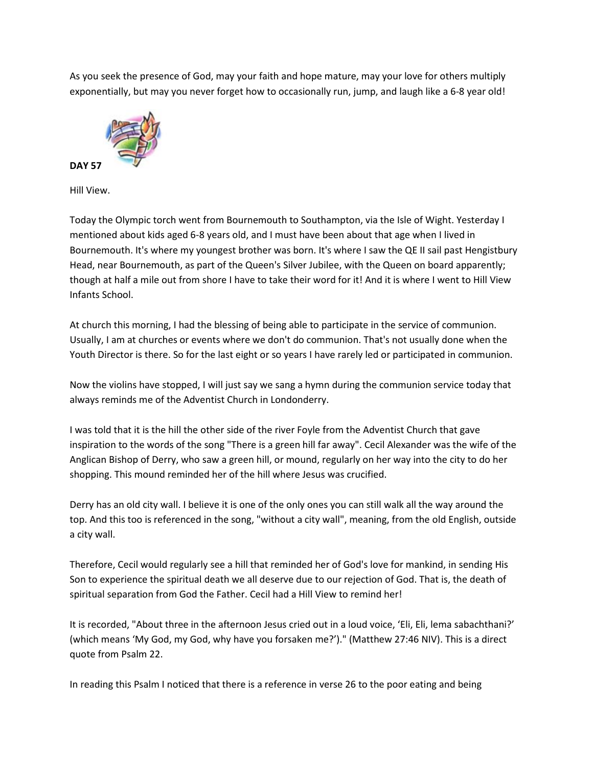As you seek the presence of God, may your faith and hope mature, may your love for others multiply exponentially, but may you never forget how to occasionally run, jump, and laugh like a 6-8 year old!

**DAY 57**

Hill View.

Today the Olympic torch went from Bournemouth to Southampton, via the Isle of Wight. Yesterday I mentioned about kids aged 6-8 years old, and I must have been about that age when I lived in Bournemouth. It's where my youngest brother was born. It's where I saw the QE II sail past Hengistbury Head, near Bournemouth, as part of the Queen's Silver Jubilee, with the Queen on board apparently; though at half a mile out from shore I have to take their word for it! And it is where I went to Hill View Infants School.

At church this morning, I had the blessing of being able to participate in the service of communion. Usually, I am at churches or events where we don't do communion. That's not usually done when the Youth Director is there. So for the last eight or so years I have rarely led or participated in communion.

Now the violins have stopped, I will just say we sang a hymn during the communion service today that always reminds me of the Adventist Church in Londonderry.

I was told that it is the hill the other side of the river Foyle from the Adventist Church that gave inspiration to the words of the song "There is a green hill far away". Cecil Alexander was the wife of the Anglican Bishop of Derry, who saw a green hill, or mound, regularly on her way into the city to do her shopping. This mound reminded her of the hill where Jesus was crucified.

Derry has an old city wall. I believe it is one of the only ones you can still walk all the way around the top. And this too is referenced in the song, "without a city wall", meaning, from the old English, outside a city wall.

Therefore, Cecil would regularly see a hill that reminded her of God's love for mankind, in sending His Son to experience the spiritual death we all deserve due to our rejection of God. That is, the death of spiritual separation from God the Father. Cecil had a Hill View to remind her!

It is recorded, "About three in the afternoon Jesus cried out in a loud voice, 'Eli, Eli, lema sabachthani?' (which means 'My God, my God, why have you forsaken me?')." (Matthew 27:46 NIV). This is a direct quote from Psalm 22.

In reading this Psalm I noticed that there is a reference in verse 26 to the poor eating and being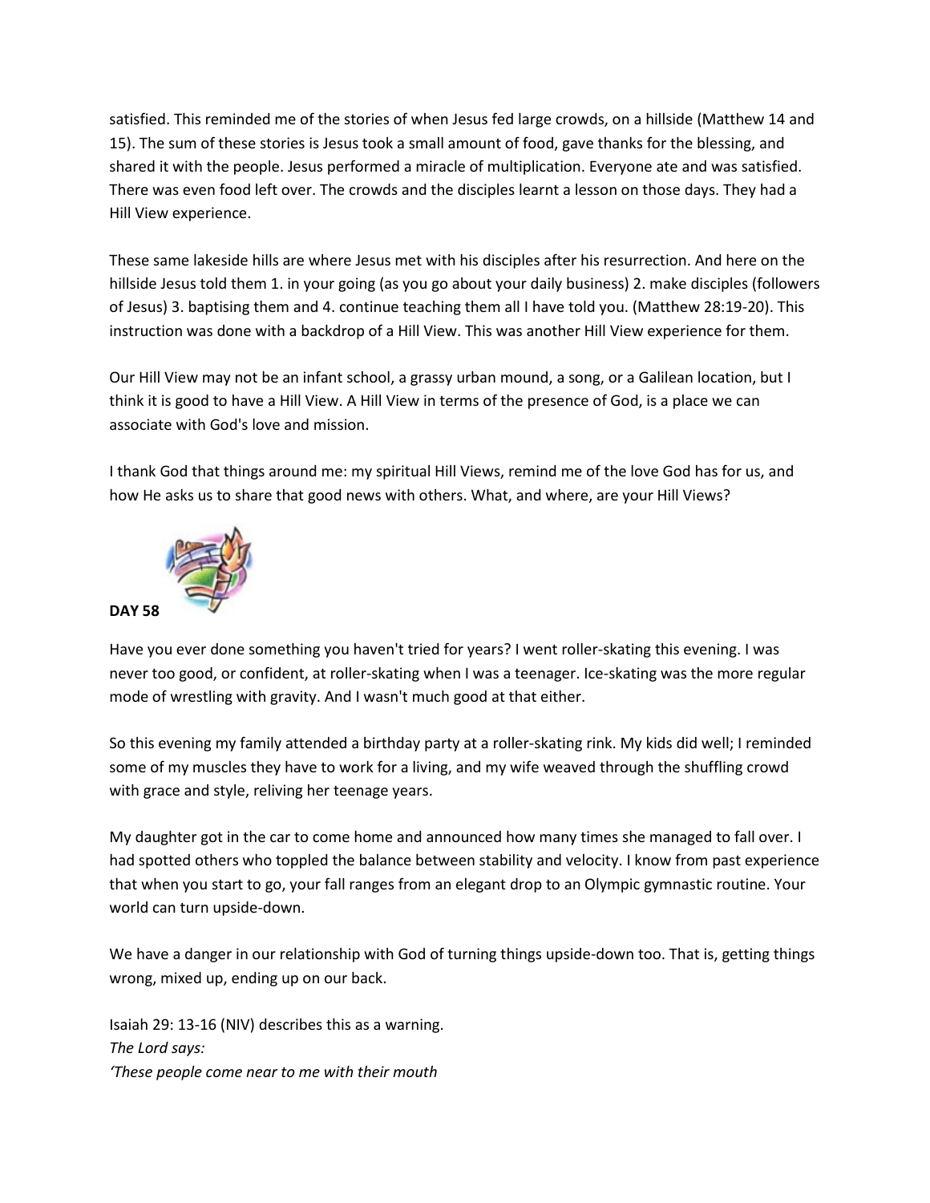satisfied. This reminded me of the stories of when Jesus fed large crowds, on a hillside (Matthew 14 and 15). The sum of these stories is Jesus took a small amount of food, gave thanks for the blessing, and shared it with the people. Jesus performed a miracle of multiplication. Everyone ate and was satisfied. There was even food left over. The crowds and the disciples learnt a lesson on those days. They had a Hill View experience.

These same lakeside hills are where Jesus met with his disciples after his resurrection. And here on the hillside Jesus told them 1. in your going (as you go about your daily business) 2. make disciples (followers of Jesus) 3. baptising them and 4. continue teaching them all I have told you. (Matthew 28:19-20). This instruction was done with a backdrop of a Hill View. This was another Hill View experience for them.

Our Hill View may not be an infant school, a grassy urban mound, a song, or a Galilean location, but I think it is good to have a Hill View. A Hill View in terms of the presence of God, is a place we can associate with God's love and mission.

I thank God that things around me: my spiritual Hill Views, remind me of the love God has for us, and how He asks us to share that good news with others. What, and where, are your Hill Views?

**DAY 58**

Have you ever done something you haven't tried for years? I went roller-skating this evening. I was never too good, or confident, at roller-skating when I was a teenager. Ice-skating was the more regular mode of wrestling with gravity. And I wasn't much good at that either.

So this evening my family attended a birthday party at a roller-skating rink. My kids did well; I reminded some of my muscles they have to work for a living, and my wife weaved through the shuffling crowd with grace and style, reliving her teenage years.

My daughter got in the car to come home and announced how many times she managed to fall over. I had spotted others who toppled the balance between stability and velocity. I know from past experience that when you start to go, your fall ranges from an elegant drop to an Olympic gymnastic routine. Your world can turn upside-down.

We have a danger in our relationship with God of turning things upside-down too. That is, getting things wrong, mixed up, ending up on our back.

Isaiah 29: 13-16 (NIV) describes this as a warning.
*The Lord says:*
*'These people come near to me with their mouth*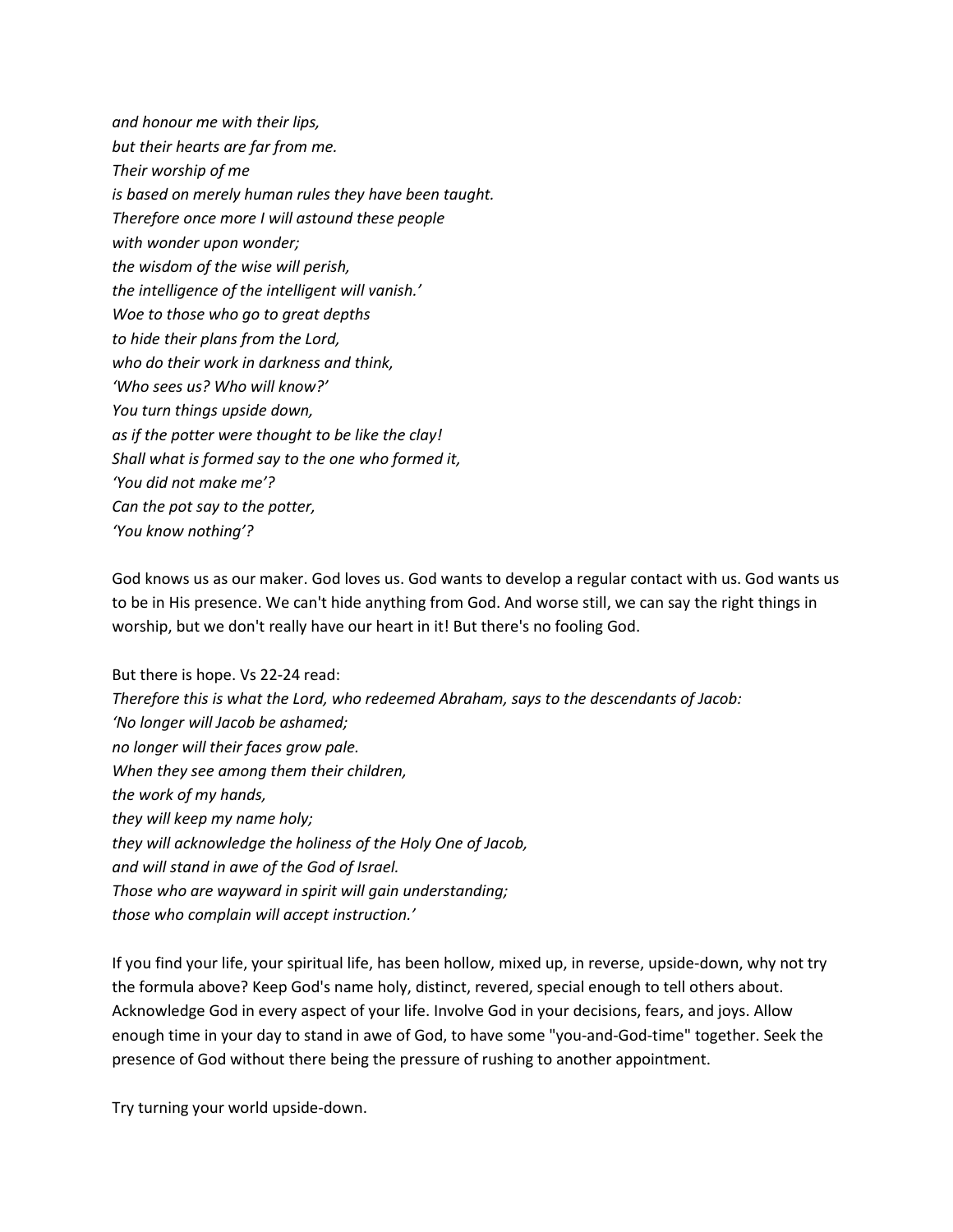*and honour me with their lips,*
*but their hearts are far from me.*
*Their worship of me*
*is based on merely human rules they have been taught.*
*Therefore once more I will astound these people*
*with wonder upon wonder;*
*the wisdom of the wise will perish,*
*the intelligence of the intelligent will vanish.'*
*Woe to those who go to great depths*
*to hide their plans from the Lord,*
*who do their work in darkness and think,*
*'Who sees us? Who will know?'*
*You turn things upside down,*
*as if the potter were thought to be like the clay!*
*Shall what is formed say to the one who formed it,*
*'You did not make me'?*
*Can the pot say to the potter,*
*'You know nothing'?*

God knows us as our maker. God loves us. God wants to develop a regular contact with us. God wants us to be in His presence. We can't hide anything from God. And worse still, we can say the right things in worship, but we don't really have our heart in it! But there's no fooling God.

But there is hope. Vs 22-24 read:
*Therefore this is what the Lord, who redeemed Abraham, says to the descendants of Jacob:*
*'No longer will Jacob be ashamed;*
*no longer will their faces grow pale.*
*When they see among them their children,*
*the work of my hands,*
*they will keep my name holy;*
*they will acknowledge the holiness of the Holy One of Jacob,*
*and will stand in awe of the God of Israel.*
*Those who are wayward in spirit will gain understanding;*
*those who complain will accept instruction.'*

If you find your life, your spiritual life, has been hollow, mixed up, in reverse, upside-down, why not try the formula above? Keep God's name holy, distinct, revered, special enough to tell others about. Acknowledge God in every aspect of your life. Involve God in your decisions, fears, and joys. Allow enough time in your day to stand in awe of God, to have some "you-and-God-time" together. Seek the presence of God without there being the pressure of rushing to another appointment.

Try turning your world upside-down.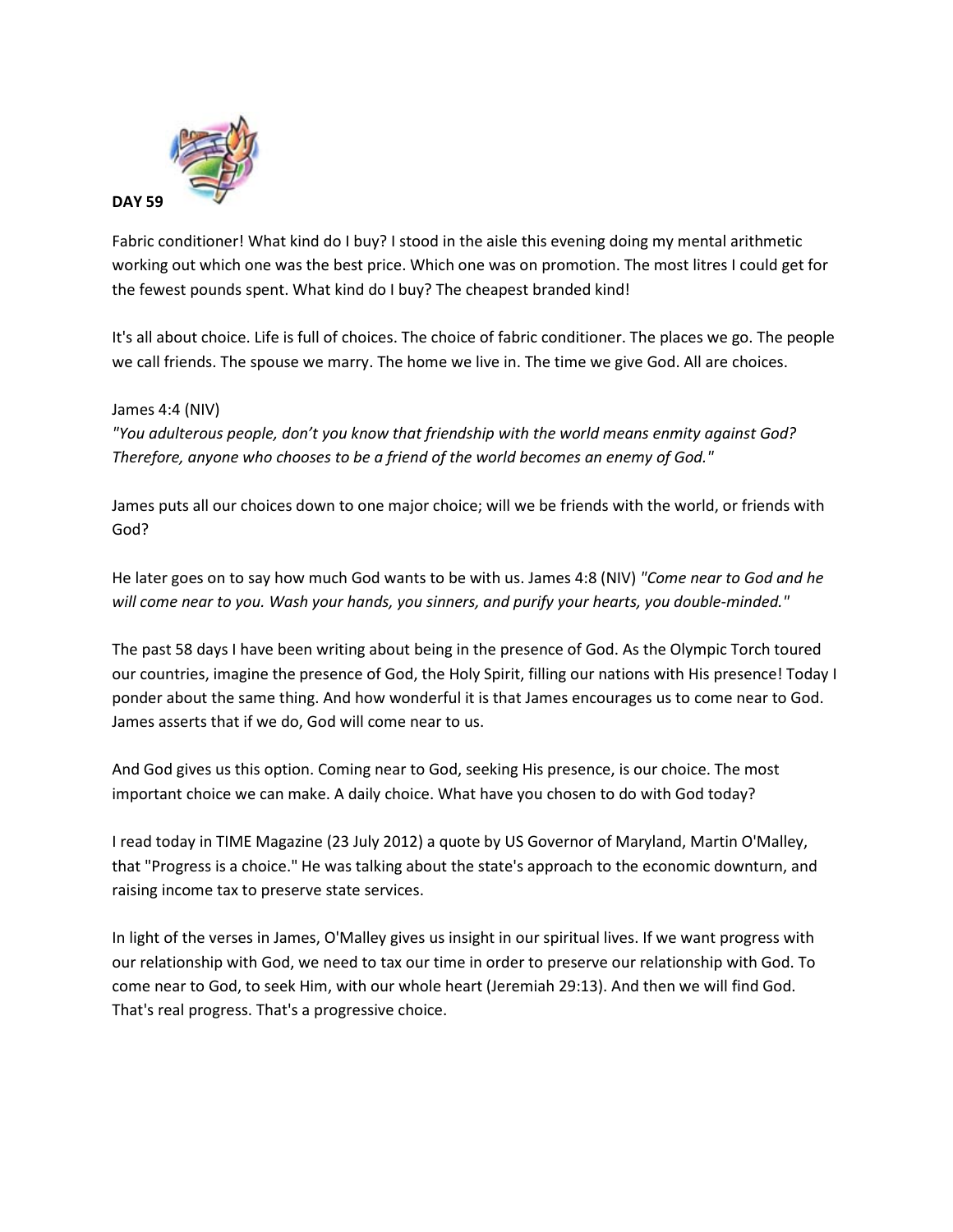**DAY 59**

Fabric conditioner! What kind do I buy? I stood in the aisle this evening doing my mental arithmetic working out which one was the best price. Which one was on promotion. The most litres I could get for the fewest pounds spent. What kind do I buy? The cheapest branded kind!

It's all about choice. Life is full of choices. The choice of fabric conditioner. The places we go. The people we call friends. The spouse we marry. The home we live in. The time we give God. All are choices.

James 4:4 (NIV)
*"You adulterous people, don't you know that friendship with the world means enmity against God? Therefore, anyone who chooses to be a friend of the world becomes an enemy of God."*

James puts all our choices down to one major choice; will we be friends with the world, or friends with God?

He later goes on to say how much God wants to be with us. James 4:8 (NIV) *"Come near to God and he will come near to you. Wash your hands, you sinners, and purify your hearts, you double-minded."*

The past 58 days I have been writing about being in the presence of God. As the Olympic Torch toured our countries, imagine the presence of God, the Holy Spirit, filling our nations with His presence! Today I ponder about the same thing. And how wonderful it is that James encourages us to come near to God. James asserts that if we do, God will come near to us.

And God gives us this option. Coming near to God, seeking His presence, is our choice. The most important choice we can make. A daily choice. What have you chosen to do with God today?

I read today in TIME Magazine (23 July 2012) a quote by US Governor of Maryland, Martin O'Malley, that "Progress is a choice." He was talking about the state's approach to the economic downturn, and raising income tax to preserve state services.

In light of the verses in James, O'Malley gives us insight in our spiritual lives. If we want progress with our relationship with God, we need to tax our time in order to preserve our relationship with God. To come near to God, to seek Him, with our whole heart (Jeremiah 29:13). And then we will find God. That's real progress. That's a progressive choice.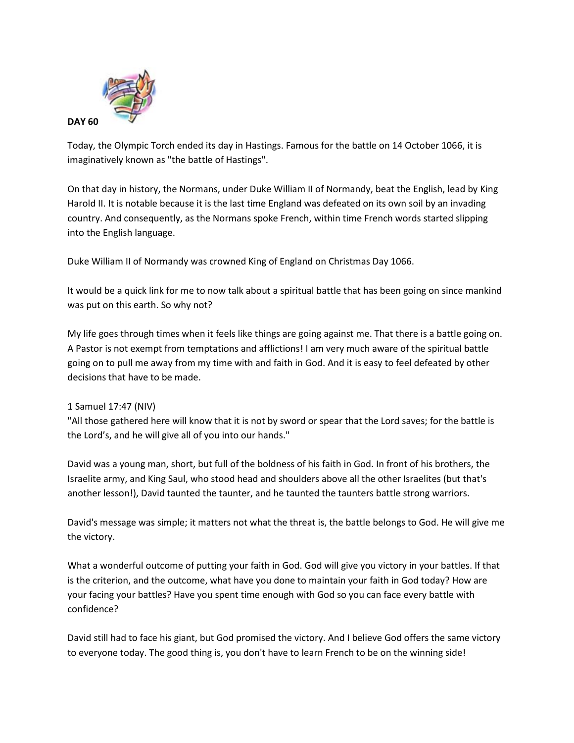**DAY 60**

Today, the Olympic Torch ended its day in Hastings. Famous for the battle on 14 October 1066, it is imaginatively known as "the battle of Hastings".

On that day in history, the Normans, under Duke William II of Normandy, beat the English, lead by King Harold II. It is notable because it is the last time England was defeated on its own soil by an invading country. And consequently, as the Normans spoke French, within time French words started slipping into the English language.

Duke William II of Normandy was crowned King of England on Christmas Day 1066.

It would be a quick link for me to now talk about a spiritual battle that has been going on since mankind was put on this earth. So why not?

My life goes through times when it feels like things are going against me. That there is a battle going on. A Pastor is not exempt from temptations and afflictions! I am very much aware of the spiritual battle going on to pull me away from my time with and faith in God. And it is easy to feel defeated by other decisions that have to be made.

1 Samuel 17:47 (NIV)
"All those gathered here will know that it is not by sword or spear that the Lord saves; for the battle is the Lord's, and he will give all of you into our hands."

David was a young man, short, but full of the boldness of his faith in God. In front of his brothers, the Israelite army, and King Saul, who stood head and shoulders above all the other Israelites (but that's another lesson!), David taunted the taunter, and he taunted the taunters battle strong warriors.

David's message was simple; it matters not what the threat is, the battle belongs to God. He will give me the victory.

What a wonderful outcome of putting your faith in God. God will give you victory in your battles. If that is the criterion, and the outcome, what have you done to maintain your faith in God today? How are your facing your battles? Have you spent time enough with God so you can face every battle with confidence?

David still had to face his giant, but God promised the victory. And I believe God offers the same victory to everyone today. The good thing is, you don't have to learn French to be on the winning side!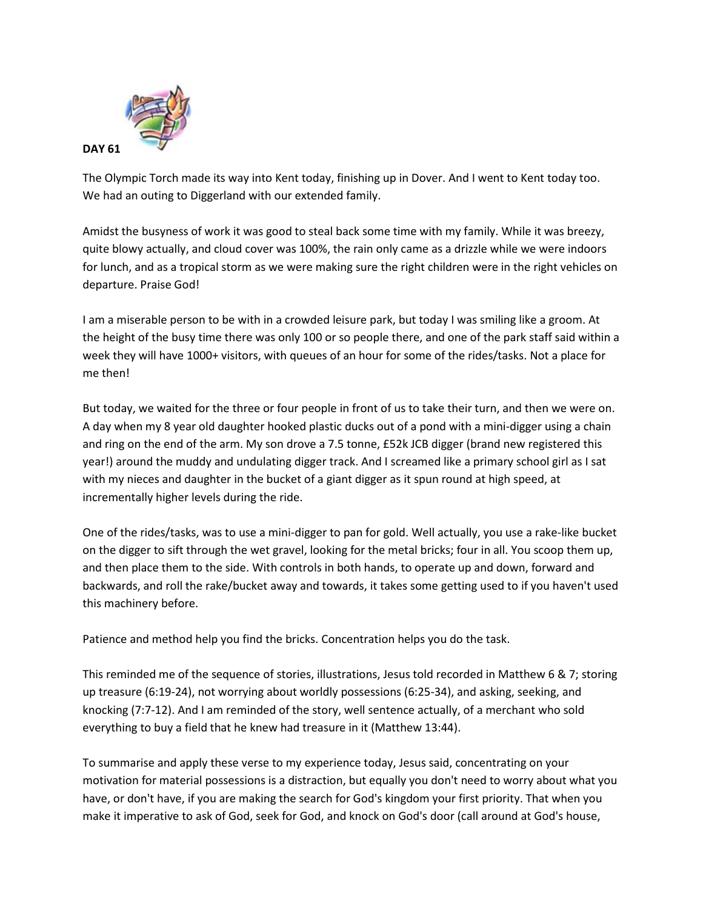**DAY 61**

The Olympic Torch made its way into Kent today, finishing up in Dover. And I went to Kent today too. We had an outing to Diggerland with our extended family.

Amidst the busyness of work it was good to steal back some time with my family. While it was breezy, quite blowy actually, and cloud cover was 100%, the rain only came as a drizzle while we were indoors for lunch, and as a tropical storm as we were making sure the right children were in the right vehicles on departure. Praise God!

I am a miserable person to be with in a crowded leisure park, but today I was smiling like a groom. At the height of the busy time there was only 100 or so people there, and one of the park staff said within a week they will have 1000+ visitors, with queues of an hour for some of the rides/tasks. Not a place for me then!

But today, we waited for the three or four people in front of us to take their turn, and then we were on. A day when my 8 year old daughter hooked plastic ducks out of a pond with a mini-digger using a chain and ring on the end of the arm. My son drove a 7.5 tonne, £52k JCB digger (brand new registered this year!) around the muddy and undulating digger track. And I screamed like a primary school girl as I sat with my nieces and daughter in the bucket of a giant digger as it spun round at high speed, at incrementally higher levels during the ride.

One of the rides/tasks, was to use a mini-digger to pan for gold. Well actually, you use a rake-like bucket on the digger to sift through the wet gravel, looking for the metal bricks; four in all. You scoop them up, and then place them to the side. With controls in both hands, to operate up and down, forward and backwards, and roll the rake/bucket away and towards, it takes some getting used to if you haven't used this machinery before.

Patience and method help you find the bricks. Concentration helps you do the task.

This reminded me of the sequence of stories, illustrations, Jesus told recorded in Matthew 6 & 7; storing up treasure (6:19-24), not worrying about worldly possessions (6:25-34), and asking, seeking, and knocking (7:7-12). And I am reminded of the story, well sentence actually, of a merchant who sold everything to buy a field that he knew had treasure in it (Matthew 13:44).

To summarise and apply these verse to my experience today, Jesus said, concentrating on your motivation for material possessions is a distraction, but equally you don't need to worry about what you have, or don't have, if you are making the search for God's kingdom your first priority. That when you make it imperative to ask of God, seek for God, and knock on God's door (call around at God's house,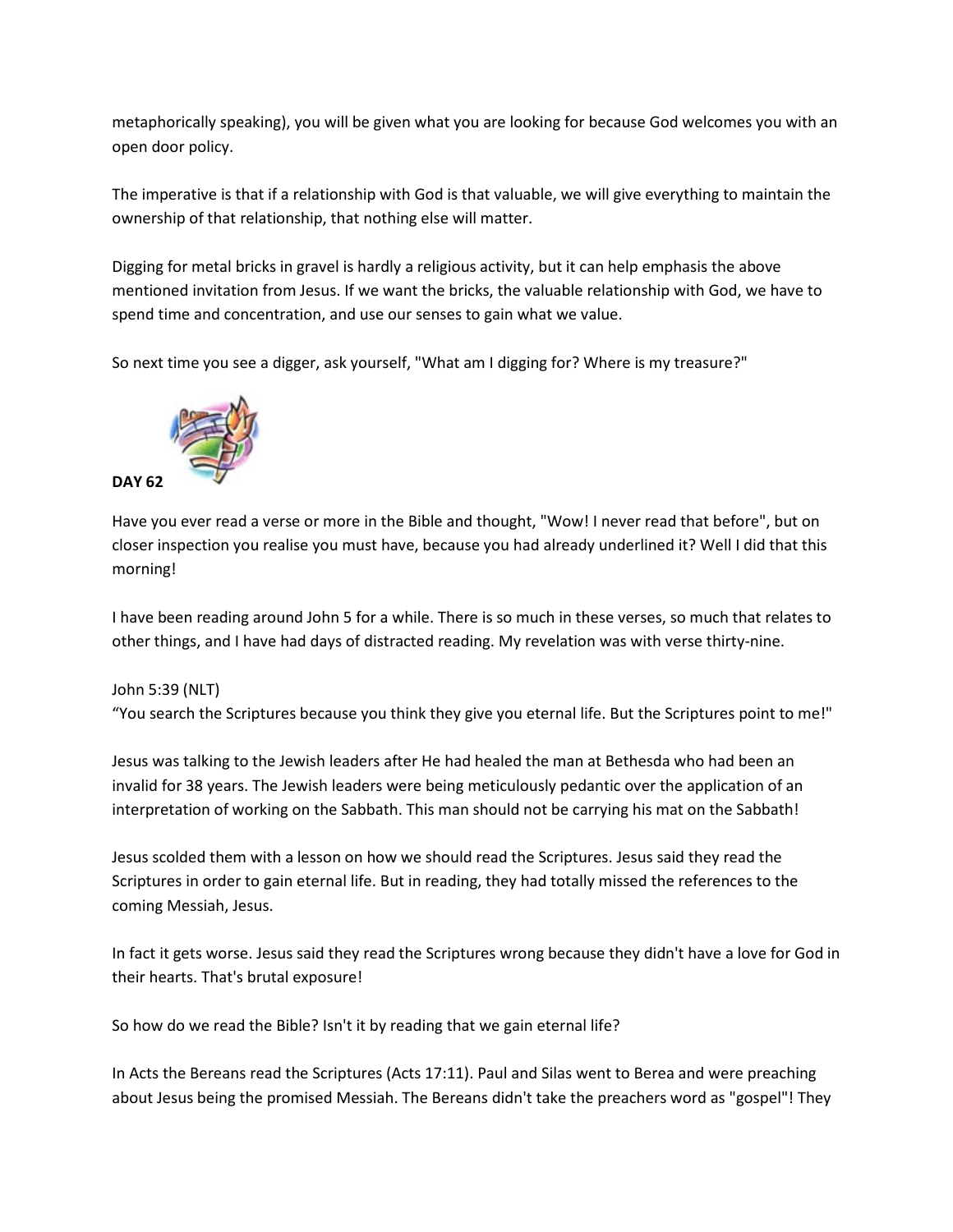metaphorically speaking), you will be given what you are looking for because God welcomes you with an open door policy.

The imperative is that if a relationship with God is that valuable, we will give everything to maintain the ownership of that relationship, that nothing else will matter.

Digging for metal bricks in gravel is hardly a religious activity, but it can help emphasis the above mentioned invitation from Jesus. If we want the bricks, the valuable relationship with God, we have to spend time and concentration, and use our senses to gain what we value.

So next time you see a digger, ask yourself, "What am I digging for? Where is my treasure?"

**DAY 62**

Have you ever read a verse or more in the Bible and thought, "Wow! I never read that before", but on closer inspection you realise you must have, because you had already underlined it? Well I did that this morning!

I have been reading around John 5 for a while. There is so much in these verses, so much that relates to other things, and I have had days of distracted reading. My revelation was with verse thirty-nine.

John 5:39 (NLT)
“You search the Scriptures because you think they give you eternal life. But the Scriptures point to me!"

Jesus was talking to the Jewish leaders after He had healed the man at Bethesda who had been an invalid for 38 years. The Jewish leaders were being meticulously pedantic over the application of an interpretation of working on the Sabbath. This man should not be carrying his mat on the Sabbath!

Jesus scolded them with a lesson on how we should read the Scriptures. Jesus said they read the Scriptures in order to gain eternal life. But in reading, they had totally missed the references to the coming Messiah, Jesus.

In fact it gets worse. Jesus said they read the Scriptures wrong because they didn't have a love for God in their hearts. That's brutal exposure!

So how do we read the Bible? Isn't it by reading that we gain eternal life?

In Acts the Bereans read the Scriptures (Acts 17:11). Paul and Silas went to Berea and were preaching about Jesus being the promised Messiah. The Bereans didn't take the preachers word as "gospel"! They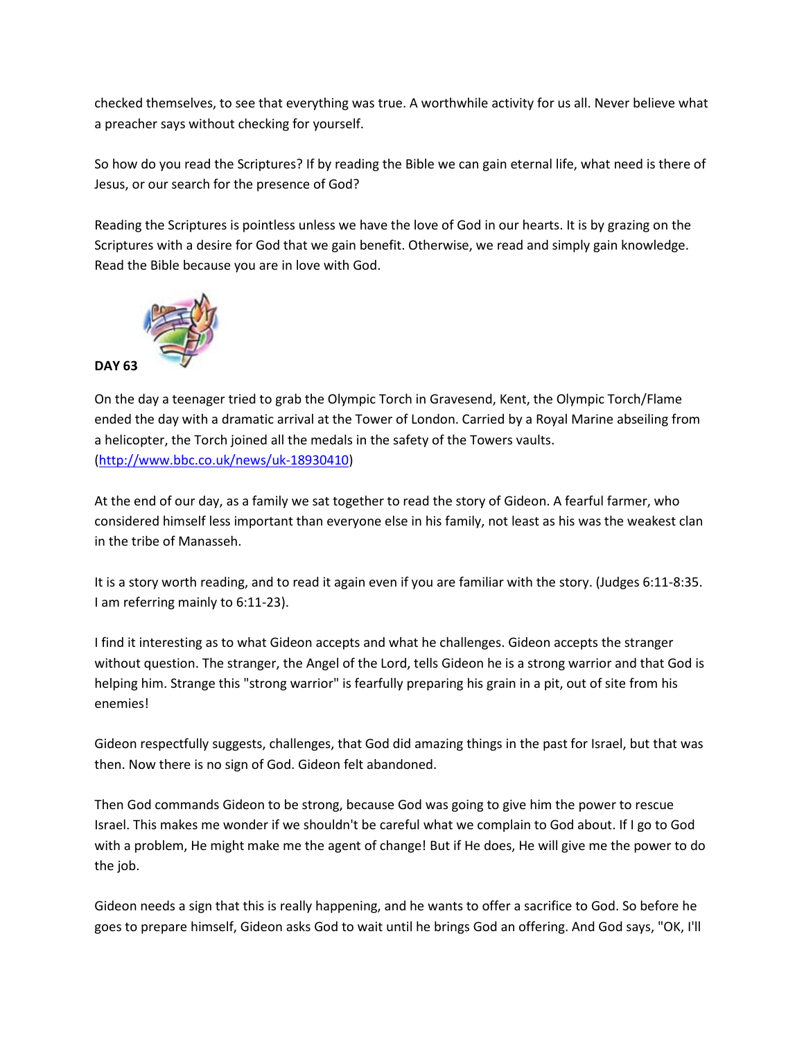checked themselves, to see that everything was true. A worthwhile activity for us all. Never believe what a preacher says without checking for yourself.

So how do you read the Scriptures? If by reading the Bible we can gain eternal life, what need is there of Jesus, or our search for the presence of God?

Reading the Scriptures is pointless unless we have the love of God in our hearts. It is by grazing on the Scriptures with a desire for God that we gain benefit. Otherwise, we read and simply gain knowledge. Read the Bible because you are in love with God.

**DAY 63**

On the day a teenager tried to grab the Olympic Torch in Gravesend, Kent, the Olympic Torch/Flame ended the day with a dramatic arrival at the Tower of London. Carried by a Royal Marine abseiling from a helicopter, the Torch joined all the medals in the safety of the Towers vaults. (http://www.bbc.co.uk/news/uk-18930410)

At the end of our day, as a family we sat together to read the story of Gideon. A fearful farmer, who considered himself less important than everyone else in his family, not least as his was the weakest clan in the tribe of Manasseh.

It is a story worth reading, and to read it again even if you are familiar with the story. (Judges 6:11-8:35. I am referring mainly to 6:11-23).

I find it interesting as to what Gideon accepts and what he challenges. Gideon accepts the stranger without question. The stranger, the Angel of the Lord, tells Gideon he is a strong warrior and that God is helping him. Strange this "strong warrior" is fearfully preparing his grain in a pit, out of site from his enemies!

Gideon respectfully suggests, challenges, that God did amazing things in the past for Israel, but that was then. Now there is no sign of God. Gideon felt abandoned.

Then God commands Gideon to be strong, because God was going to give him the power to rescue Israel. This makes me wonder if we shouldn't be careful what we complain to God about. If I go to God with a problem, He might make me the agent of change! But if He does, He will give me the power to do the job.

Gideon needs a sign that this is really happening, and he wants to offer a sacrifice to God. So before he goes to prepare himself, Gideon asks God to wait until he brings God an offering. And God says, "OK, I'll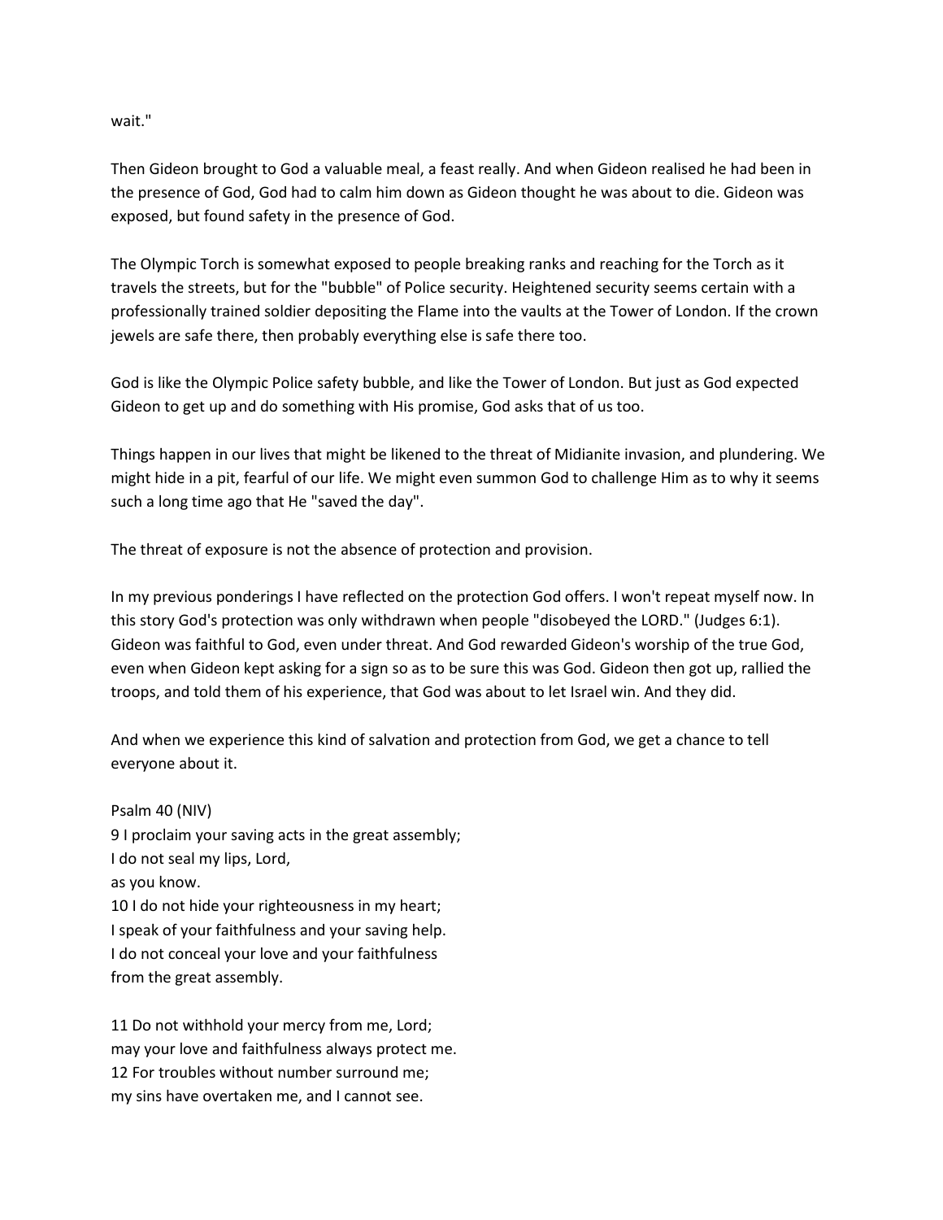wait."

Then Gideon brought to God a valuable meal, a feast really. And when Gideon realised he had been in the presence of God, God had to calm him down as Gideon thought he was about to die. Gideon was exposed, but found safety in the presence of God.

The Olympic Torch is somewhat exposed to people breaking ranks and reaching for the Torch as it travels the streets, but for the "bubble" of Police security. Heightened security seems certain with a professionally trained soldier depositing the Flame into the vaults at the Tower of London. If the crown jewels are safe there, then probably everything else is safe there too.

God is like the Olympic Police safety bubble, and like the Tower of London. But just as God expected Gideon to get up and do something with His promise, God asks that of us too.

Things happen in our lives that might be likened to the threat of Midianite invasion, and plundering. We might hide in a pit, fearful of our life. We might even summon God to challenge Him as to why it seems such a long time ago that He "saved the day".

The threat of exposure is not the absence of protection and provision.

In my previous ponderings I have reflected on the protection God offers. I won't repeat myself now. In this story God's protection was only withdrawn when people "disobeyed the LORD." (Judges 6:1). Gideon was faithful to God, even under threat. And God rewarded Gideon's worship of the true God, even when Gideon kept asking for a sign so as to be sure this was God. Gideon then got up, rallied the troops, and told them of his experience, that God was about to let Israel win. And they did.

And when we experience this kind of salvation and protection from God, we get a chance to tell everyone about it.

Psalm 40 (NIV)
9 I proclaim your saving acts in the great assembly;
I do not seal my lips, Lord,
as you know.
10 I do not hide your righteousness in my heart;
I speak of your faithfulness and your saving help.
I do not conceal your love and your faithfulness
from the great assembly.

11 Do not withhold your mercy from me, Lord;
may your love and faithfulness always protect me.
12 For troubles without number surround me;
my sins have overtaken me, and I cannot see.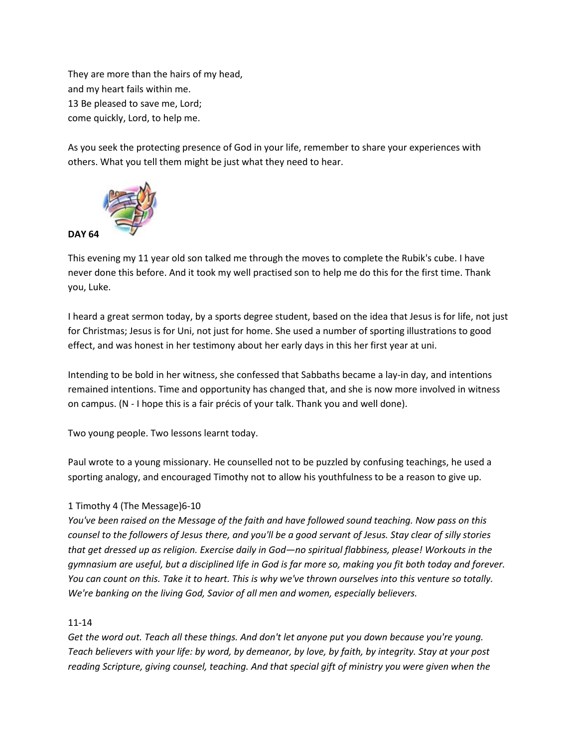They are more than the hairs of my head,
and my heart fails within me.
13 Be pleased to save me, Lord;
come quickly, Lord, to help me.

As you seek the protecting presence of God in your life, remember to share your experiences with others. What you tell them might be just what they need to hear.

**DAY 64**

This evening my 11 year old son talked me through the moves to complete the Rubik's cube. I have never done this before. And it took my well practised son to help me do this for the first time. Thank you, Luke.

I heard a great sermon today, by a sports degree student, based on the idea that Jesus is for life, not just for Christmas; Jesus is for Uni, not just for home. She used a number of sporting illustrations to good effect, and was honest in her testimony about her early days in this her first year at uni.

Intending to be bold in her witness, she confessed that Sabbaths became a lay-in day, and intentions remained intentions. Time and opportunity has changed that, and she is now more involved in witness on campus. (N - I hope this is a fair précis of your talk. Thank you and well done).

Two young people. Two lessons learnt today.

Paul wrote to a young missionary. He counselled not to be puzzled by confusing teachings, he used a sporting analogy, and encouraged Timothy not to allow his youthfulness to be a reason to give up.

1 Timothy 4 (The Message)6-10

*You've been raised on the Message of the faith and have followed sound teaching. Now pass on this counsel to the followers of Jesus there, and you'll be a good servant of Jesus. Stay clear of silly stories that get dressed up as religion. Exercise daily in God—no spiritual flabbiness, please! Workouts in the gymnasium are useful, but a disciplined life in God is far more so, making you fit both today and forever. You can count on this. Take it to heart. This is why we've thrown ourselves into this venture so totally. We're banking on the living God, Savior of all men and women, especially believers.*

11-14

*Get the word out. Teach all these things. And don't let anyone put you down because you're young. Teach believers with your life: by word, by demeanor, by love, by faith, by integrity. Stay at your post reading Scripture, giving counsel, teaching. And that special gift of ministry you were given when the*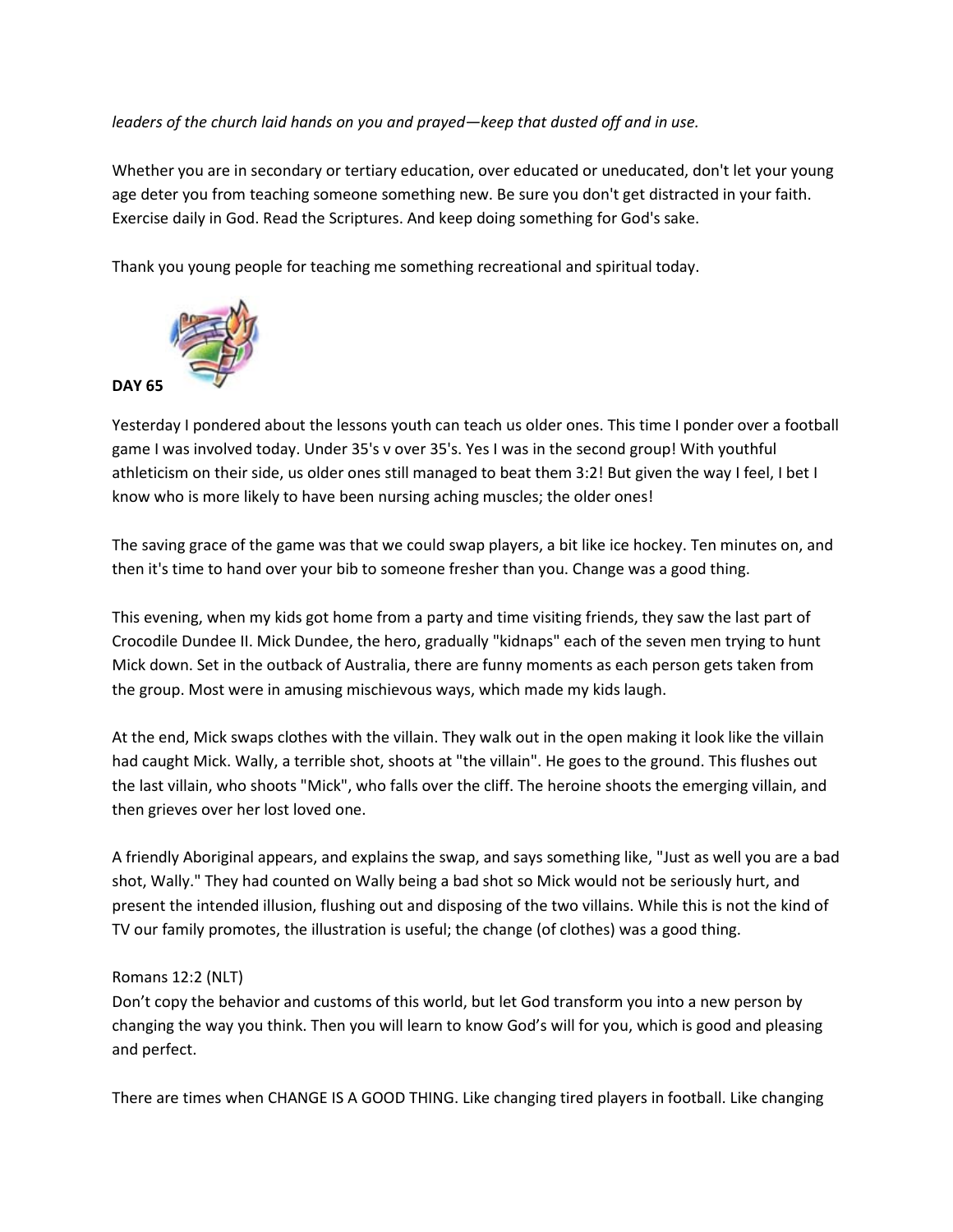*leaders of the church laid hands on you and prayed—keep that dusted off and in use.*

Whether you are in secondary or tertiary education, over educated or uneducated, don't let your young age deter you from teaching someone something new. Be sure you don't get distracted in your faith. Exercise daily in God. Read the Scriptures. And keep doing something for God's sake.

Thank you young people for teaching me something recreational and spiritual today.

**DAY 65**

Yesterday I pondered about the lessons youth can teach us older ones. This time I ponder over a football game I was involved today. Under 35's v over 35's. Yes I was in the second group! With youthful athleticism on their side, us older ones still managed to beat them 3:2! But given the way I feel, I bet I know who is more likely to have been nursing aching muscles; the older ones!

The saving grace of the game was that we could swap players, a bit like ice hockey. Ten minutes on, and then it's time to hand over your bib to someone fresher than you. Change was a good thing.

This evening, when my kids got home from a party and time visiting friends, they saw the last part of Crocodile Dundee II. Mick Dundee, the hero, gradually "kidnaps" each of the seven men trying to hunt Mick down. Set in the outback of Australia, there are funny moments as each person gets taken from the group. Most were in amusing mischievous ways, which made my kids laugh.

At the end, Mick swaps clothes with the villain. They walk out in the open making it look like the villain had caught Mick. Wally, a terrible shot, shoots at "the villain". He goes to the ground. This flushes out the last villain, who shoots "Mick", who falls over the cliff. The heroine shoots the emerging villain, and then grieves over her lost loved one.

A friendly Aboriginal appears, and explains the swap, and says something like, "Just as well you are a bad shot, Wally." They had counted on Wally being a bad shot so Mick would not be seriously hurt, and present the intended illusion, flushing out and disposing of the two villains. While this is not the kind of TV our family promotes, the illustration is useful; the change (of clothes) was a good thing.

Romans 12:2 (NLT)
Don't copy the behavior and customs of this world, but let God transform you into a new person by changing the way you think. Then you will learn to know God's will for you, which is good and pleasing and perfect.

There are times when CHANGE IS A GOOD THING. Like changing tired players in football. Like changing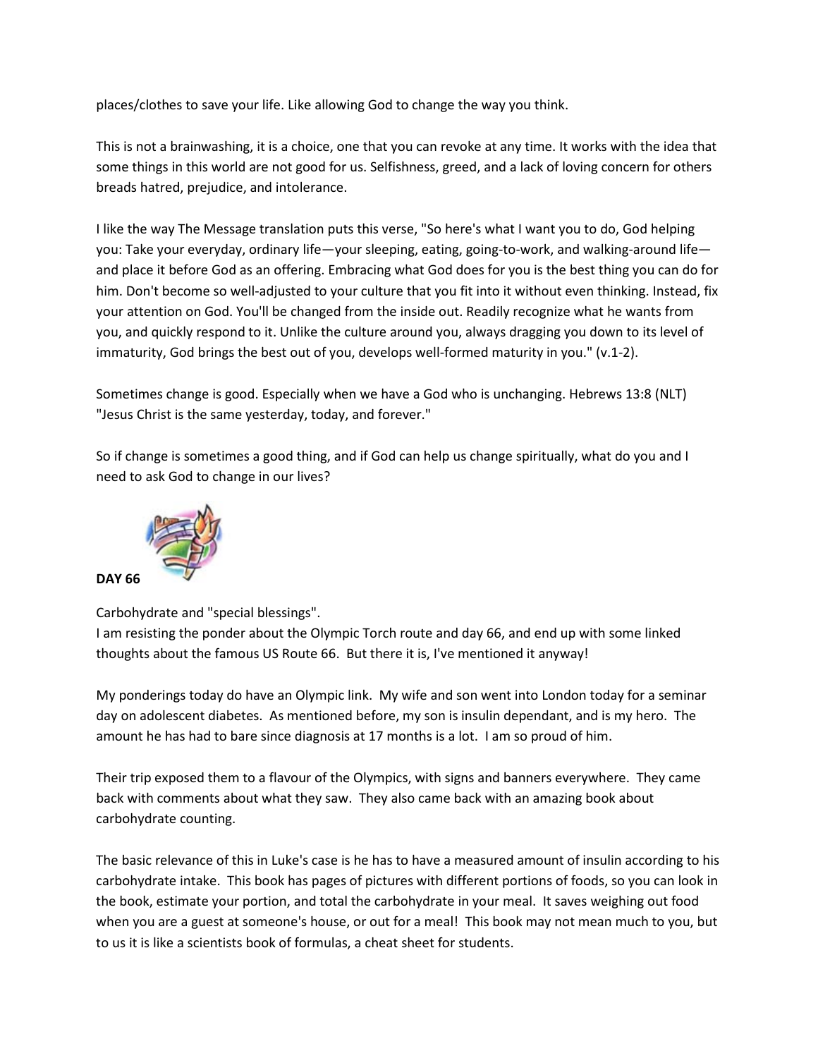places/clothes to save your life. Like allowing God to change the way you think.

This is not a brainwashing, it is a choice, one that you can revoke at any time. It works with the idea that some things in this world are not good for us. Selfishness, greed, and a lack of loving concern for others breads hatred, prejudice, and intolerance.

I like the way The Message translation puts this verse, "So here's what I want you to do, God helping you: Take your everyday, ordinary life—your sleeping, eating, going-to-work, and walking-around life—and place it before God as an offering. Embracing what God does for you is the best thing you can do for him. Don't become so well-adjusted to your culture that you fit into it without even thinking. Instead, fix your attention on God. You'll be changed from the inside out. Readily recognize what he wants from you, and quickly respond to it. Unlike the culture around you, always dragging you down to its level of immaturity, God brings the best out of you, develops well-formed maturity in you." (v.1-2).

Sometimes change is good. Especially when we have a God who is unchanging. Hebrews 13:8 (NLT) "Jesus Christ is the same yesterday, today, and forever."

So if change is sometimes a good thing, and if God can help us change spiritually, what do you and I need to ask God to change in our lives?

**DAY 66**

Carbohydrate and "special blessings".
I am resisting the ponder about the Olympic Torch route and day 66, and end up with some linked thoughts about the famous US Route 66. But there it is, I've mentioned it anyway!

My ponderings today do have an Olympic link. My wife and son went into London today for a seminar day on adolescent diabetes. As mentioned before, my son is insulin dependant, and is my hero. The amount he has had to bare since diagnosis at 17 months is a lot. I am so proud of him.

Their trip exposed them to a flavour of the Olympics, with signs and banners everywhere. They came back with comments about what they saw. They also came back with an amazing book about carbohydrate counting.

The basic relevance of this in Luke's case is he has to have a measured amount of insulin according to his carbohydrate intake. This book has pages of pictures with different portions of foods, so you can look in the book, estimate your portion, and total the carbohydrate in your meal. It saves weighing out food when you are a guest at someone's house, or out for a meal! This book may not mean much to you, but to us it is like a scientists book of formulas, a cheat sheet for students.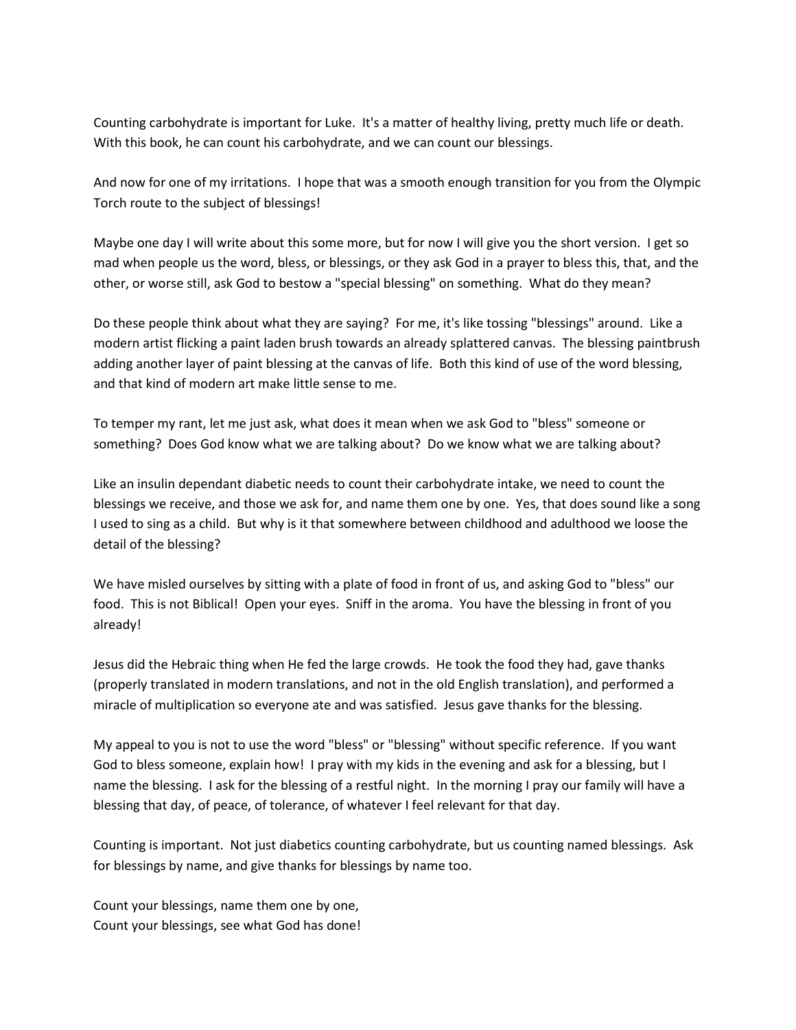Counting carbohydrate is important for Luke. It's a matter of healthy living, pretty much life or death. With this book, he can count his carbohydrate, and we can count our blessings.

And now for one of my irritations. I hope that was a smooth enough transition for you from the Olympic Torch route to the subject of blessings!

Maybe one day I will write about this some more, but for now I will give you the short version. I get so mad when people us the word, bless, or blessings, or they ask God in a prayer to bless this, that, and the other, or worse still, ask God to bestow a "special blessing" on something. What do they mean?

Do these people think about what they are saying? For me, it's like tossing "blessings" around. Like a modern artist flicking a paint laden brush towards an already splattered canvas. The blessing paintbrush adding another layer of paint blessing at the canvas of life. Both this kind of use of the word blessing, and that kind of modern art make little sense to me.

To temper my rant, let me just ask, what does it mean when we ask God to "bless" someone or something? Does God know what we are talking about? Do we know what we are talking about?

Like an insulin dependant diabetic needs to count their carbohydrate intake, we need to count the blessings we receive, and those we ask for, and name them one by one. Yes, that does sound like a song I used to sing as a child. But why is it that somewhere between childhood and adulthood we loose the detail of the blessing?

We have misled ourselves by sitting with a plate of food in front of us, and asking God to "bless" our food. This is not Biblical! Open your eyes. Sniff in the aroma. You have the blessing in front of you already!

Jesus did the Hebraic thing when He fed the large crowds. He took the food they had, gave thanks (properly translated in modern translations, and not in the old English translation), and performed a miracle of multiplication so everyone ate and was satisfied. Jesus gave thanks for the blessing.

My appeal to you is not to use the word "bless" or "blessing" without specific reference. If you want God to bless someone, explain how! I pray with my kids in the evening and ask for a blessing, but I name the blessing. I ask for the blessing of a restful night. In the morning I pray our family will have a blessing that day, of peace, of tolerance, of whatever I feel relevant for that day.

Counting is important. Not just diabetics counting carbohydrate, but us counting named blessings. Ask for blessings by name, and give thanks for blessings by name too.

Count your blessings, name them one by one,  
Count your blessings, see what God has done!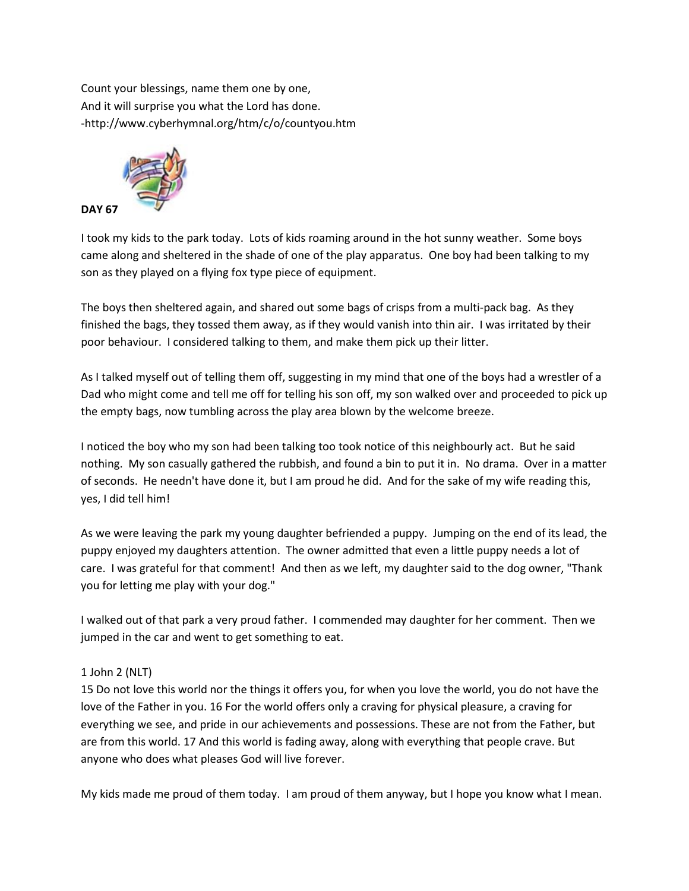Count your blessings, name them one by one,
And it will surprise you what the Lord has done.
-http://www.cyberhymnal.org/htm/c/o/countyou.htm

**DAY 67**

I took my kids to the park today. Lots of kids roaming around in the hot sunny weather. Some boys came along and sheltered in the shade of one of the play apparatus. One boy had been talking to my son as they played on a flying fox type piece of equipment.

The boys then sheltered again, and shared out some bags of crisps from a multi-pack bag. As they finished the bags, they tossed them away, as if they would vanish into thin air. I was irritated by their poor behaviour. I considered talking to them, and make them pick up their litter.

As I talked myself out of telling them off, suggesting in my mind that one of the boys had a wrestler of a Dad who might come and tell me off for telling his son off, my son walked over and proceeded to pick up the empty bags, now tumbling across the play area blown by the welcome breeze.

I noticed the boy who my son had been talking too took notice of this neighbourly act. But he said nothing. My son casually gathered the rubbish, and found a bin to put it in. No drama. Over in a matter of seconds. He needn't have done it, but I am proud he did. And for the sake of my wife reading this, yes, I did tell him!

As we were leaving the park my young daughter befriended a puppy. Jumping on the end of its lead, the puppy enjoyed my daughters attention. The owner admitted that even a little puppy needs a lot of care. I was grateful for that comment! And then as we left, my daughter said to the dog owner, "Thank you for letting me play with your dog."

I walked out of that park a very proud father. I commended may daughter for her comment. Then we jumped in the car and went to get something to eat.

1 John 2 (NLT)
15 Do not love this world nor the things it offers you, for when you love the world, you do not have the love of the Father in you. 16 For the world offers only a craving for physical pleasure, a craving for everything we see, and pride in our achievements and possessions. These are not from the Father, but are from this world. 17 And this world is fading away, along with everything that people crave. But anyone who does what pleases God will live forever.

My kids made me proud of them today. I am proud of them anyway, but I hope you know what I mean.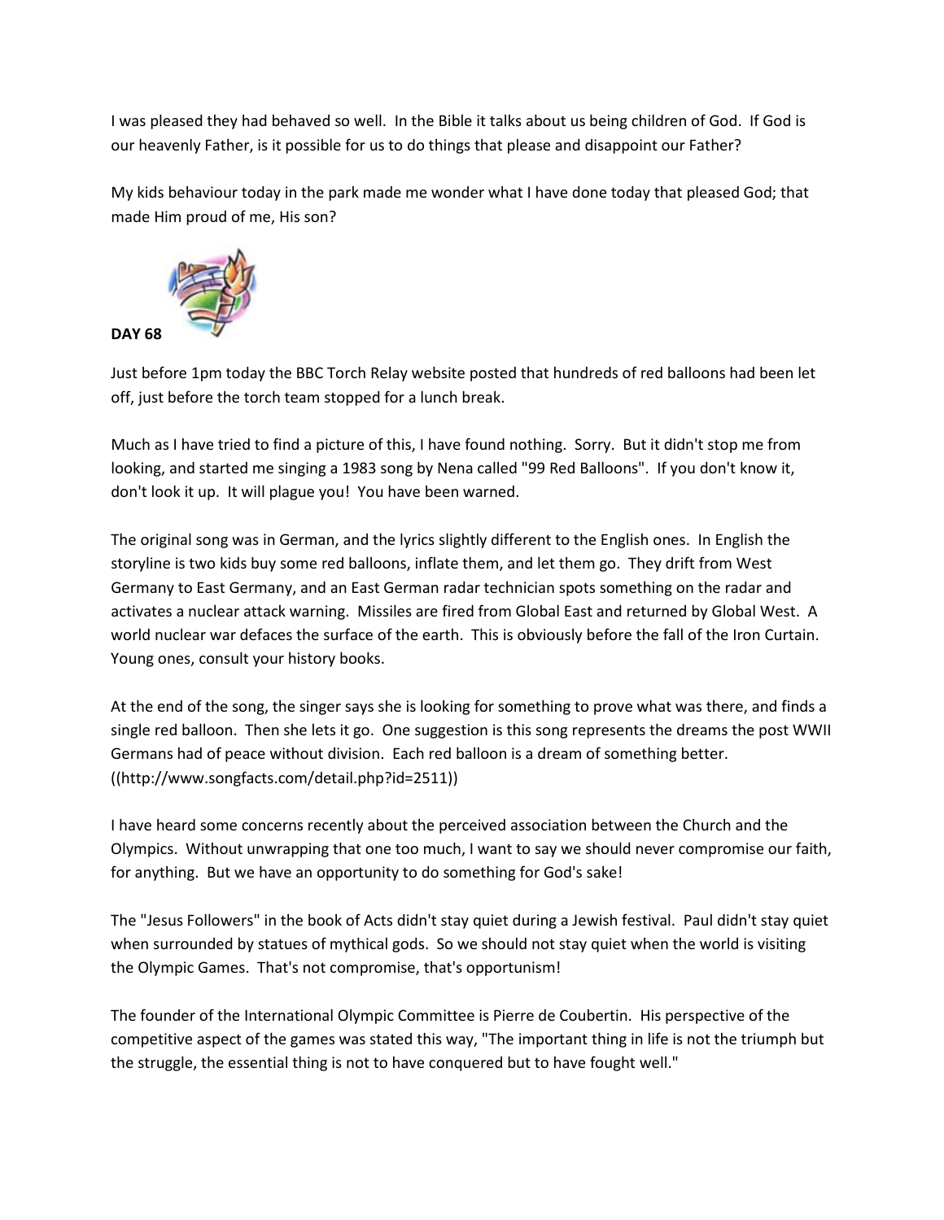I was pleased they had behaved so well. In the Bible it talks about us being children of God. If God is our heavenly Father, is it possible for us to do things that please and disappoint our Father?

My kids behaviour today in the park made me wonder what I have done today that pleased God; that made Him proud of me, His son?

**DAY 68**

Just before 1pm today the BBC Torch Relay website posted that hundreds of red balloons had been let off, just before the torch team stopped for a lunch break.

Much as I have tried to find a picture of this, I have found nothing. Sorry. But it didn't stop me from looking, and started me singing a 1983 song by Nena called "99 Red Balloons". If you don't know it, don't look it up. It will plague you! You have been warned.

The original song was in German, and the lyrics slightly different to the English ones. In English the storyline is two kids buy some red balloons, inflate them, and let them go. They drift from West Germany to East Germany, and an East German radar technician spots something on the radar and activates a nuclear attack warning. Missiles are fired from Global East and returned by Global West. A world nuclear war defaces the surface of the earth. This is obviously before the fall of the Iron Curtain. Young ones, consult your history books.

At the end of the song, the singer says she is looking for something to prove what was there, and finds a single red balloon. Then she lets it go. One suggestion is this song represents the dreams the post WWII Germans had of peace without division. Each red balloon is a dream of something better. ((http://www.songfacts.com/detail.php?id=2511))

I have heard some concerns recently about the perceived association between the Church and the Olympics. Without unwrapping that one too much, I want to say we should never compromise our faith, for anything. But we have an opportunity to do something for God's sake!

The "Jesus Followers" in the book of Acts didn't stay quiet during a Jewish festival. Paul didn't stay quiet when surrounded by statues of mythical gods. So we should not stay quiet when the world is visiting the Olympic Games. That's not compromise, that's opportunism!

The founder of the International Olympic Committee is Pierre de Coubertin. His perspective of the competitive aspect of the games was stated this way, "The important thing in life is not the triumph but the struggle, the essential thing is not to have conquered but to have fought well."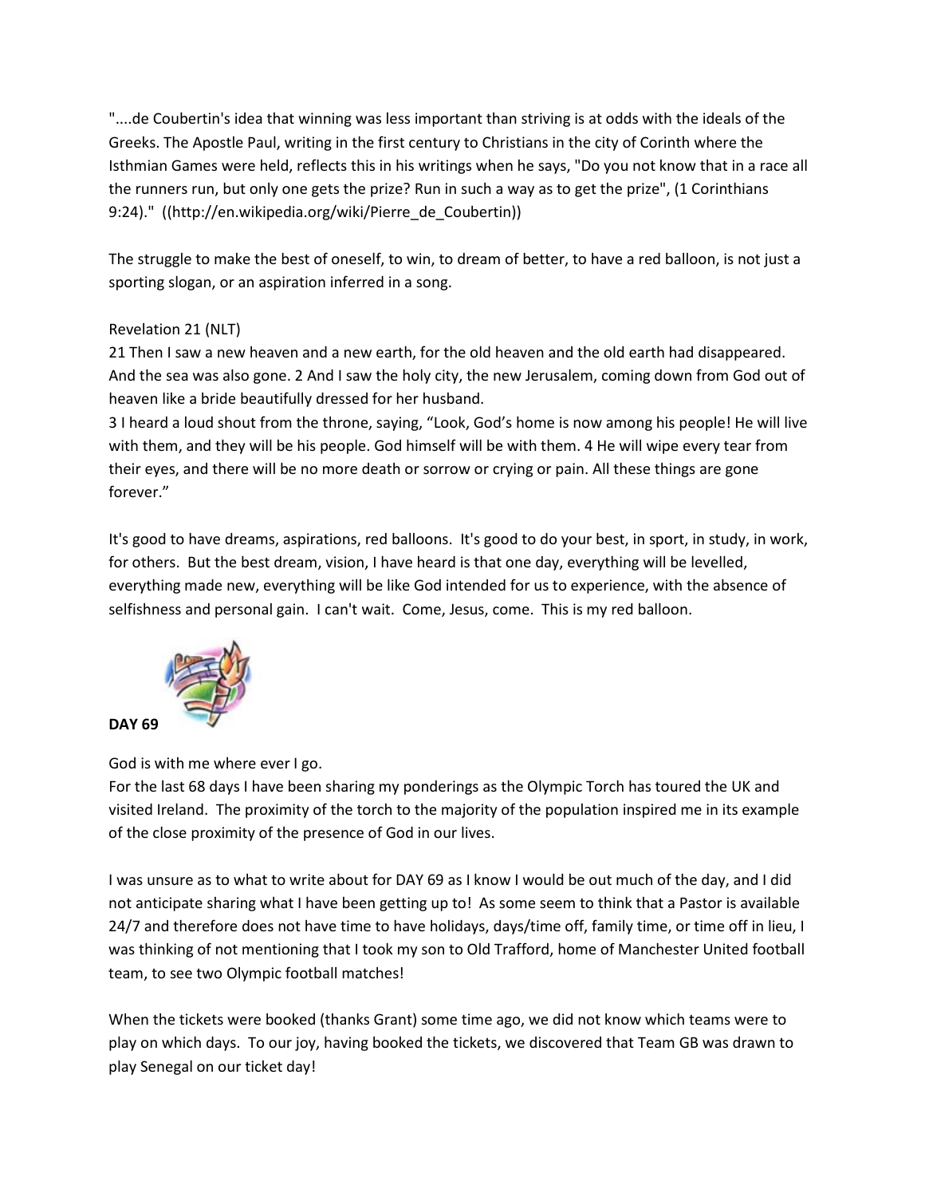"....de Coubertin's idea that winning was less important than striving is at odds with the ideals of the Greeks. The Apostle Paul, writing in the first century to Christians in the city of Corinth where the Isthmian Games were held, reflects this in his writings when he says, "Do you not know that in a race all the runners run, but only one gets the prize? Run in such a way as to get the prize", (1 Corinthians 9:24)."  ((http://en.wikipedia.org/wiki/Pierre_de_Coubertin))

The struggle to make the best of oneself, to win, to dream of better, to have a red balloon, is not just a sporting slogan, or an aspiration inferred in a song.

Revelation 21 (NLT)
21 Then I saw a new heaven and a new earth, for the old heaven and the old earth had disappeared. And the sea was also gone. 2 And I saw the holy city, the new Jerusalem, coming down from God out of heaven like a bride beautifully dressed for her husband.
3 I heard a loud shout from the throne, saying, "Look, God's home is now among his people! He will live with them, and they will be his people. God himself will be with them. 4 He will wipe every tear from their eyes, and there will be no more death or sorrow or crying or pain. All these things are gone forever."

It's good to have dreams, aspirations, red balloons.  It's good to do your best, in sport, in study, in work, for others.  But the best dream, vision, I have heard is that one day, everything will be levelled, everything made new, everything will be like God intended for us to experience, with the absence of selfishness and personal gain.  I can't wait.  Come, Jesus, come.  This is my red balloon.

**DAY 69**

God is with me where ever I go.
For the last 68 days I have been sharing my ponderings as the Olympic Torch has toured the UK and visited Ireland.  The proximity of the torch to the majority of the population inspired me in its example of the close proximity of the presence of God in our lives.

I was unsure as to what to write about for DAY 69 as I know I would be out much of the day, and I did not anticipate sharing what I have been getting up to!  As some seem to think that a Pastor is available 24/7 and therefore does not have time to have holidays, days/time off, family time, or time off in lieu, I was thinking of not mentioning that I took my son to Old Trafford, home of Manchester United football team, to see two Olympic football matches!

When the tickets were booked (thanks Grant) some time ago, we did not know which teams were to play on which days.  To our joy, having booked the tickets, we discovered that Team GB was drawn to play Senegal on our ticket day!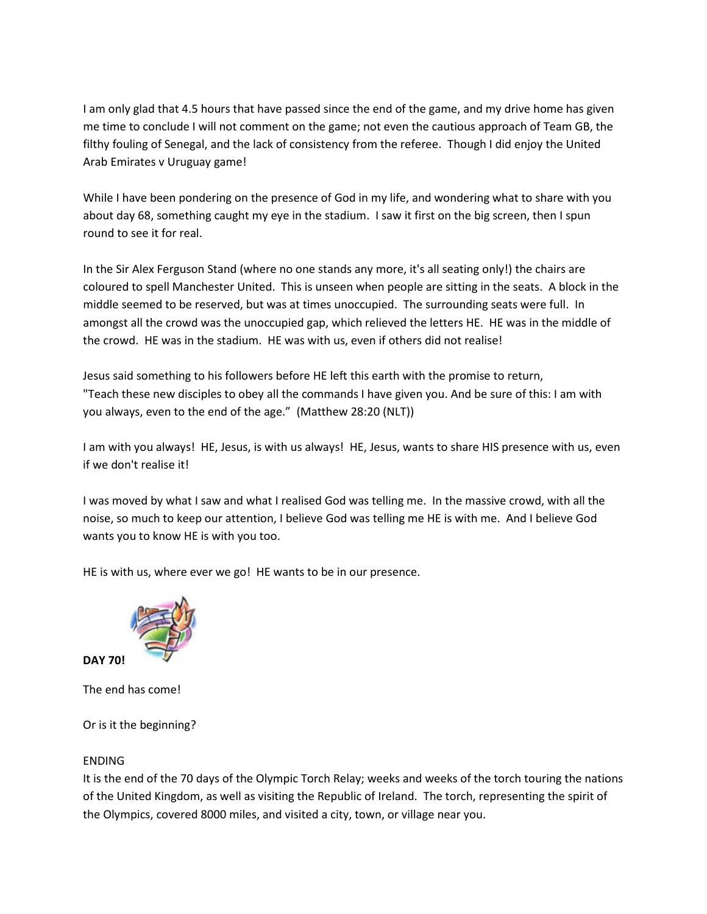I am only glad that 4.5 hours that have passed since the end of the game, and my drive home has given me time to conclude I will not comment on the game; not even the cautious approach of Team GB, the filthy fouling of Senegal, and the lack of consistency from the referee. Though I did enjoy the United Arab Emirates v Uruguay game!

While I have been pondering on the presence of God in my life, and wondering what to share with you about day 68, something caught my eye in the stadium. I saw it first on the big screen, then I spun round to see it for real.

In the Sir Alex Ferguson Stand (where no one stands any more, it's all seating only!) the chairs are coloured to spell Manchester United. This is unseen when people are sitting in the seats. A block in the middle seemed to be reserved, but was at times unoccupied. The surrounding seats were full. In amongst all the crowd was the unoccupied gap, which relieved the letters HE. HE was in the middle of the crowd. HE was in the stadium. HE was with us, even if others did not realise!

Jesus said something to his followers before HE left this earth with the promise to return,
"Teach these new disciples to obey all the commands I have given you. And be sure of this: I am with you always, even to the end of the age." (Matthew 28:20 (NLT))

I am with you always! HE, Jesus, is with us always! HE, Jesus, wants to share HIS presence with us, even if we don't realise it!

I was moved by what I saw and what I realised God was telling me. In the massive crowd, with all the noise, so much to keep our attention, I believe God was telling me HE is with me. And I believe God wants you to know HE is with you too.

HE is with us, where ever we go! HE wants to be in our presence.

**DAY 70!**

The end has come!

Or is it the beginning?

ENDING
It is the end of the 70 days of the Olympic Torch Relay; weeks and weeks of the torch touring the nations of the United Kingdom, as well as visiting the Republic of Ireland. The torch, representing the spirit of the Olympics, covered 8000 miles, and visited a city, town, or village near you.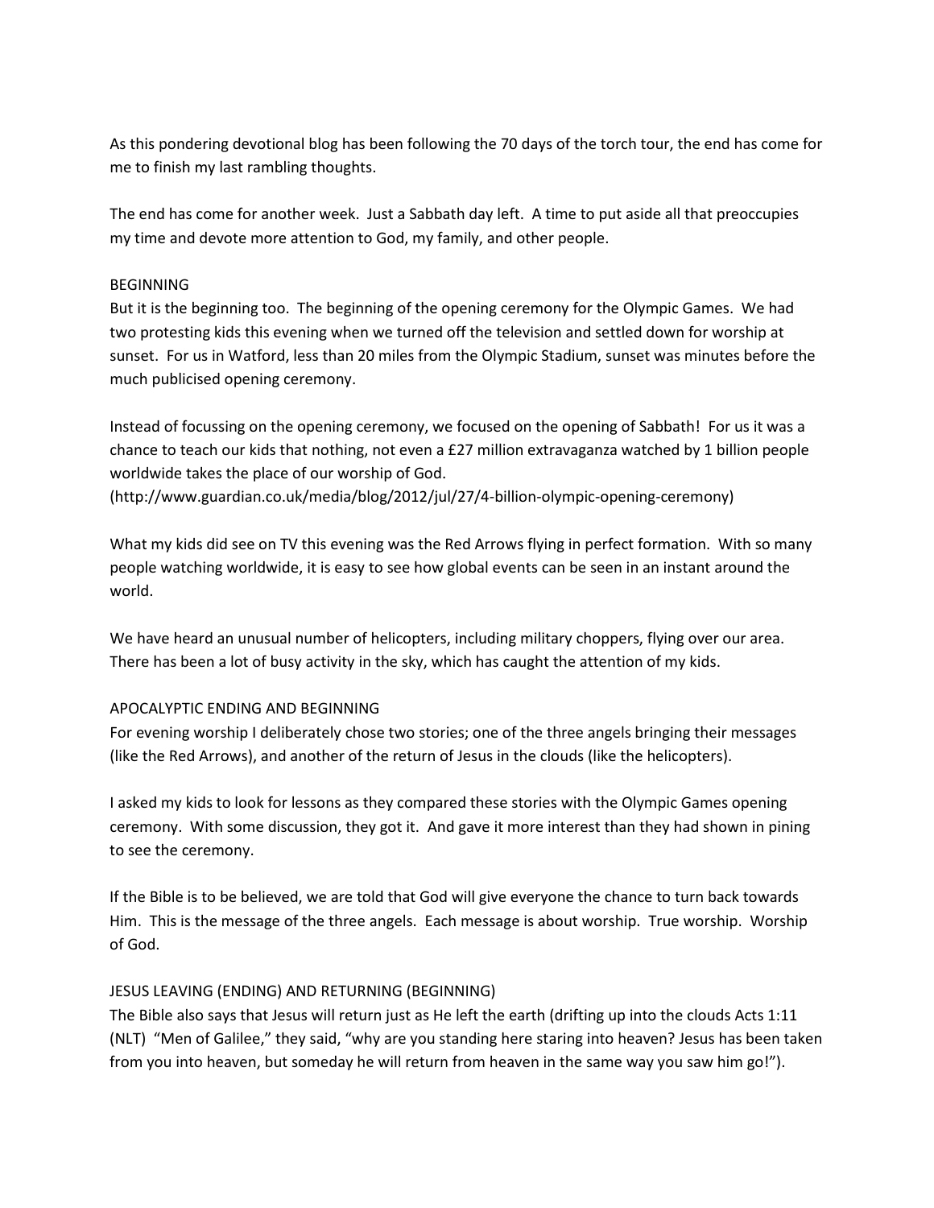As this pondering devotional blog has been following the 70 days of the torch tour, the end has come for me to finish my last rambling thoughts.

The end has come for another week. Just a Sabbath day left. A time to put aside all that preoccupies my time and devote more attention to God, my family, and other people.

## BEGINNING

But it is the beginning too. The beginning of the opening ceremony for the Olympic Games. We had two protesting kids this evening when we turned off the television and settled down for worship at sunset. For us in Watford, less than 20 miles from the Olympic Stadium, sunset was minutes before the much publicised opening ceremony.

Instead of focussing on the opening ceremony, we focused on the opening of Sabbath! For us it was a chance to teach our kids that nothing, not even a £27 million extravaganza watched by 1 billion people worldwide takes the place of our worship of God.
(http://www.guardian.co.uk/media/blog/2012/jul/27/4-billion-olympic-opening-ceremony)

What my kids did see on TV this evening was the Red Arrows flying in perfect formation. With so many people watching worldwide, it is easy to see how global events can be seen in an instant around the world.

We have heard an unusual number of helicopters, including military choppers, flying over our area. There has been a lot of busy activity in the sky, which has caught the attention of my kids.

## APOCALYPTIC ENDING AND BEGINNING

For evening worship I deliberately chose two stories; one of the three angels bringing their messages (like the Red Arrows), and another of the return of Jesus in the clouds (like the helicopters).

I asked my kids to look for lessons as they compared these stories with the Olympic Games opening ceremony. With some discussion, they got it. And gave it more interest than they had shown in pining to see the ceremony.

If the Bible is to be believed, we are told that God will give everyone the chance to turn back towards Him. This is the message of the three angels. Each message is about worship. True worship. Worship of God.

## JESUS LEAVING (ENDING) AND RETURNING (BEGINNING)

The Bible also says that Jesus will return just as He left the earth (drifting up into the clouds Acts 1:11 (NLT) "Men of Galilee," they said, "why are you standing here staring into heaven? Jesus has been taken from you into heaven, but someday he will return from heaven in the same way you saw him go!").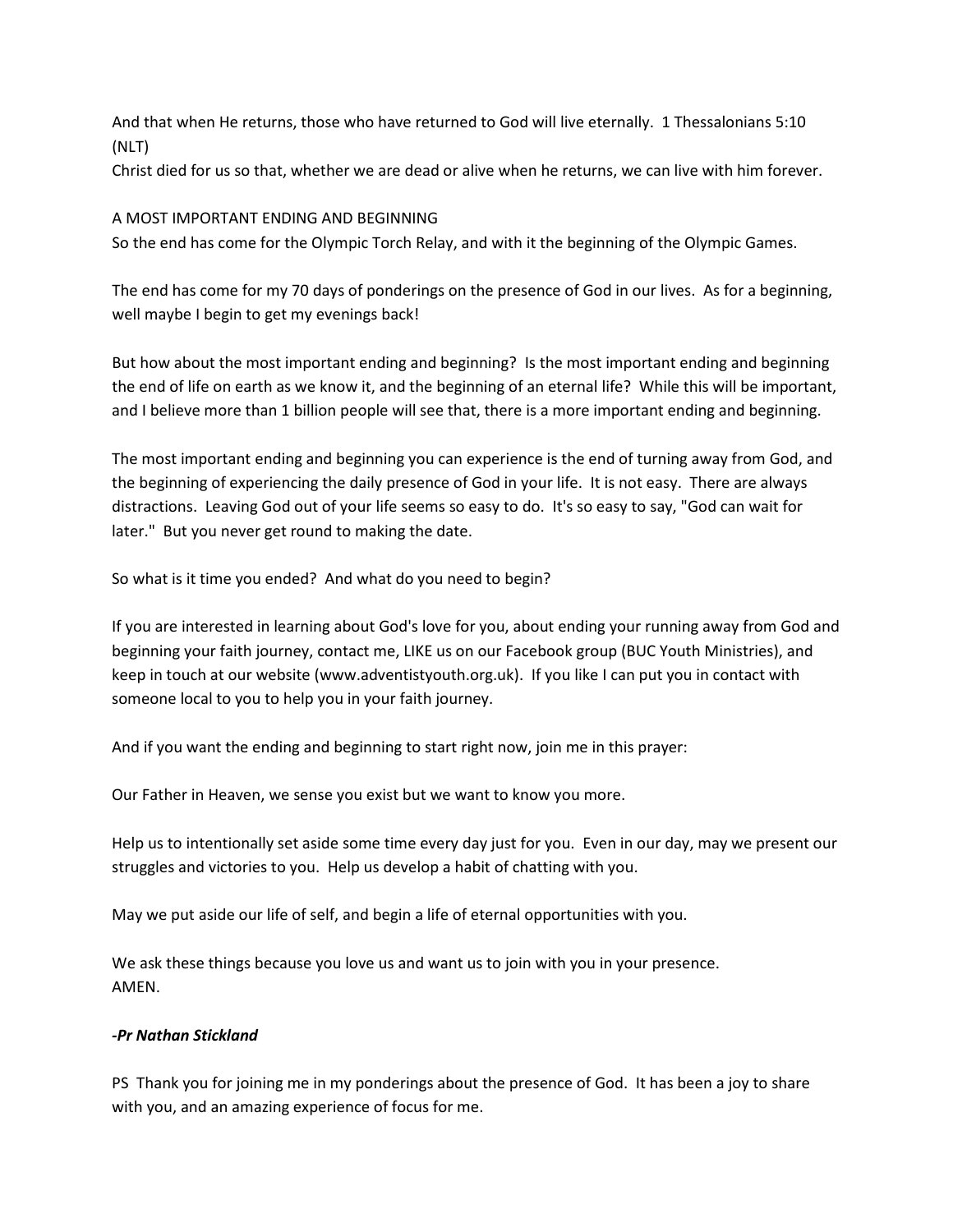And that when He returns, those who have returned to God will live eternally. 1 Thessalonians 5:10 (NLT)
Christ died for us so that, whether we are dead or alive when he returns, we can live with him forever.

## A MOST IMPORTANT ENDING AND BEGINNING

So the end has come for the Olympic Torch Relay, and with it the beginning of the Olympic Games.

The end has come for my 70 days of ponderings on the presence of God in our lives. As for a beginning, well maybe I begin to get my evenings back!

But how about the most important ending and beginning? Is the most important ending and beginning the end of life on earth as we know it, and the beginning of an eternal life? While this will be important, and I believe more than 1 billion people will see that, there is a more important ending and beginning.

The most important ending and beginning you can experience is the end of turning away from God, and the beginning of experiencing the daily presence of God in your life. It is not easy. There are always distractions. Leaving God out of your life seems so easy to do. It's so easy to say, "God can wait for later." But you never get round to making the date.

So what is it time you ended? And what do you need to begin?

If you are interested in learning about God's love for you, about ending your running away from God and beginning your faith journey, contact me, LIKE us on our Facebook group (BUC Youth Ministries), and keep in touch at our website (www.adventistyouth.org.uk). If you like I can put you in contact with someone local to you to help you in your faith journey.

And if you want the ending and beginning to start right now, join me in this prayer:

Our Father in Heaven, we sense you exist but we want to know you more.

Help us to intentionally set aside some time every day just for you. Even in our day, may we present our struggles and victories to you. Help us develop a habit of chatting with you.

May we put aside our life of self, and begin a life of eternal opportunities with you.

We ask these things because you love us and want us to join with you in your presence.
AMEN.

***-Pr Nathan Stickland***

PS Thank you for joining me in my ponderings about the presence of God. It has been a joy to share with you, and an amazing experience of focus for me.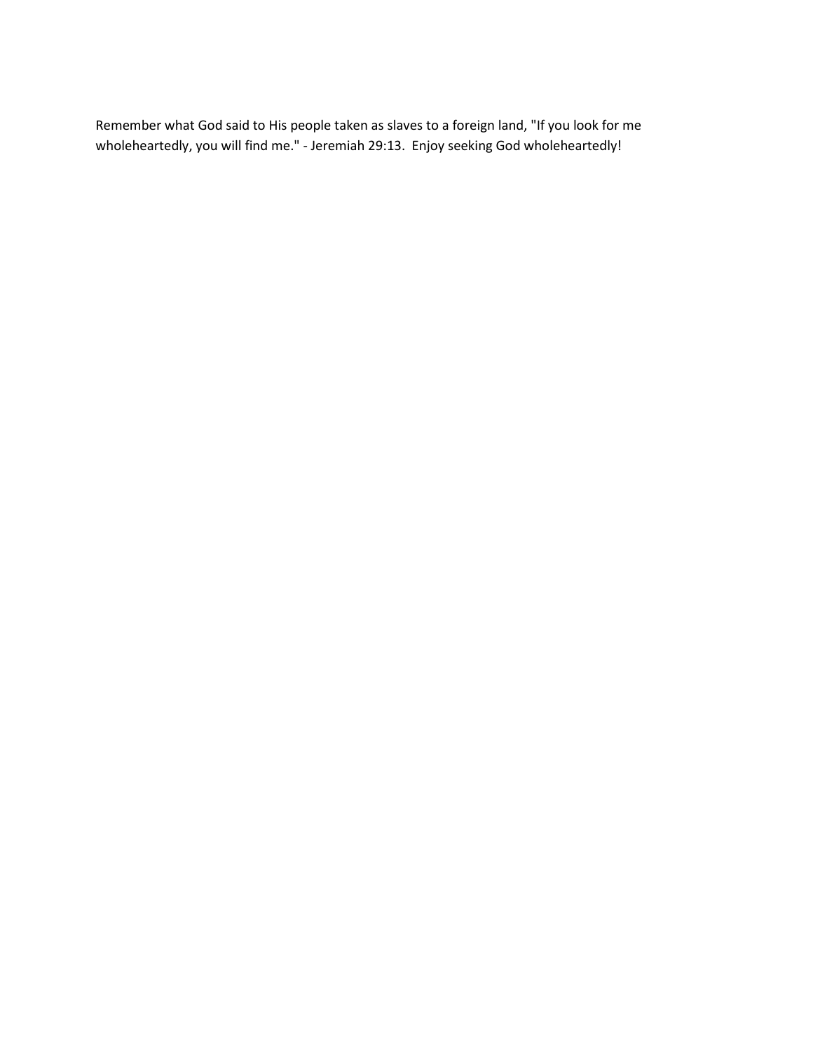Remember what God said to His people taken as slaves to a foreign land, "If you look for me wholeheartedly, you will find me." - Jeremiah 29:13. Enjoy seeking God wholeheartedly!